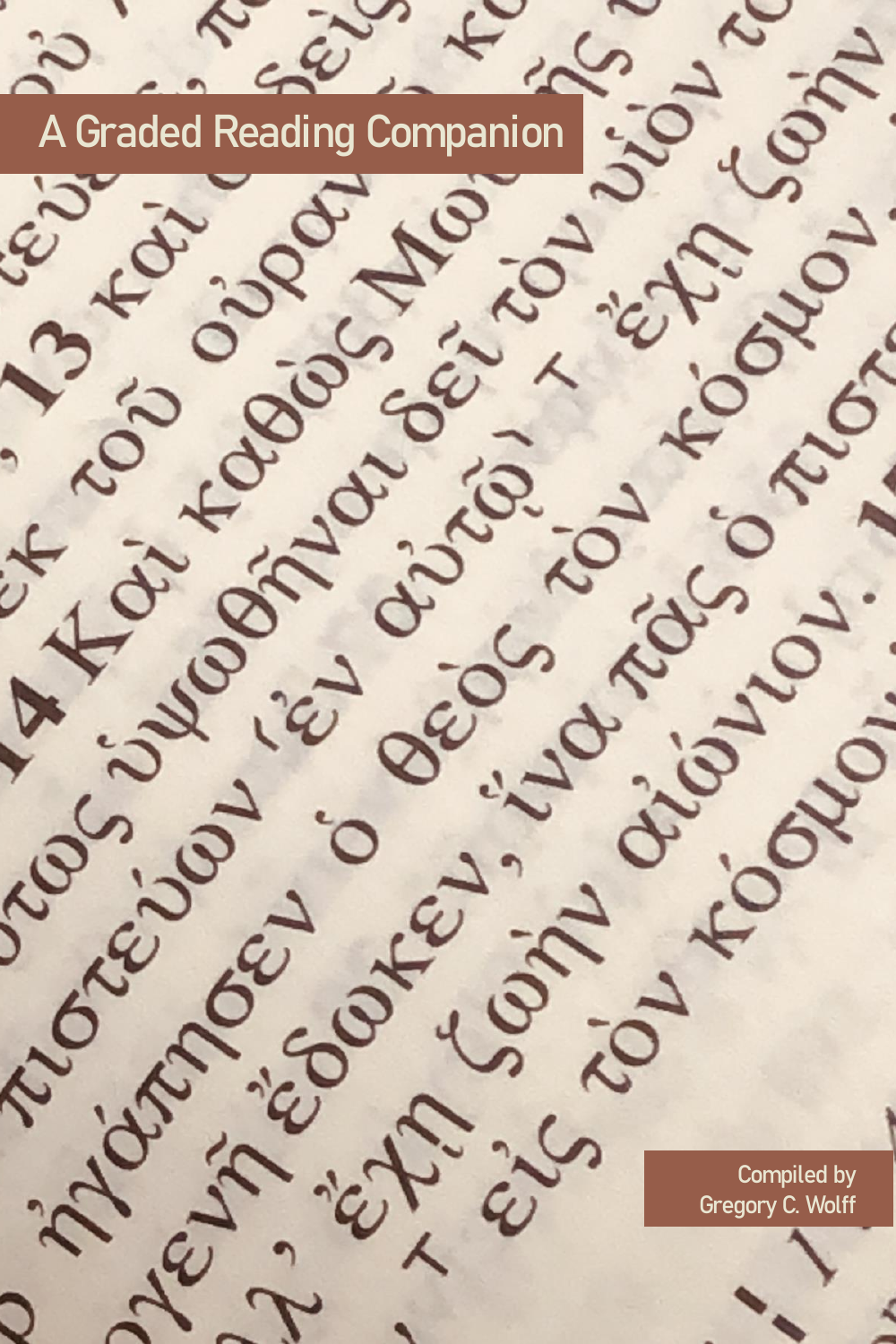# A Graded Reading Companion

Compiled by
Gregory C. Wolff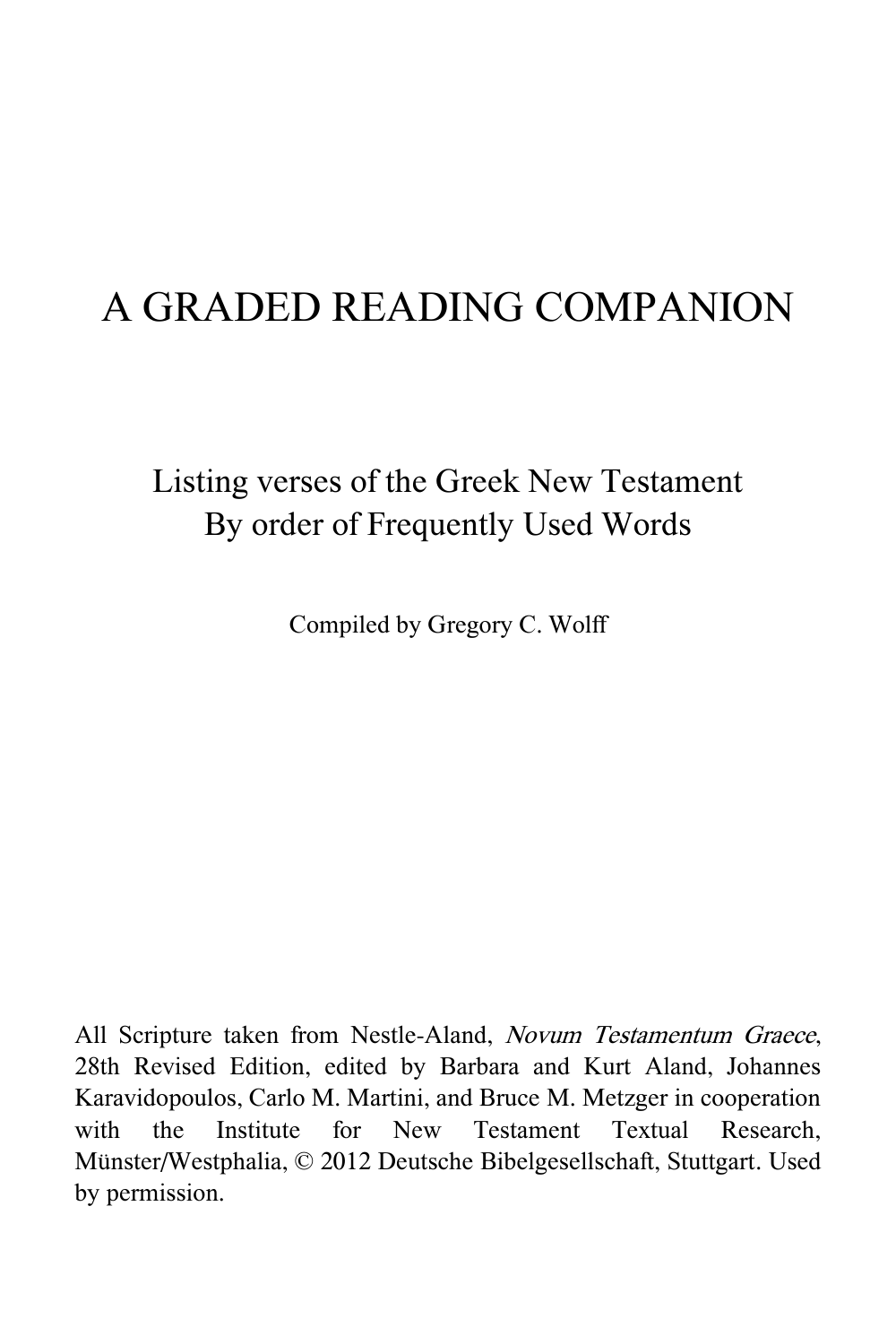# A GRADED READING COMPANION

Listing verses of the Greek New Testament
By order of Frequently Used Words

Compiled by Gregory C. Wolff

All Scripture taken from Nestle-Aland, *Novum Testamentum Graece*, 28th Revised Edition, edited by Barbara and Kurt Aland, Johannes Karavidopoulos, Carlo M. Martini, and Bruce M. Metzger in cooperation with the Institute for New Testament Textual Research, Münster/Westphalia, © 2012 Deutsche Bibelgesellschaft, Stuttgart. Used by permission.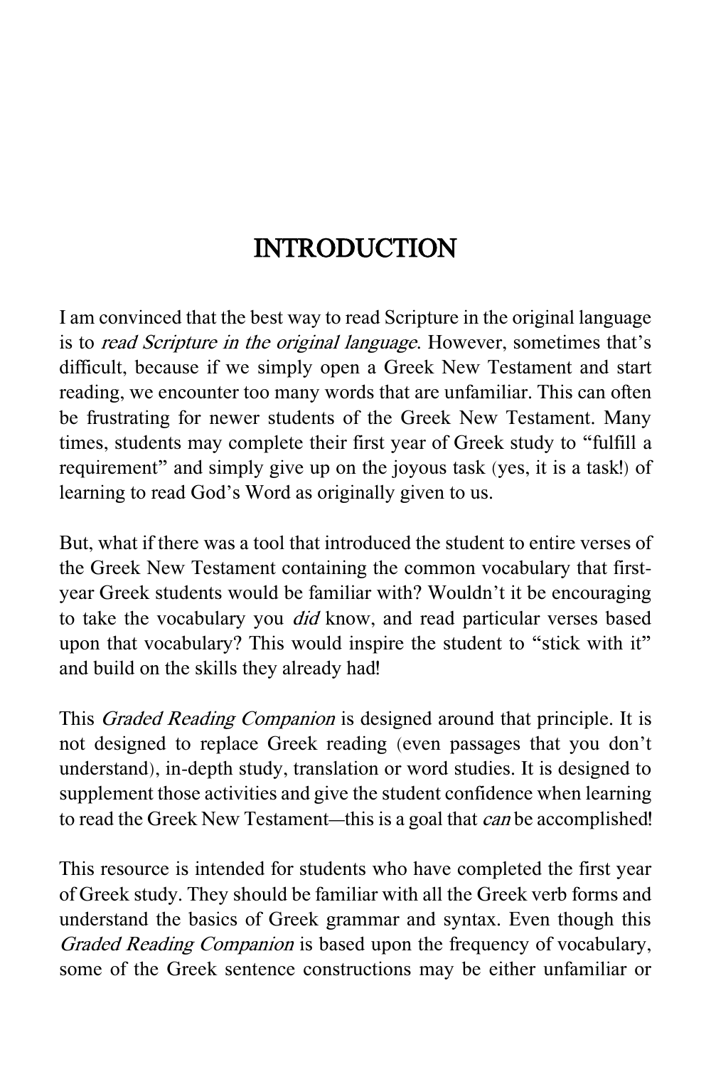# INTRODUCTION

I am convinced that the best way to read Scripture in the original language is to *read Scripture in the original language*. However, sometimes that's difficult, because if we simply open a Greek New Testament and start reading, we encounter too many words that are unfamiliar. This can often be frustrating for newer students of the Greek New Testament. Many times, students may complete their first year of Greek study to "fulfill a requirement" and simply give up on the joyous task (yes, it is a task!) of learning to read God's Word as originally given to us.

But, what if there was a tool that introduced the student to entire verses of the Greek New Testament containing the common vocabulary that first-year Greek students would be familiar with? Wouldn't it be encouraging to take the vocabulary you *did* know, and read particular verses based upon that vocabulary? This would inspire the student to "stick with it" and build on the skills they already had!

This *Graded Reading Companion* is designed around that principle. It is not designed to replace Greek reading (even passages that you don't understand), in-depth study, translation or word studies. It is designed to supplement those activities and give the student confidence when learning to read the Greek New Testament—this is a goal that *can* be accomplished!

This resource is intended for students who have completed the first year of Greek study. They should be familiar with all the Greek verb forms and understand the basics of Greek grammar and syntax. Even though this *Graded Reading Companion* is based upon the frequency of vocabulary, some of the Greek sentence constructions may be either unfamiliar or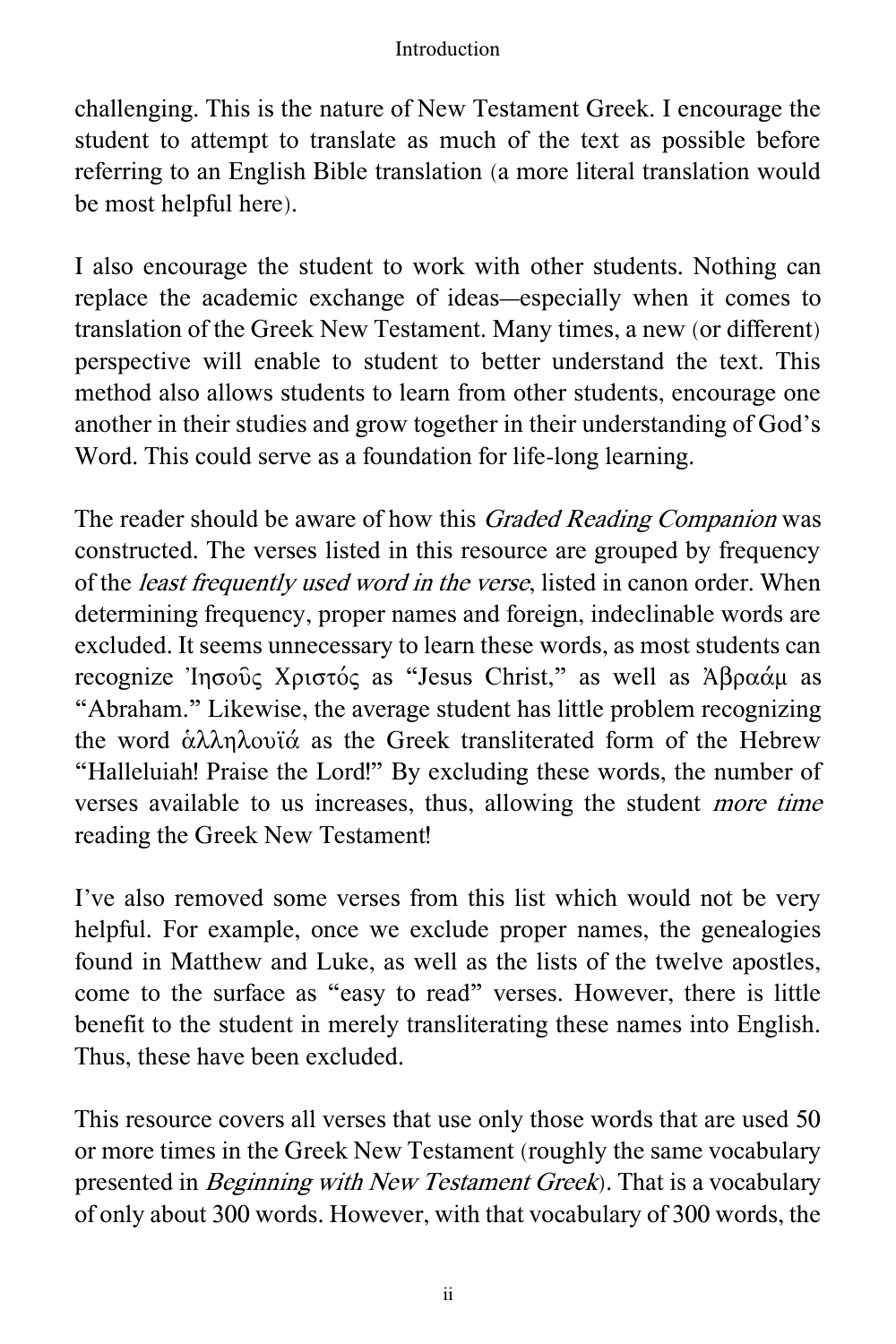challenging. This is the nature of New Testament Greek. I encourage the student to attempt to translate as much of the text as possible before referring to an English Bible translation (a more literal translation would be most helpful here).

I also encourage the student to work with other students. Nothing can replace the academic exchange of ideas—especially when it comes to translation of the Greek New Testament. Many times, a new (or different) perspective will enable to student to better understand the text. This method also allows students to learn from other students, encourage one another in their studies and grow together in their understanding of God's Word. This could serve as a foundation for life-long learning.

The reader should be aware of how this *Graded Reading Companion* was constructed. The verses listed in this resource are grouped by frequency of the *least frequently used word in the verse*, listed in canon order. When determining frequency, proper names and foreign, indeclinable words are excluded. It seems unnecessary to learn these words, as most students can recognize Ἰησοῦς Χριστός as "Jesus Christ," as well as Ἀβραάμ as "Abraham." Likewise, the average student has little problem recognizing the word ἁλληλουϊά as the Greek transliterated form of the Hebrew "Halleluiah! Praise the Lord!" By excluding these words, the number of verses available to us increases, thus, allowing the student *more time* reading the Greek New Testament!

I've also removed some verses from this list which would not be very helpful. For example, once we exclude proper names, the genealogies found in Matthew and Luke, as well as the lists of the twelve apostles, come to the surface as "easy to read" verses. However, there is little benefit to the student in merely transliterating these names into English. Thus, these have been excluded.

This resource covers all verses that use only those words that are used 50 or more times in the Greek New Testament (roughly the same vocabulary presented in *Beginning with New Testament Greek*). That is a vocabulary of only about 300 words. However, with that vocabulary of 300 words, the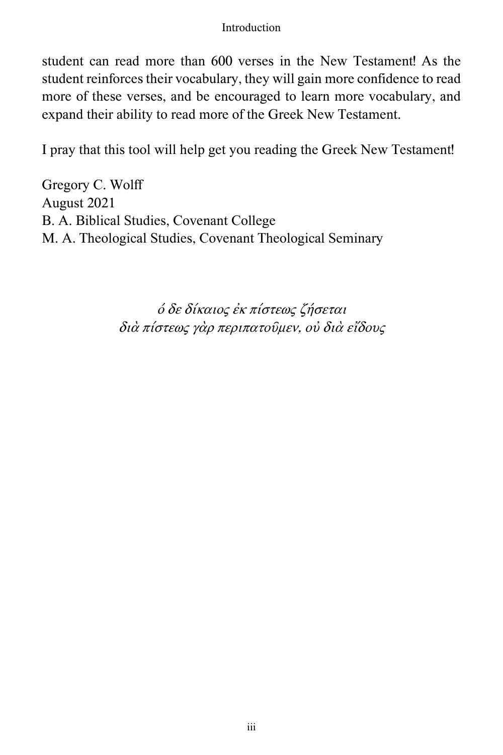student can read more than 600 verses in the New Testament! As the student reinforces their vocabulary, they will gain more confidence to read more of these verses, and be encouraged to learn more vocabulary, and expand their ability to read more of the Greek New Testament.

I pray that this tool will help get you reading the Greek New Testament!

Gregory C. Wolff  
August 2021  
B. A. Biblical Studies, Covenant College  
M. A. Theological Studies, Covenant Theological Seminary

*ό δε δίκαιος ἐκ πίστεως ζήσεται*  
*διὰ πίστεως γὰρ περιπατοῦμεν, οὐ διὰ εἴδους*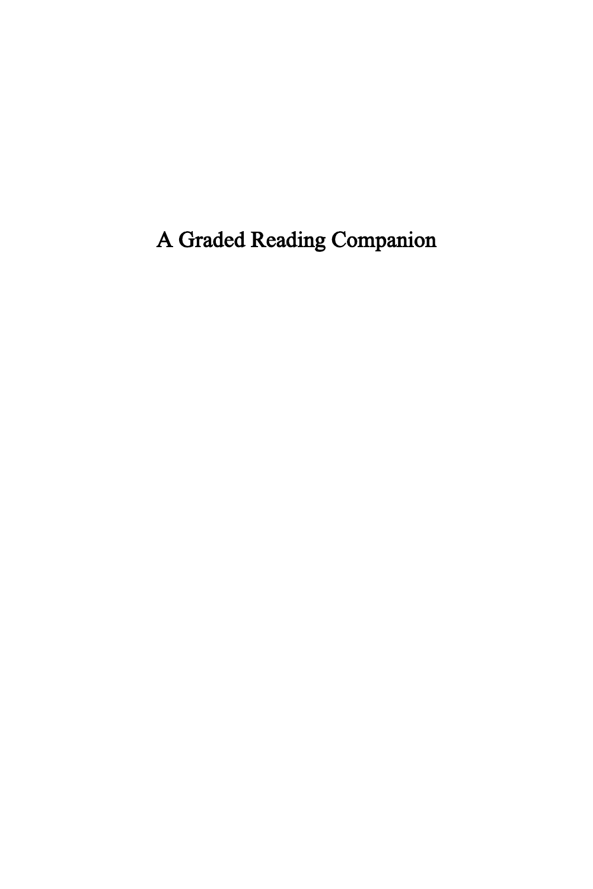# A Graded Reading Companion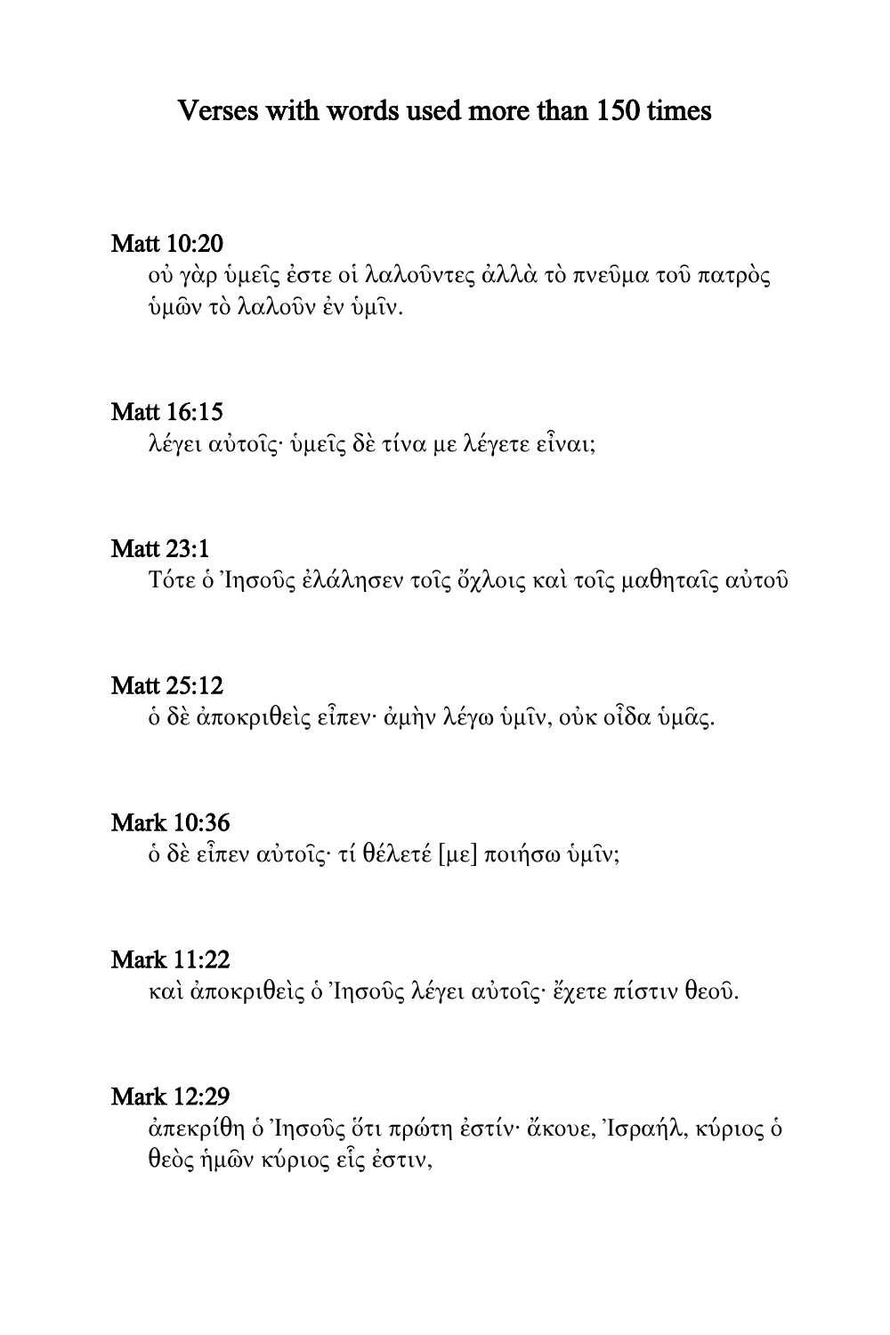# Verses with words used more than 150 times

### Matt 10:20

οὐ γὰρ ὑμεῖς ἐστε οἱ λαλοῦντες ἀλλὰ τὸ πνεῦμα τοῦ πατρὸς ὑμῶν τὸ λαλοῦν ἐν ὑμῖν.

### Matt 16:15

λέγει αὐτοῖς· ὑμεῖς δὲ τίνα με λέγετε εἶναι;

### Matt 23:1

Τότε ὁ Ἰησοῦς ἐλάλησεν τοῖς ὄχλοις καὶ τοῖς μαθηταῖς αὐτοῦ

### Matt 25:12

ὁ δὲ ἀποκριθεὶς εἶπεν· ἀμὴν λέγω ὑμῖν, οὐκ οἶδα ὑμᾶς.

### Mark 10:36

ὁ δὲ εἶπεν αὐτοῖς· τί θέλετέ [με] ποιήσω ὑμῖν;

### Mark 11:22

καὶ ἀποκριθεὶς ὁ Ἰησοῦς λέγει αὐτοῖς· ἔχετε πίστιν θεοῦ.

### Mark 12:29

ἀπεκρίθη ὁ Ἰησοῦς ὅτι πρώτη ἐστίν· ἄκουε, Ἰσραήλ, κύριος ὁ θεὸς ἡμῶν κύριος εἷς ἐστιν,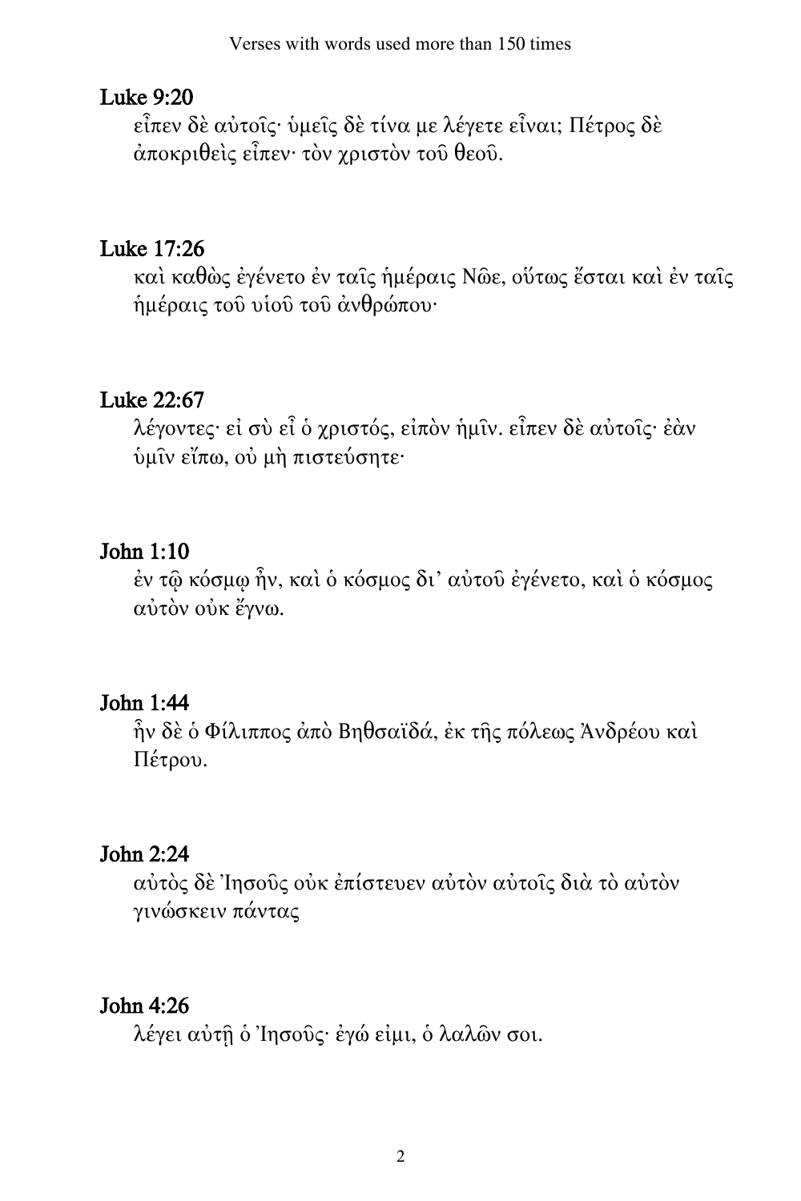## Luke 9:20

εἶπεν δὲ αὐτοῖς· ὑμεῖς δὲ τίνα με λέγετε εἶναι; Πέτρος δὲ ἀποκριθεὶς εἶπεν· τὸν χριστὸν τοῦ θεοῦ.

## Luke 17:26

καὶ καθὼς ἐγένετο ἐν ταῖς ἡμέραις Νῶε, οὕτως ἔσται καὶ ἐν ταῖς ἡμέραις τοῦ υἱοῦ τοῦ ἀνθρώπου·

## Luke 22:67

λέγοντες· εἰ σὺ εἶ ὁ χριστός, εἰπὸν ἡμῖν. εἶπεν δὲ αὐτοῖς· ἐὰν ὑμῖν εἴπω, οὐ μὴ πιστεύσητε·

## John 1:10

ἐν τῷ κόσμῳ ἦν, καὶ ὁ κόσμος δι᾽ αὐτοῦ ἐγένετο, καὶ ὁ κόσμος αὐτὸν οὐκ ἔγνω.

## John 1:44

ἦν δὲ ὁ Φίλιππος ἀπὸ Βηθσαϊδά, ἐκ τῆς πόλεως Ἀνδρέου καὶ Πέτρου.

## John 2:24

αὐτὸς δὲ Ἰησοῦς οὐκ ἐπίστευεν αὐτὸν αὐτοῖς διὰ τὸ αὐτὸν γινώσκειν πάντας

## John 4:26

λέγει αὐτῇ ὁ Ἰησοῦς· ἐγώ εἰμι, ὁ λαλῶν σοι.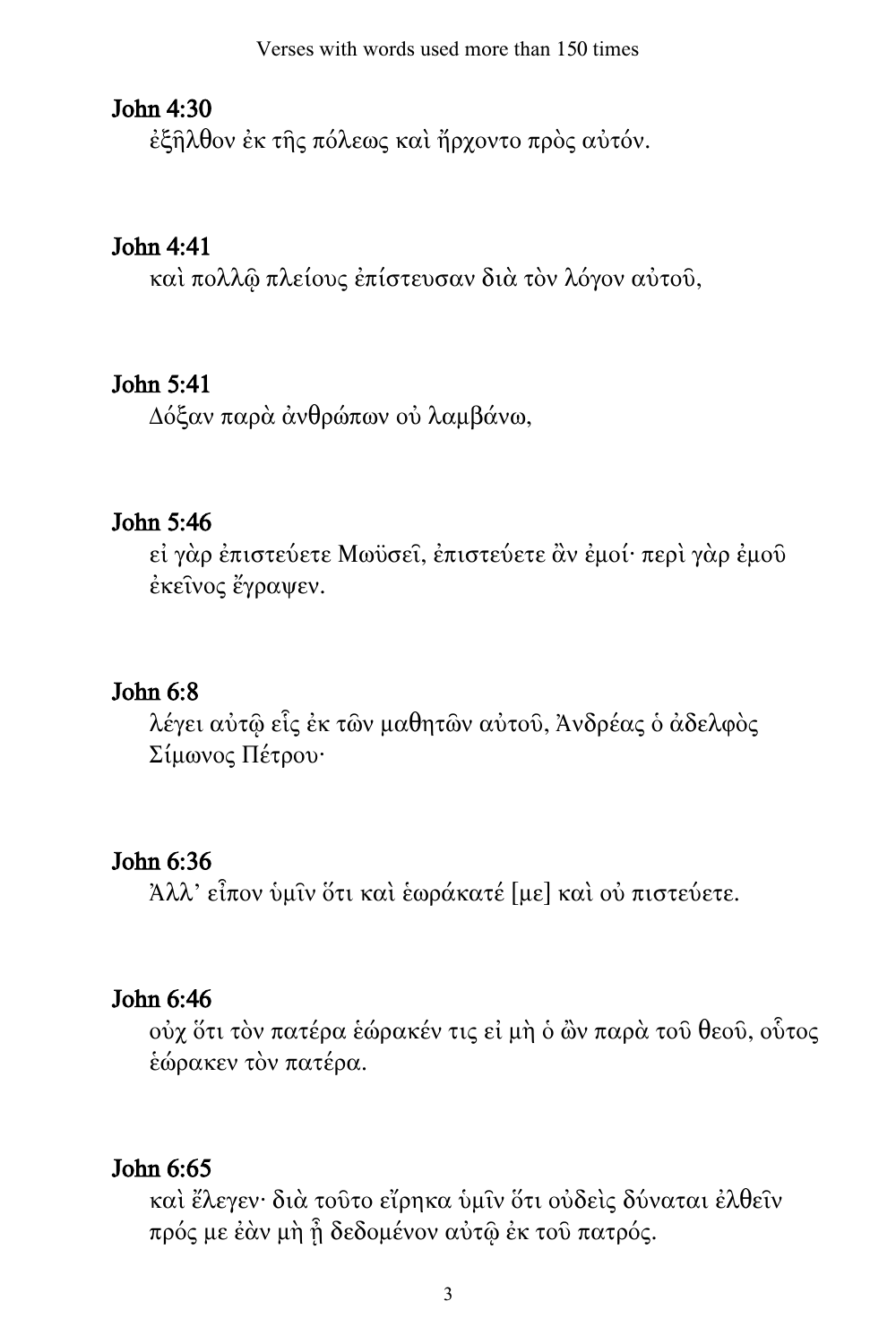## John 4:30

ἐξῆλθον ἐκ τῆς πόλεως καὶ ἤρχοντο πρὸς αὐτόν.

## John 4:41

καὶ πολλῷ πλείους ἐπίστευσαν διὰ τὸν λόγον αὐτοῦ,

## John 5:41

Δόξαν παρὰ ἀνθρώπων οὐ λαμβάνω,

## John 5:46

εἰ γὰρ ἐπιστεύετε Μωϋσεῖ, ἐπιστεύετε ἂν ἐμοί· περὶ γὰρ ἐμοῦ ἐκεῖνος ἔγραψεν.

## John 6:8

λέγει αὐτῷ εἷς ἐκ τῶν μαθητῶν αὐτοῦ, Ἀνδρέας ὁ ἀδελφὸς Σίμωνος Πέτρου·

## John 6:36

Ἀλλ᾽ εἶπον ὑμῖν ὅτι καὶ ἑωράκατέ [με] καὶ οὐ πιστεύετε.

## John 6:46

οὐχ ὅτι τὸν πατέρα ἑώρακέν τις εἰ μὴ ὁ ὢν παρὰ τοῦ θεοῦ, οὗτος ἑώρακεν τὸν πατέρα.

## John 6:65

καὶ ἔλεγεν· διὰ τοῦτο εἴρηκα ὑμῖν ὅτι οὐδεὶς δύναται ἐλθεῖν πρός με ἐὰν μὴ ᾖ δεδομένον αὐτῷ ἐκ τοῦ πατρός.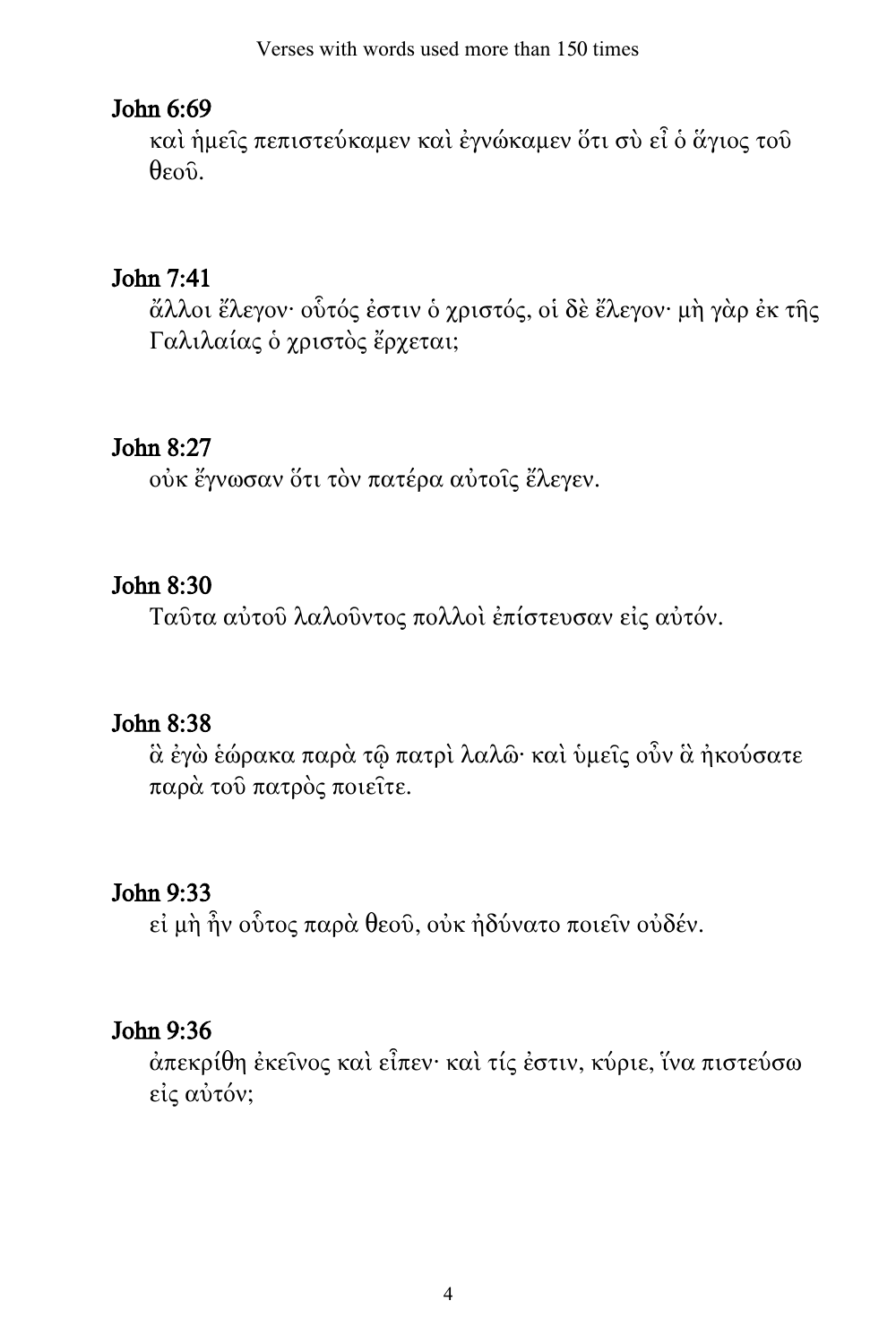## John 6:69

καὶ ἡμεῖς πεπιστεύκαμεν καὶ ἐγνώκαμεν ὅτι σὺ εἶ ὁ ἅγιος τοῦ θεοῦ.

## John 7:41

ἄλλοι ἔλεγον· οὗτός ἐστιν ὁ χριστός, οἱ δὲ ἔλεγον· μὴ γὰρ ἐκ τῆς Γαλιλαίας ὁ χριστὸς ἔρχεται;

## John 8:27

οὐκ ἔγνωσαν ὅτι τὸν πατέρα αὐτοῖς ἔλεγεν.

## John 8:30

Ταῦτα αὐτοῦ λαλοῦντος πολλοὶ ἐπίστευσαν εἰς αὐτόν.

## John 8:38

ἃ ἐγὼ ἑώρακα παρὰ τῷ πατρὶ λαλῶ· καὶ ὑμεῖς οὖν ἃ ἠκούσατε παρὰ τοῦ πατρὸς ποιεῖτε.

## John 9:33

εἰ μὴ ἦν οὗτος παρὰ θεοῦ, οὐκ ἠδύνατο ποιεῖν οὐδέν.

## John 9:36

ἀπεκρίθη ἐκεῖνος καὶ εἶπεν· καὶ τίς ἐστιν, κύριε, ἵνα πιστεύσω εἰς αὐτόν;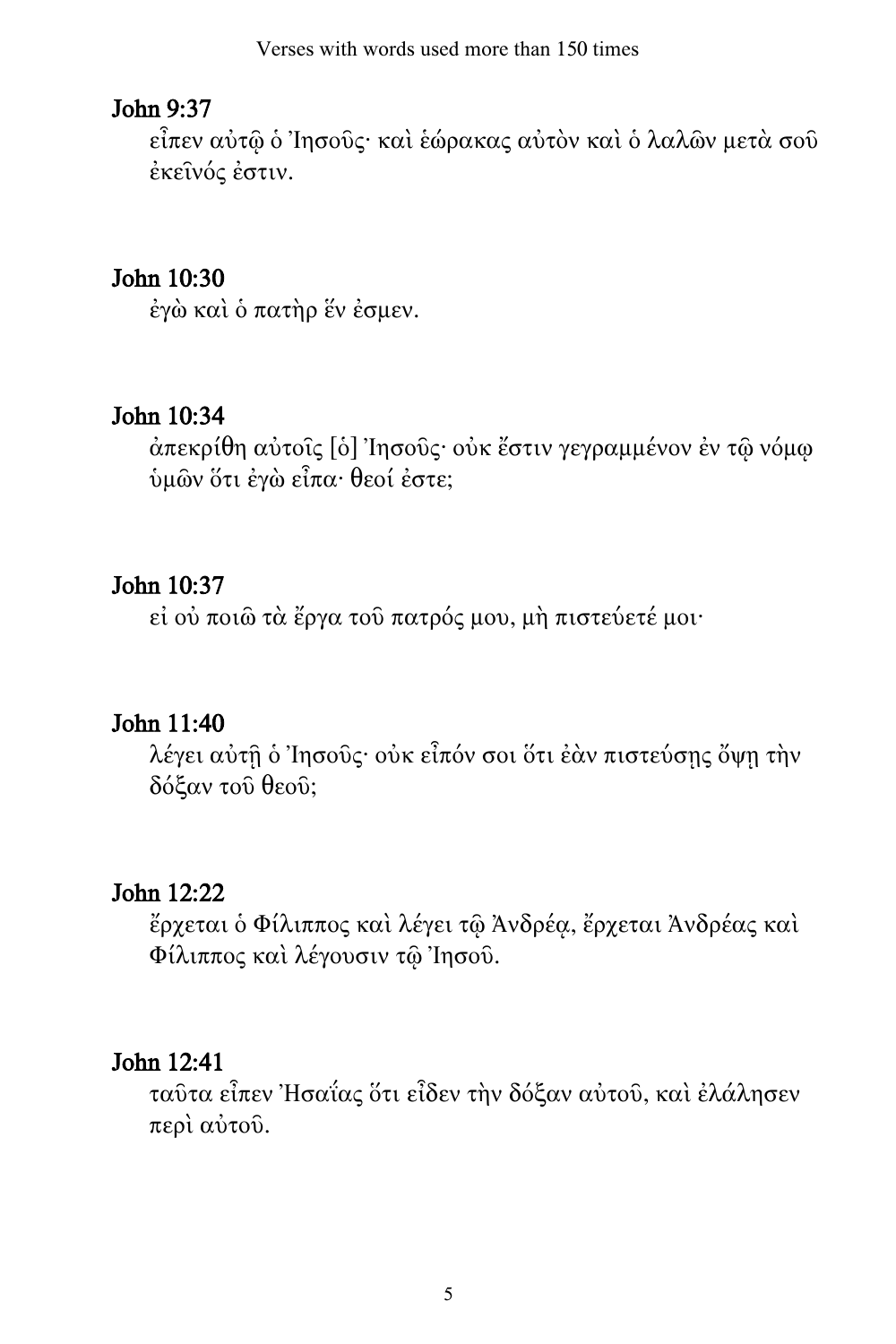## John 9:37

εἶπεν αὐτῷ ὁ Ἰησοῦς· καὶ ἑώρακας αὐτὸν καὶ ὁ λαλῶν μετὰ σοῦ ἐκεῖνός ἐστιν.

## John 10:30

ἐγὼ καὶ ὁ πατὴρ ἕν ἐσμεν.

## John 10:34

ἀπεκρίθη αὐτοῖς [ὁ] Ἰησοῦς· οὐκ ἔστιν γεγραμμένον ἐν τῷ νόμῳ ὑμῶν ὅτι ἐγὼ εἶπα· θεοί ἐστε;

## John 10:37

εἰ οὐ ποιῶ τὰ ἔργα τοῦ πατρός μου, μὴ πιστεύετέ μοι·

## John 11:40

λέγει αὐτῇ ὁ Ἰησοῦς· οὐκ εἶπόν σοι ὅτι ἐὰν πιστεύσῃς ὄψῃ τὴν δόξαν τοῦ θεοῦ;

## John 12:22

ἔρχεται ὁ Φίλιππος καὶ λέγει τῷ Ἀνδρέᾳ, ἔρχεται Ἀνδρέας καὶ Φίλιππος καὶ λέγουσιν τῷ Ἰησοῦ.

## John 12:41

ταῦτα εἶπεν Ἠσαΐας ὅτι εἶδεν τὴν δόξαν αὐτοῦ, καὶ ἐλάλησεν περὶ αὐτοῦ.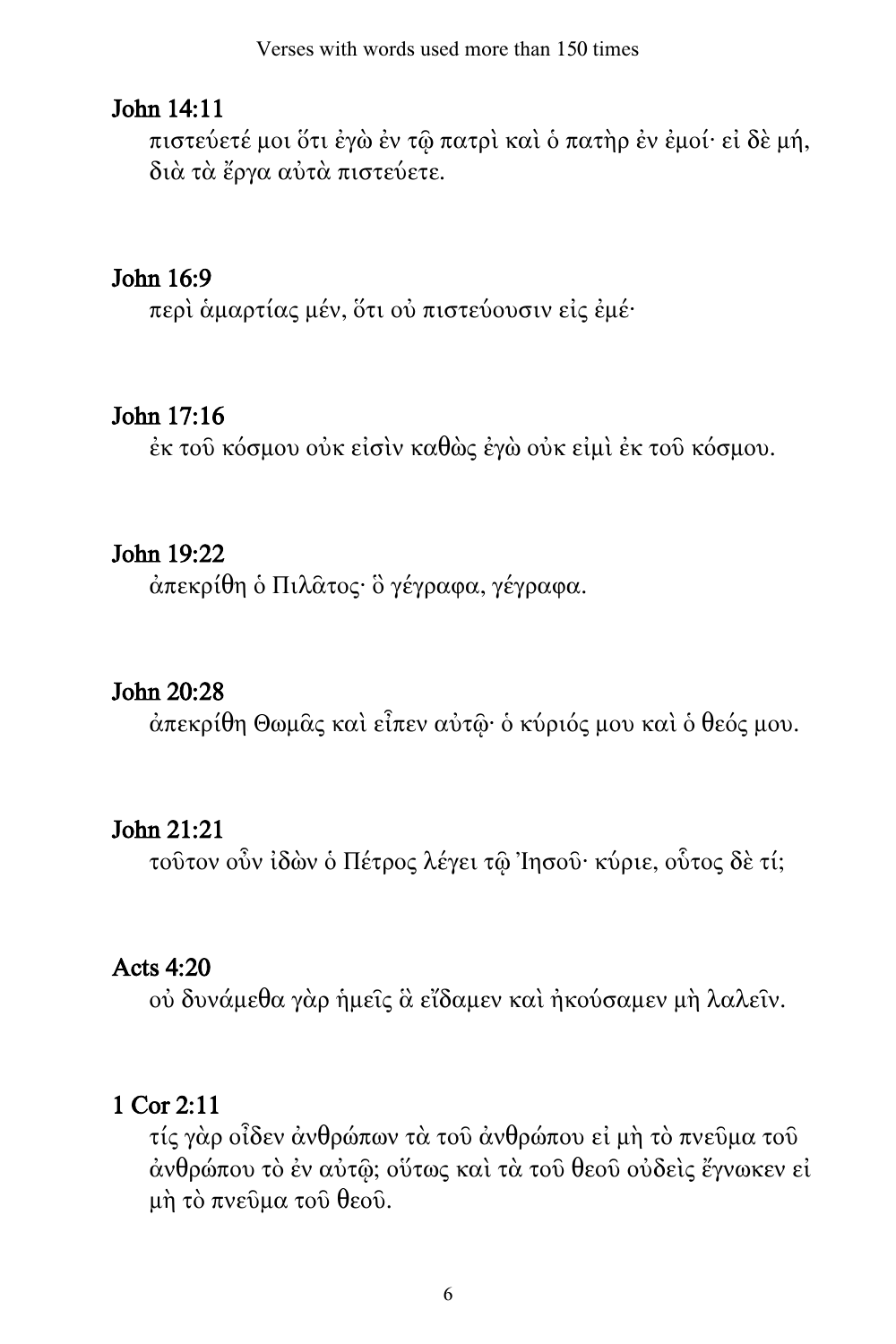## John 14:11

πιστεύετέ μοι ὅτι ἐγὼ ἐν τῷ πατρὶ καὶ ὁ πατὴρ ἐν ἐμοί· εἰ δὲ μή, διὰ τὰ ἔργα αὐτὰ πιστεύετε.

## John 16:9

περὶ ἁμαρτίας μέν, ὅτι οὐ πιστεύουσιν εἰς ἐμέ·

## John 17:16

ἐκ τοῦ κόσμου οὐκ εἰσὶν καθὼς ἐγὼ οὐκ εἰμὶ ἐκ τοῦ κόσμου.

## John 19:22

ἀπεκρίθη ὁ Πιλᾶτος· ὃ γέγραφα, γέγραφα.

## John 20:28

ἀπεκρίθη Θωμᾶς καὶ εἶπεν αὐτῷ· ὁ κύριός μου καὶ ὁ θεός μου.

## John 21:21

τοῦτον οὖν ἰδὼν ὁ Πέτρος λέγει τῷ Ἰησοῦ· κύριε, οὗτος δὲ τί;

## Acts 4:20

οὐ δυνάμεθα γὰρ ἡμεῖς ἃ εἴδαμεν καὶ ἠκούσαμεν μὴ λαλεῖν.

## 1 Cor 2:11

τίς γὰρ οἶδεν ἀνθρώπων τὰ τοῦ ἀνθρώπου εἰ μὴ τὸ πνεῦμα τοῦ ἀνθρώπου τὸ ἐν αὐτῷ; οὕτως καὶ τὰ τοῦ θεοῦ οὐδεὶς ἔγνωκεν εἰ μὴ τὸ πνεῦμα τοῦ θεοῦ.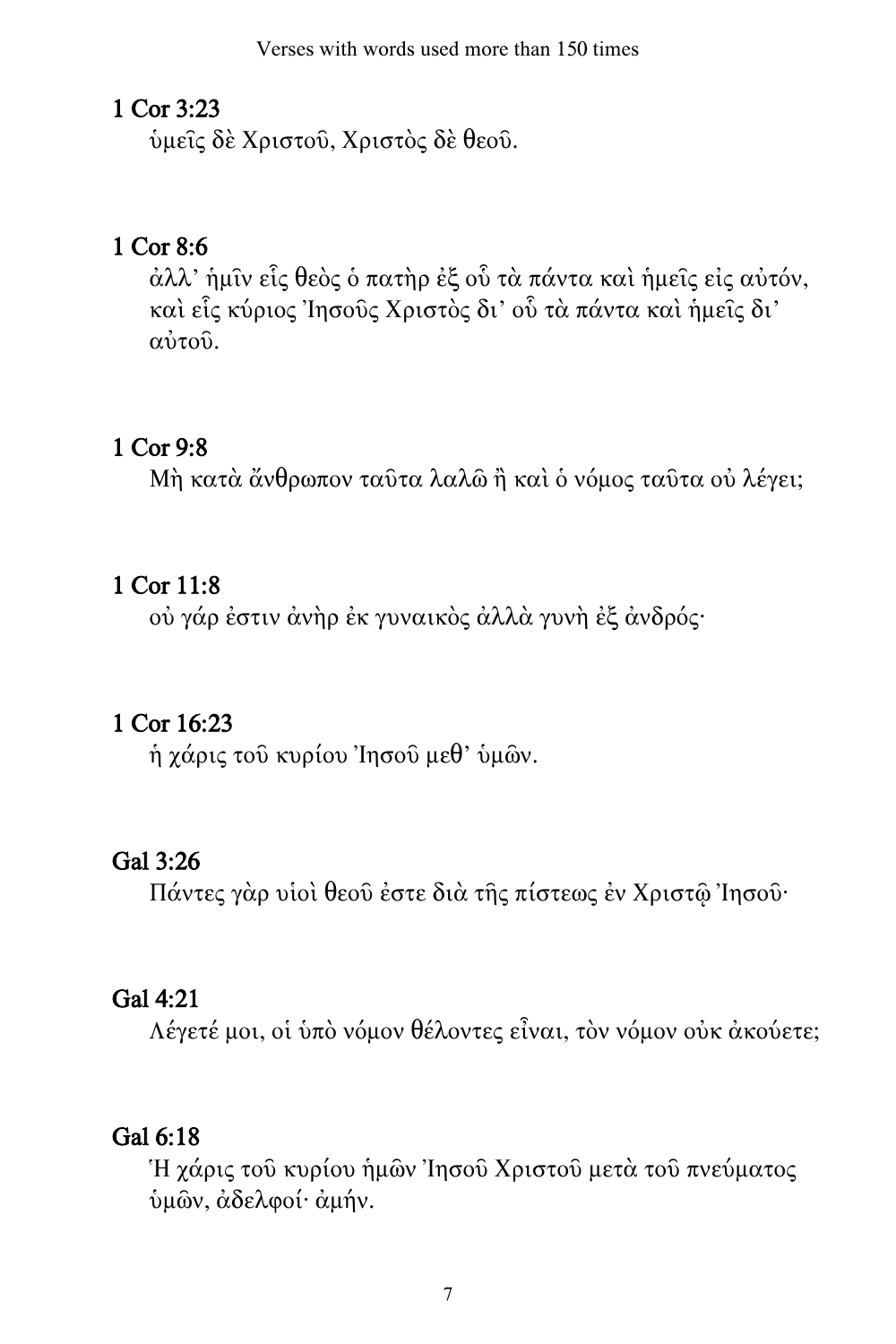## 1 Cor 3:23

ὑμεῖς δὲ Χριστοῦ, Χριστὸς δὲ θεοῦ.

## 1 Cor 8:6

ἀλλ’ ἡμῖν εἷς θεὸς ὁ πατὴρ ἐξ οὗ τὰ πάντα καὶ ἡμεῖς εἰς αὐτόν, καὶ εἷς κύριος Ἰησοῦς Χριστὸς δι’ οὗ τὰ πάντα καὶ ἡμεῖς δι’ αὐτοῦ.

## 1 Cor 9:8

Μὴ κατὰ ἄνθρωπον ταῦτα λαλῶ ἢ καὶ ὁ νόμος ταῦτα οὐ λέγει;

## 1 Cor 11:8

οὐ γάρ ἐστιν ἀνὴρ ἐκ γυναικὸς ἀλλὰ γυνὴ ἐξ ἀνδρός·

## 1 Cor 16:23

ἡ χάρις τοῦ κυρίου Ἰησοῦ μεθ’ ὑμῶν.

## Gal 3:26

Πάντες γὰρ υἱοὶ θεοῦ ἐστε διὰ τῆς πίστεως ἐν Χριστῷ Ἰησοῦ·

## Gal 4:21

Λέγετέ μοι, οἱ ὑπὸ νόμον θέλοντες εἶναι, τὸν νόμον οὐκ ἀκούετε;

## Gal 6:18

Ἡ χάρις τοῦ κυρίου ἡμῶν Ἰησοῦ Χριστοῦ μετὰ τοῦ πνεύματος ὑμῶν, ἀδελφοί· ἀμήν.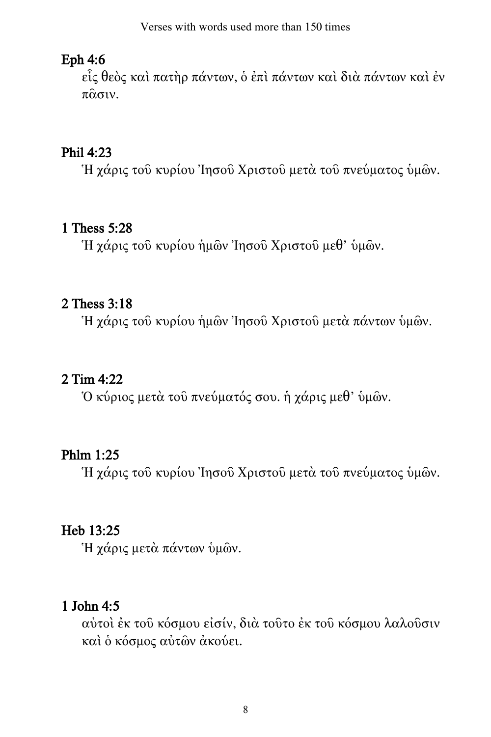**Eph 4:6**

εἷς θεὸς καὶ πατὴρ πάντων, ὁ ἐπὶ πάντων καὶ διὰ πάντων καὶ ἐν πᾶσιν.

**Phil 4:23**

Ἡ χάρις τοῦ κυρίου Ἰησοῦ Χριστοῦ μετὰ τοῦ πνεύματος ὑμῶν.

**1 Thess 5:28**

Ἡ χάρις τοῦ κυρίου ἡμῶν Ἰησοῦ Χριστοῦ μεθ᾽ ὑμῶν.

**2 Thess 3:18**

Ἡ χάρις τοῦ κυρίου ἡμῶν Ἰησοῦ Χριστοῦ μετὰ πάντων ὑμῶν.

**2 Tim 4:22**

Ὁ κύριος μετὰ τοῦ πνεύματός σου. ἡ χάρις μεθ᾽ ὑμῶν.

**Phlm 1:25**

Ἡ χάρις τοῦ κυρίου Ἰησοῦ Χριστοῦ μετὰ τοῦ πνεύματος ὑμῶν.

**Heb 13:25**

Ἡ χάρις μετὰ πάντων ὑμῶν.

**1 John 4:5**

αὐτοὶ ἐκ τοῦ κόσμου εἰσίν, διὰ τοῦτο ἐκ τοῦ κόσμου λαλοῦσιν καὶ ὁ κόσμος αὐτῶν ἀκούει.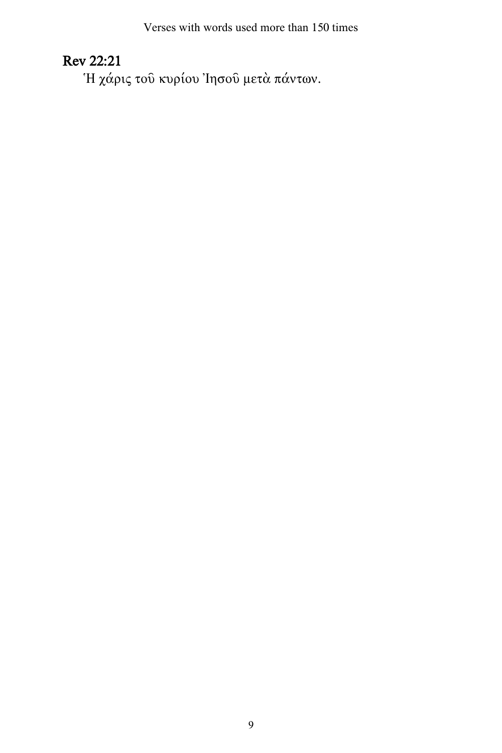## Rev 22:21

Ἡ χάρις τοῦ κυρίου Ἰησοῦ μετὰ πάντων.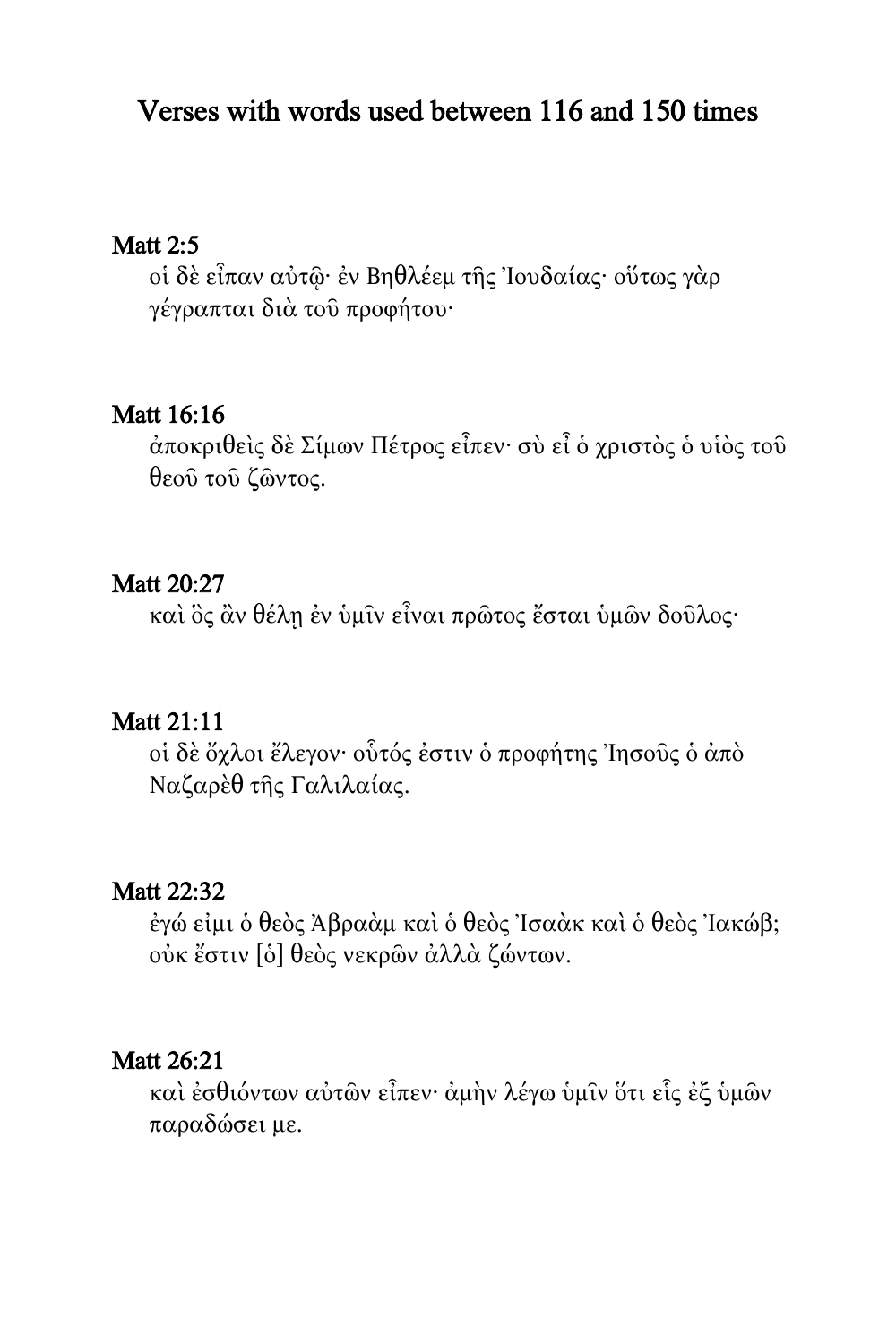# Verses with words used between 116 and 150 times

**Matt 2:5**

οἱ δὲ εἶπαν αὐτῷ· ἐν Βηθλέεμ τῆς Ἰουδαίας· οὕτως γὰρ γέγραπται διὰ τοῦ προφήτου·

**Matt 16:16**

ἀποκριθεὶς δὲ Σίμων Πέτρος εἶπεν· σὺ εἶ ὁ χριστὸς ὁ υἱὸς τοῦ θεοῦ τοῦ ζῶντος.

**Matt 20:27**

καὶ ὃς ἂν θέλῃ ἐν ὑμῖν εἶναι πρῶτος ἔσται ὑμῶν δοῦλος·

**Matt 21:11**

οἱ δὲ ὄχλοι ἔλεγον· οὗτός ἐστιν ὁ προφήτης Ἰησοῦς ὁ ἀπὸ Ναζαρὲθ τῆς Γαλιλαίας.

**Matt 22:32**

ἐγώ εἰμι ὁ θεὸς Ἀβραὰμ καὶ ὁ θεὸς Ἰσαὰκ καὶ ὁ θεὸς Ἰακώβ; οὐκ ἔστιν [ὁ] θεὸς νεκρῶν ἀλλὰ ζώντων.

**Matt 26:21**

καὶ ἐσθιόντων αὐτῶν εἶπεν· ἀμὴν λέγω ὑμῖν ὅτι εἷς ἐξ ὑμῶν παραδώσει με.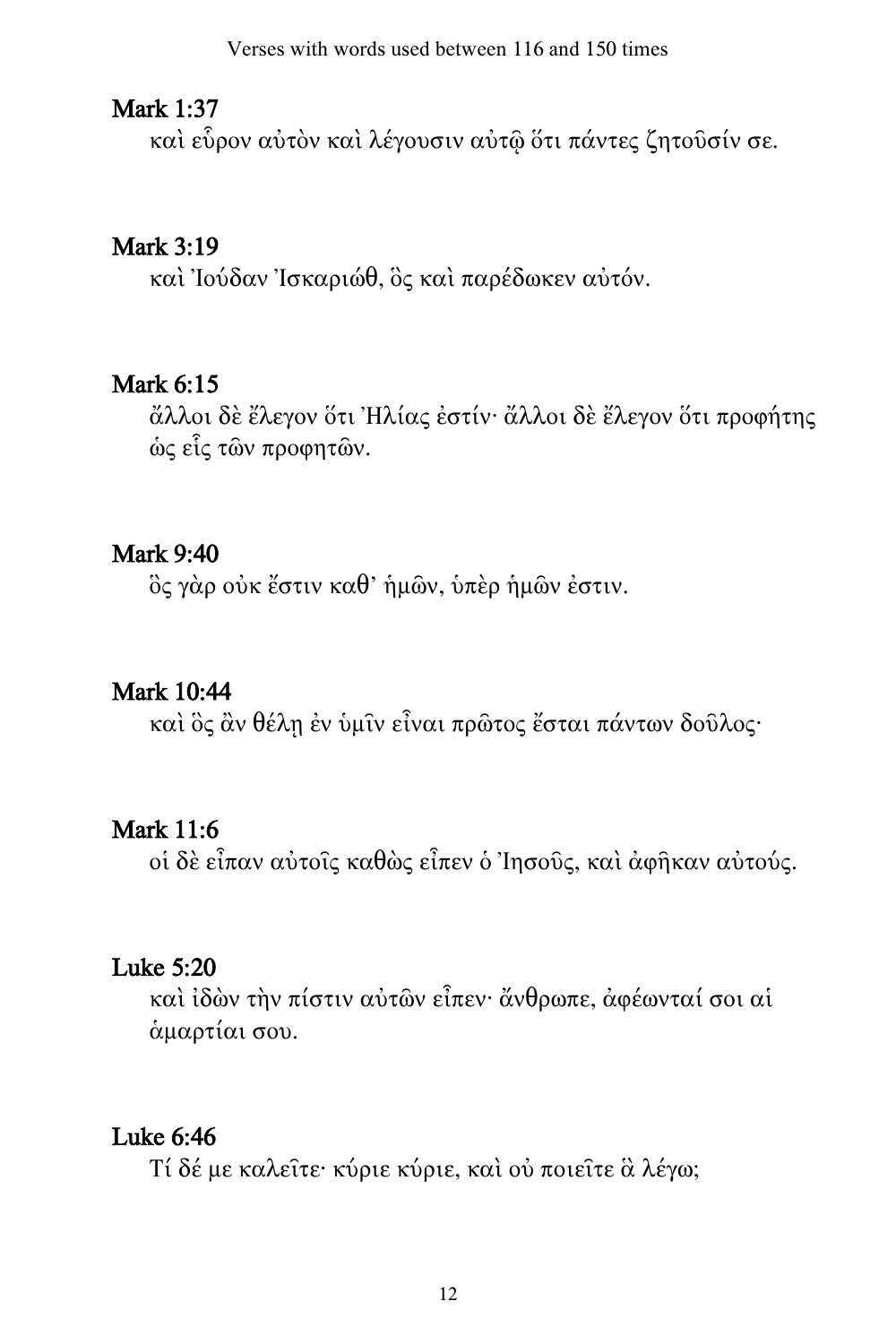## Mark 1:37

καὶ εὗρον αὐτὸν καὶ λέγουσιν αὐτῷ ὅτι πάντες ζητοῦσίν σε.

## Mark 3:19

καὶ Ἰούδαν Ἰσκαριώθ, ὃς καὶ παρέδωκεν αὐτόν.

## Mark 6:15

ἄλλοι δὲ ἔλεγον ὅτι Ἠλίας ἐστίν· ἄλλοι δὲ ἔλεγον ὅτι προφήτης ὡς εἷς τῶν προφητῶν.

## Mark 9:40

ὃς γὰρ οὐκ ἔστιν καθ' ἡμῶν, ὑπὲρ ἡμῶν ἐστιν.

## Mark 10:44

καὶ ὃς ἂν θέλῃ ἐν ὑμῖν εἶναι πρῶτος ἔσται πάντων δοῦλος·

## Mark 11:6

οἱ δὲ εἶπαν αὐτοῖς καθὼς εἶπεν ὁ Ἰησοῦς, καὶ ἀφῆκαν αὐτούς.

## Luke 5:20

καὶ ἰδὼν τὴν πίστιν αὐτῶν εἶπεν· ἄνθρωπε, ἀφέωνταί σοι αἱ ἁμαρτίαι σου.

## Luke 6:46

Τί δέ με καλεῖτε· κύριε κύριε, καὶ οὐ ποιεῖτε ἃ λέγω;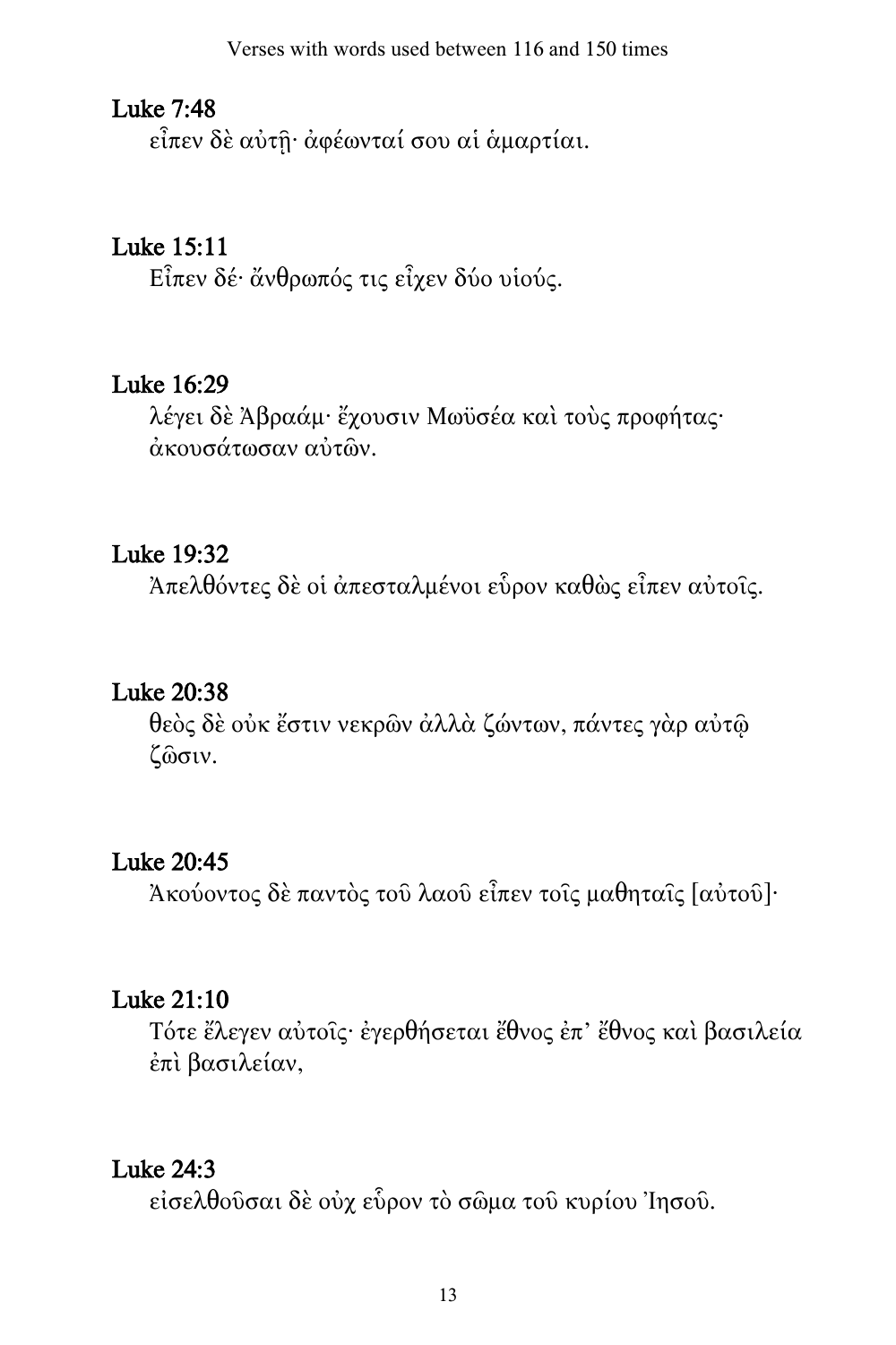## Luke 7:48

εἶπεν δὲ αὐτῇ· ἀφέωνταί σου αἱ ἁμαρτίαι.

## Luke 15:11

Εἶπεν δέ· ἄνθρωπός τις εἶχεν δύο υἱούς.

## Luke 16:29

λέγει δὲ Ἀβραάμ· ἔχουσιν Μωϋσέα καὶ τοὺς προφήτας· ἀκουσάτωσαν αὐτῶν.

## Luke 19:32

Ἀπελθόντες δὲ οἱ ἀπεσταλμένοι εὗρον καθὼς εἶπεν αὐτοῖς.

## Luke 20:38

θεὸς δὲ οὐκ ἔστιν νεκρῶν ἀλλὰ ζώντων, πάντες γὰρ αὐτῷ ζῶσιν.

## Luke 20:45

Ἀκούοντος δὲ παντὸς τοῦ λαοῦ εἶπεν τοῖς μαθηταῖς [αὐτοῦ]·

## Luke 21:10

Τότε ἔλεγεν αὐτοῖς· ἐγερθήσεται ἔθνος ἐπ᾽ ἔθνος καὶ βασιλεία ἐπὶ βασιλείαν,

## Luke 24:3

εἰσελθοῦσαι δὲ οὐχ εὗρον τὸ σῶμα τοῦ κυρίου Ἰησοῦ.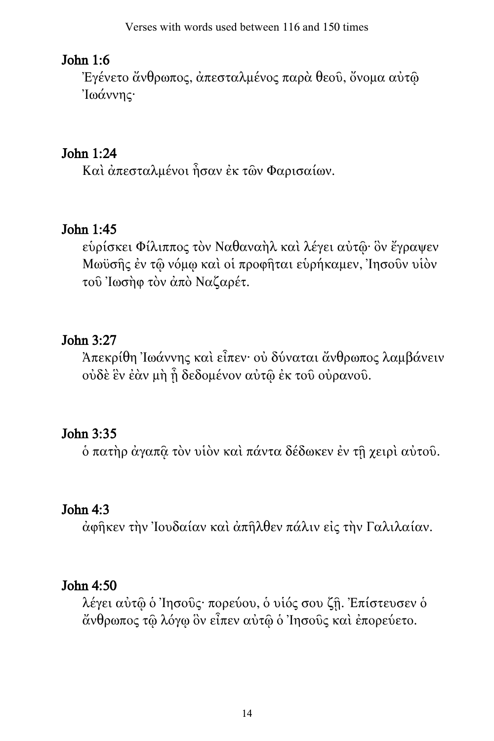## John 1:6

Ἐγένετο ἄνθρωπος, ἀπεσταλμένος παρὰ θεοῦ, ὄνομα αὐτῷ Ἰωάννης·

## John 1:24

Καὶ ἀπεσταλμένοι ἦσαν ἐκ τῶν Φαρισαίων.

## John 1:45

εὑρίσκει Φίλιππος τὸν Ναθαναὴλ καὶ λέγει αὐτῷ· ὃν ἔγραψεν Μωϋσῆς ἐν τῷ νόμῳ καὶ οἱ προφῆται εὑρήκαμεν, Ἰησοῦν υἱὸν τοῦ Ἰωσὴφ τὸν ἀπὸ Ναζαρέτ.

## John 3:27

Ἀπεκρίθη Ἰωάννης καὶ εἶπεν· οὐ δύναται ἄνθρωπος λαμβάνειν οὐδὲ ἓν ἐὰν μὴ ᾖ δεδομένον αὐτῷ ἐκ τοῦ οὐρανοῦ.

## John 3:35

ὁ πατὴρ ἀγαπᾷ τὸν υἱὸν καὶ πάντα δέδωκεν ἐν τῇ χειρὶ αὐτοῦ.

## John 4:3

ἀφῆκεν τὴν Ἰουδαίαν καὶ ἀπῆλθεν πάλιν εἰς τὴν Γαλιλαίαν.

## John 4:50

λέγει αὐτῷ ὁ Ἰησοῦς· πορεύου, ὁ υἱός σου ζῇ. Ἐπίστευσεν ὁ ἄνθρωπος τῷ λόγῳ ὃν εἶπεν αὐτῷ ὁ Ἰησοῦς καὶ ἐπορεύετο.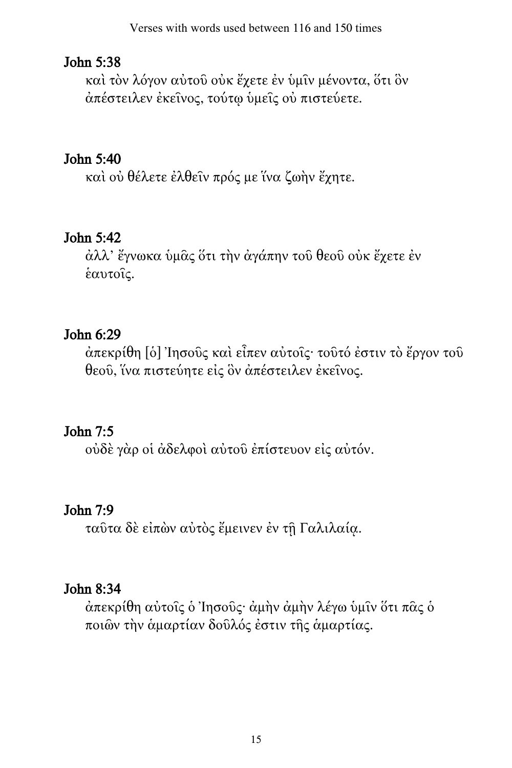## John 5:38

καὶ τὸν λόγον αὐτοῦ οὐκ ἔχετε ἐν ὑμῖν μένοντα, ὅτι ὃν ἀπέστειλεν ἐκεῖνος, τούτῳ ὑμεῖς οὐ πιστεύετε.

## John 5:40

καὶ οὐ θέλετε ἐλθεῖν πρός με ἵνα ζωὴν ἔχητε.

## John 5:42

ἀλλ' ἔγνωκα ὑμᾶς ὅτι τὴν ἀγάπην τοῦ θεοῦ οὐκ ἔχετε ἐν ἑαυτοῖς.

## John 6:29

ἀπεκρίθη [ὁ] Ἰησοῦς καὶ εἶπεν αὐτοῖς· τοῦτό ἐστιν τὸ ἔργον τοῦ θεοῦ, ἵνα πιστεύητε εἰς ὃν ἀπέστειλεν ἐκεῖνος.

## John 7:5

οὐδὲ γὰρ οἱ ἀδελφοὶ αὐτοῦ ἐπίστευον εἰς αὐτόν.

## John 7:9

ταῦτα δὲ εἰπὼν αὐτὸς ἔμεινεν ἐν τῇ Γαλιλαίᾳ.

## John 8:34

ἀπεκρίθη αὐτοῖς ὁ Ἰησοῦς· ἀμὴν ἀμὴν λέγω ὑμῖν ὅτι πᾶς ὁ ποιῶν τὴν ἁμαρτίαν δοῦλός ἐστιν τῆς ἁμαρτίας.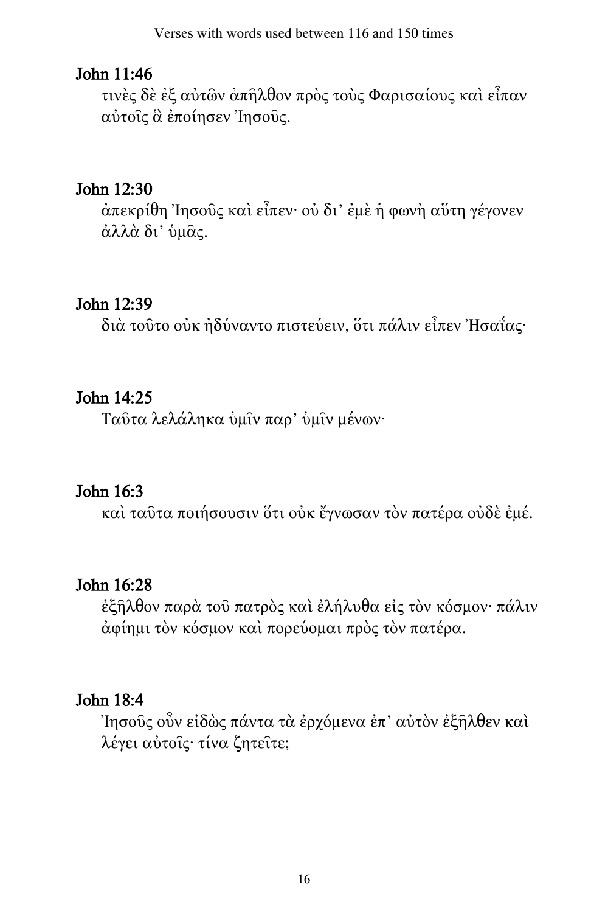## John 11:46

τινὲς δὲ ἐξ αὐτῶν ἀπῆλθον πρὸς τοὺς Φαρισαίους καὶ εἶπαν αὐτοῖς ἃ ἐποίησεν Ἰησοῦς.

## John 12:30

ἀπεκρίθη Ἰησοῦς καὶ εἶπεν· οὐ δι’ ἐμὲ ἡ φωνὴ αὕτη γέγονεν ἀλλὰ δι’ ὑμᾶς.

## John 12:39

διὰ τοῦτο οὐκ ἠδύναντο πιστεύειν, ὅτι πάλιν εἶπεν Ἠσαΐας·

## John 14:25

Ταῦτα λελάληκα ὑμῖν παρ’ ὑμῖν μένων·

## John 16:3

καὶ ταῦτα ποιήσουσιν ὅτι οὐκ ἔγνωσαν τὸν πατέρα οὐδὲ ἐμέ.

## John 16:28

ἐξῆλθον παρὰ τοῦ πατρὸς καὶ ἐλήλυθα εἰς τὸν κόσμον· πάλιν ἀφίημι τὸν κόσμον καὶ πορεύομαι πρὸς τὸν πατέρα.

## John 18:4

Ἰησοῦς οὖν εἰδὼς πάντα τὰ ἐρχόμενα ἐπ’ αὐτὸν ἐξῆλθεν καὶ λέγει αὐτοῖς· τίνα ζητεῖτε;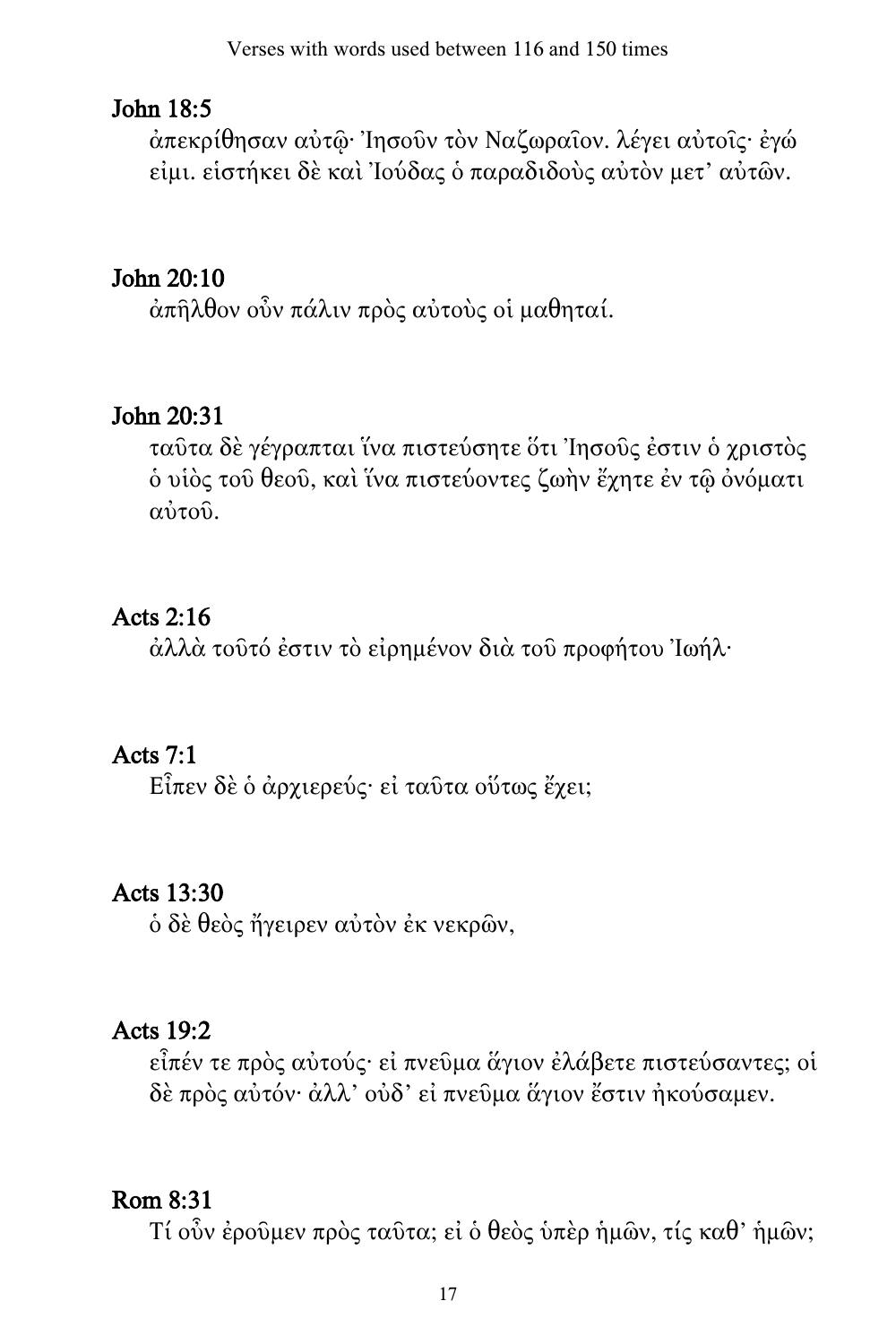## John 18:5

ἀπεκρίθησαν αὐτῷ· Ἰησοῦν τὸν Ναζωραῖον. λέγει αὐτοῖς· ἐγώ εἰμι. εἱστήκει δὲ καὶ Ἰούδας ὁ παραδιδοὺς αὐτὸν μετ' αὐτῶν.

## John 20:10

ἀπῆλθον οὖν πάλιν πρὸς αὐτοὺς οἱ μαθηταί.

## John 20:31

ταῦτα δὲ γέγραπται ἵνα πιστεύσητε ὅτι Ἰησοῦς ἐστιν ὁ χριστὸς ὁ υἱὸς τοῦ θεοῦ, καὶ ἵνα πιστεύοντες ζωὴν ἔχητε ἐν τῷ ὀνόματι αὐτοῦ.

## Acts 2:16

ἀλλὰ τοῦτό ἐστιν τὸ εἰρημένον διὰ τοῦ προφήτου Ἰωήλ·

## Acts 7:1

Εἶπεν δὲ ὁ ἀρχιερεύς· εἰ ταῦτα οὕτως ἔχει;

## Acts 13:30

ὁ δὲ θεὸς ἤγειρεν αὐτὸν ἐκ νεκρῶν,

## Acts 19:2

εἶπέν τε πρὸς αὐτούς· εἰ πνεῦμα ἅγιον ἐλάβετε πιστεύσαντες; οἱ δὲ πρὸς αὐτόν· ἀλλ' οὐδ' εἰ πνεῦμα ἅγιον ἔστιν ἠκούσαμεν.

## Rom 8:31

Τί οὖν ἐροῦμεν πρὸς ταῦτα; εἰ ὁ θεὸς ὑπὲρ ἡμῶν, τίς καθ' ἡμῶν;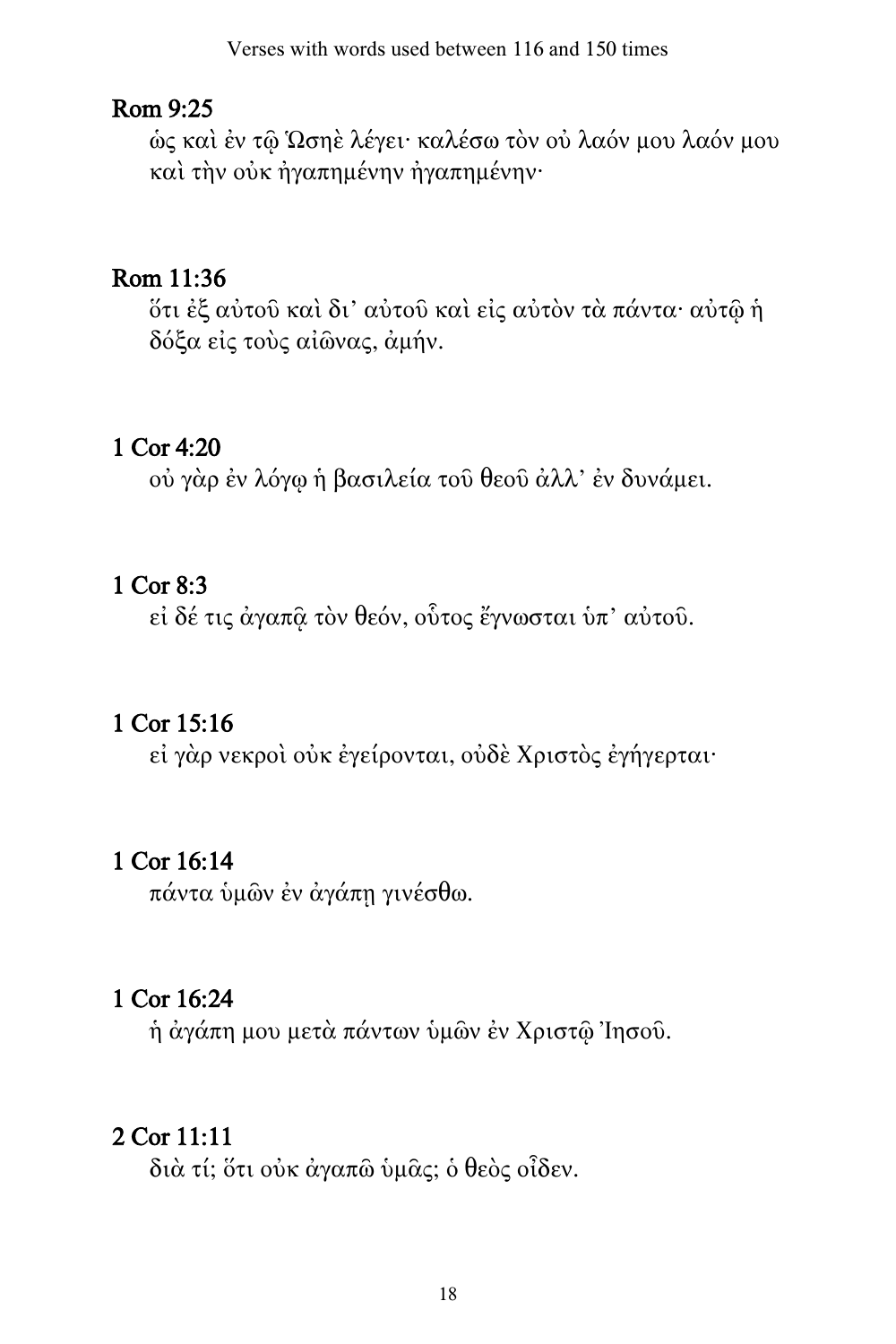## Rom 9:25

ὡς καὶ ἐν τῷ Ὡσηὲ λέγει· καλέσω τὸν οὐ λαόν μου λαόν μου καὶ τὴν οὐκ ἠγαπημένην ἠγαπημένην·

## Rom 11:36

ὅτι ἐξ αὐτοῦ καὶ δι' αὐτοῦ καὶ εἰς αὐτὸν τὰ πάντα· αὐτῷ ἡ δόξα εἰς τοὺς αἰῶνας, ἀμήν.

## 1 Cor 4:20

οὐ γὰρ ἐν λόγῳ ἡ βασιλεία τοῦ θεοῦ ἀλλ' ἐν δυνάμει.

## 1 Cor 8:3

εἰ δέ τις ἀγαπᾷ τὸν θεόν, οὗτος ἔγνωσται ὑπ' αὐτοῦ.

## 1 Cor 15:16

εἰ γὰρ νεκροὶ οὐκ ἐγείρονται, οὐδὲ Χριστὸς ἐγήγερται·

## 1 Cor 16:14

πάντα ὑμῶν ἐν ἀγάπῃ γινέσθω.

## 1 Cor 16:24

ἡ ἀγάπη μου μετὰ πάντων ὑμῶν ἐν Χριστῷ Ἰησοῦ.

## 2 Cor 11:11

διὰ τί; ὅτι οὐκ ἀγαπῶ ὑμᾶς; ὁ θεὸς οἶδεν.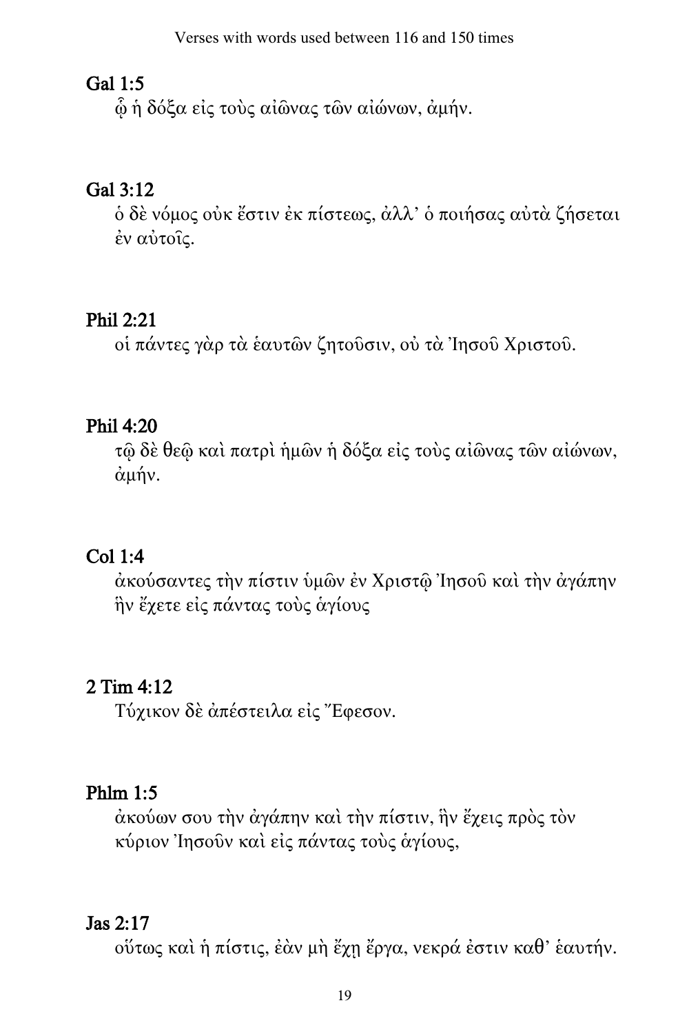**Gal 1:5**

ᾧ ἡ δόξα εἰς τοὺς αἰῶνας τῶν αἰώνων, ἀμήν.

**Gal 3:12**

ὁ δὲ νόμος οὐκ ἔστιν ἐκ πίστεως, ἀλλ’ ὁ ποιήσας αὐτὰ ζήσεται ἐν αὐτοῖς.

**Phil 2:21**

οἱ πάντες γὰρ τὰ ἑαυτῶν ζητοῦσιν, οὐ τὰ Ἰησοῦ Χριστοῦ.

**Phil 4:20**

τῷ δὲ θεῷ καὶ πατρὶ ἡμῶν ἡ δόξα εἰς τοὺς αἰῶνας τῶν αἰώνων, ἀμήν.

**Col 1:4**

ἀκούσαντες τὴν πίστιν ὑμῶν ἐν Χριστῷ Ἰησοῦ καὶ τὴν ἀγάπην ἣν ἔχετε εἰς πάντας τοὺς ἁγίους

**2 Tim 4:12**

Τύχικον δὲ ἀπέστειλα εἰς Ἔφεσον.

**Phlm 1:5**

ἀκούων σου τὴν ἀγάπην καὶ τὴν πίστιν, ἣν ἔχεις πρὸς τὸν κύριον Ἰησοῦν καὶ εἰς πάντας τοὺς ἁγίους,

**Jas 2:17**

οὕτως καὶ ἡ πίστις, ἐὰν μὴ ἔχῃ ἔργα, νεκρά ἐστιν καθ’ ἑαυτήν.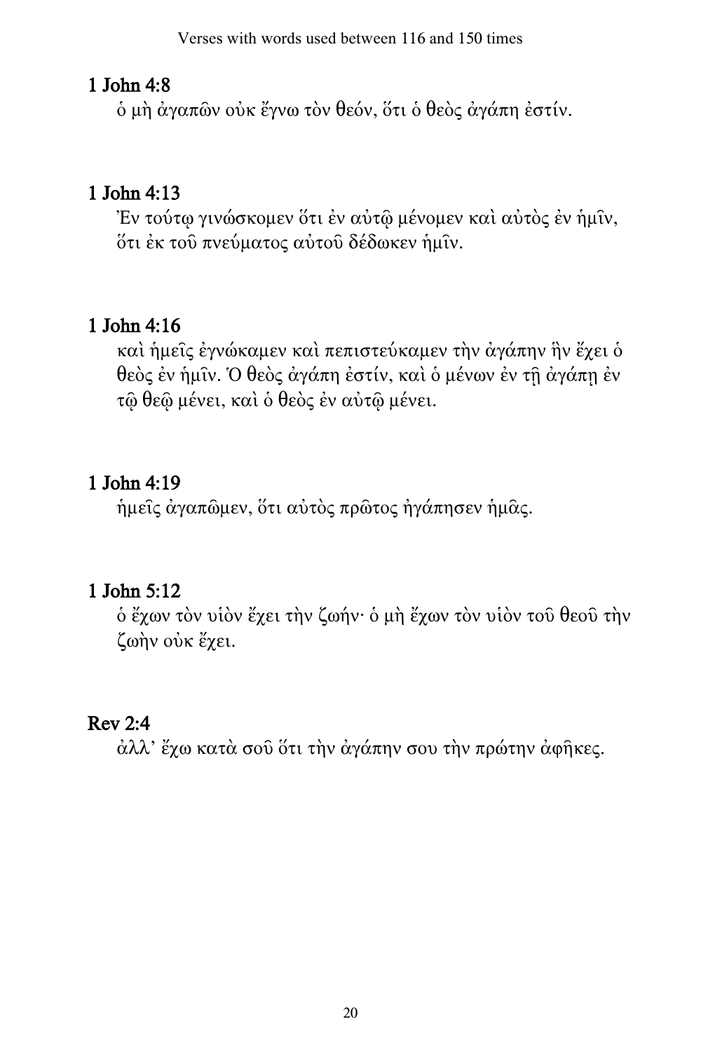## 1 John 4:8

ὁ μὴ ἀγαπῶν οὐκ ἔγνω τὸν θεόν, ὅτι ὁ θεὸς ἀγάπη ἐστίν.

## 1 John 4:13

Ἐν τούτῳ γινώσκομεν ὅτι ἐν αὐτῷ μένομεν καὶ αὐτὸς ἐν ἡμῖν, ὅτι ἐκ τοῦ πνεύματος αὐτοῦ δέδωκεν ἡμῖν.

## 1 John 4:16

καὶ ἡμεῖς ἐγνώκαμεν καὶ πεπιστεύκαμεν τὴν ἀγάπην ἣν ἔχει ὁ θεὸς ἐν ἡμῖν. Ὁ θεὸς ἀγάπη ἐστίν, καὶ ὁ μένων ἐν τῇ ἀγάπῃ ἐν τῷ θεῷ μένει, καὶ ὁ θεὸς ἐν αὐτῷ μένει.

## 1 John 4:19

ἡμεῖς ἀγαπῶμεν, ὅτι αὐτὸς πρῶτος ἠγάπησεν ἡμᾶς.

## 1 John 5:12

ὁ ἔχων τὸν υἱὸν ἔχει τὴν ζωήν· ὁ μὴ ἔχων τὸν υἱὸν τοῦ θεοῦ τὴν ζωὴν οὐκ ἔχει.

## Rev 2:4

ἀλλ’ ἔχω κατὰ σοῦ ὅτι τὴν ἀγάπην σου τὴν πρώτην ἀφῆκες.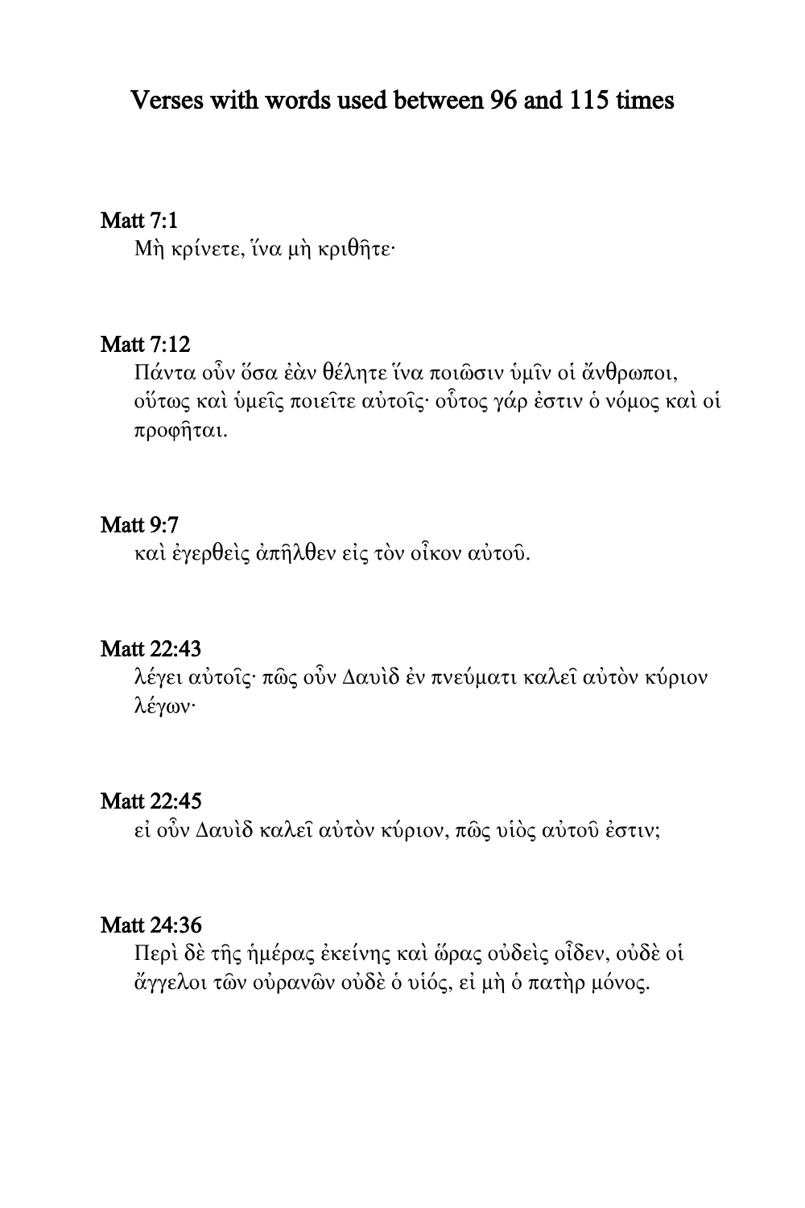# Verses with words used between 96 and 115 times

**Matt 7:1**

Μὴ κρίνετε, ἵνα μὴ κριθῆτε·

**Matt 7:12**

Πάντα οὖν ὅσα ἐὰν θέλητε ἵνα ποιῶσιν ὑμῖν οἱ ἄνθρωποι, οὕτως καὶ ὑμεῖς ποιεῖτε αὐτοῖς· οὗτος γάρ ἐστιν ὁ νόμος καὶ οἱ προφῆται.

**Matt 9:7**

καὶ ἐγερθεὶς ἀπῆλθεν εἰς τὸν οἶκον αὐτοῦ.

**Matt 22:43**

λέγει αὐτοῖς· πῶς οὖν Δαυὶδ ἐν πνεύματι καλεῖ αὐτὸν κύριον λέγων·

**Matt 22:45**

εἰ οὖν Δαυὶδ καλεῖ αὐτὸν κύριον, πῶς υἱὸς αὐτοῦ ἐστιν;

**Matt 24:36**

Περὶ δὲ τῆς ἡμέρας ἐκείνης καὶ ὥρας οὐδεὶς οἶδεν, οὐδὲ οἱ ἄγγελοι τῶν οὐρανῶν οὐδὲ ὁ υἱός, εἰ μὴ ὁ πατὴρ μόνος.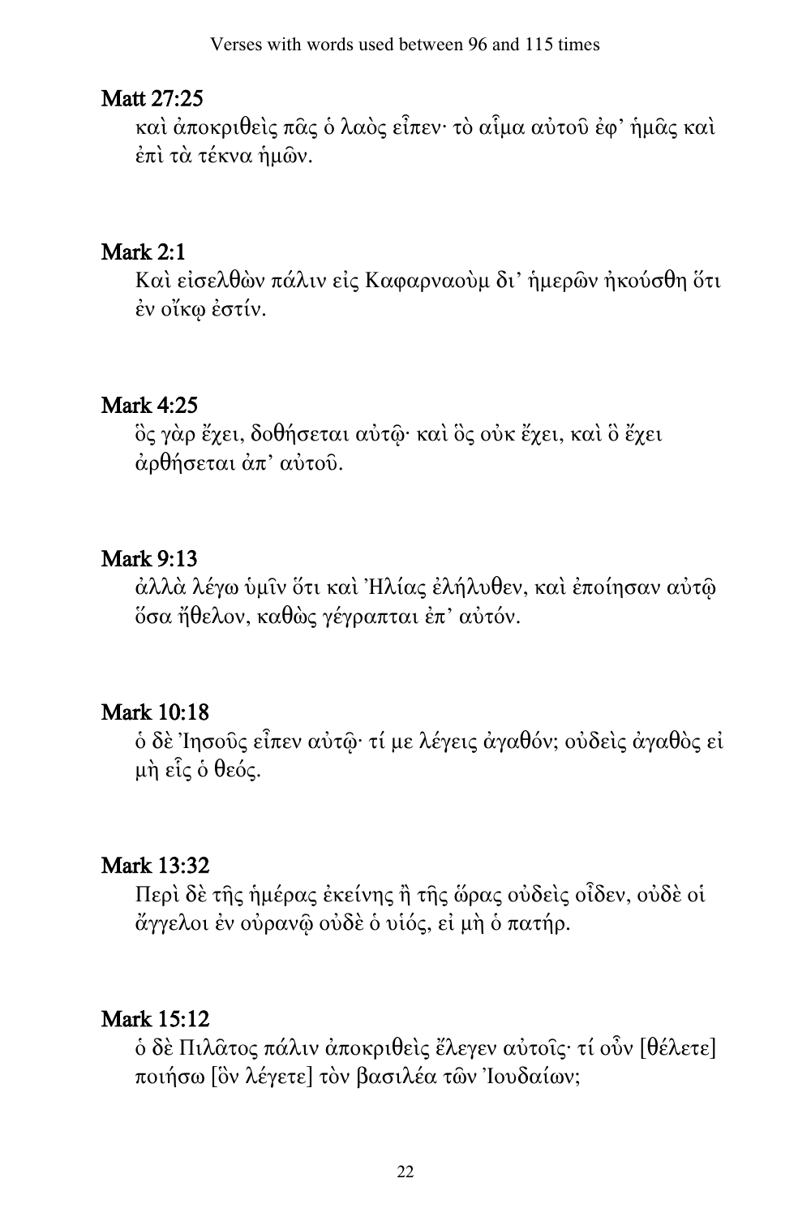## Matt 27:25

καὶ ἀποκριθεὶς πᾶς ὁ λαὸς εἶπεν· τὸ αἷμα αὐτοῦ ἐφ’ ἡμᾶς καὶ ἐπὶ τὰ τέκνα ἡμῶν.

## Mark 2:1

Καὶ εἰσελθὼν πάλιν εἰς Καφαρναοὺμ δι’ ἡμερῶν ἠκούσθη ὅτι ἐν οἴκῳ ἐστίν.

## Mark 4:25

ὃς γὰρ ἔχει, δοθήσεται αὐτῷ· καὶ ὃς οὐκ ἔχει, καὶ ὃ ἔχει ἀρθήσεται ἀπ’ αὐτοῦ.

## Mark 9:13

ἀλλὰ λέγω ὑμῖν ὅτι καὶ Ἠλίας ἐλήλυθεν, καὶ ἐποίησαν αὐτῷ ὅσα ἤθελον, καθὼς γέγραπται ἐπ’ αὐτόν.

## Mark 10:18

ὁ δὲ Ἰησοῦς εἶπεν αὐτῷ· τί με λέγεις ἀγαθόν; οὐδεὶς ἀγαθὸς εἰ μὴ εἷς ὁ θεός.

## Mark 13:32

Περὶ δὲ τῆς ἡμέρας ἐκείνης ἢ τῆς ὥρας οὐδεὶς οἶδεν, οὐδὲ οἱ ἄγγελοι ἐν οὐρανῷ οὐδὲ ὁ υἱός, εἰ μὴ ὁ πατήρ.

## Mark 15:12

ὁ δὲ Πιλᾶτος πάλιν ἀποκριθεὶς ἔλεγεν αὐτοῖς· τί οὖν [θέλετε] ποιήσω [ὃν λέγετε] τὸν βασιλέα τῶν Ἰουδαίων;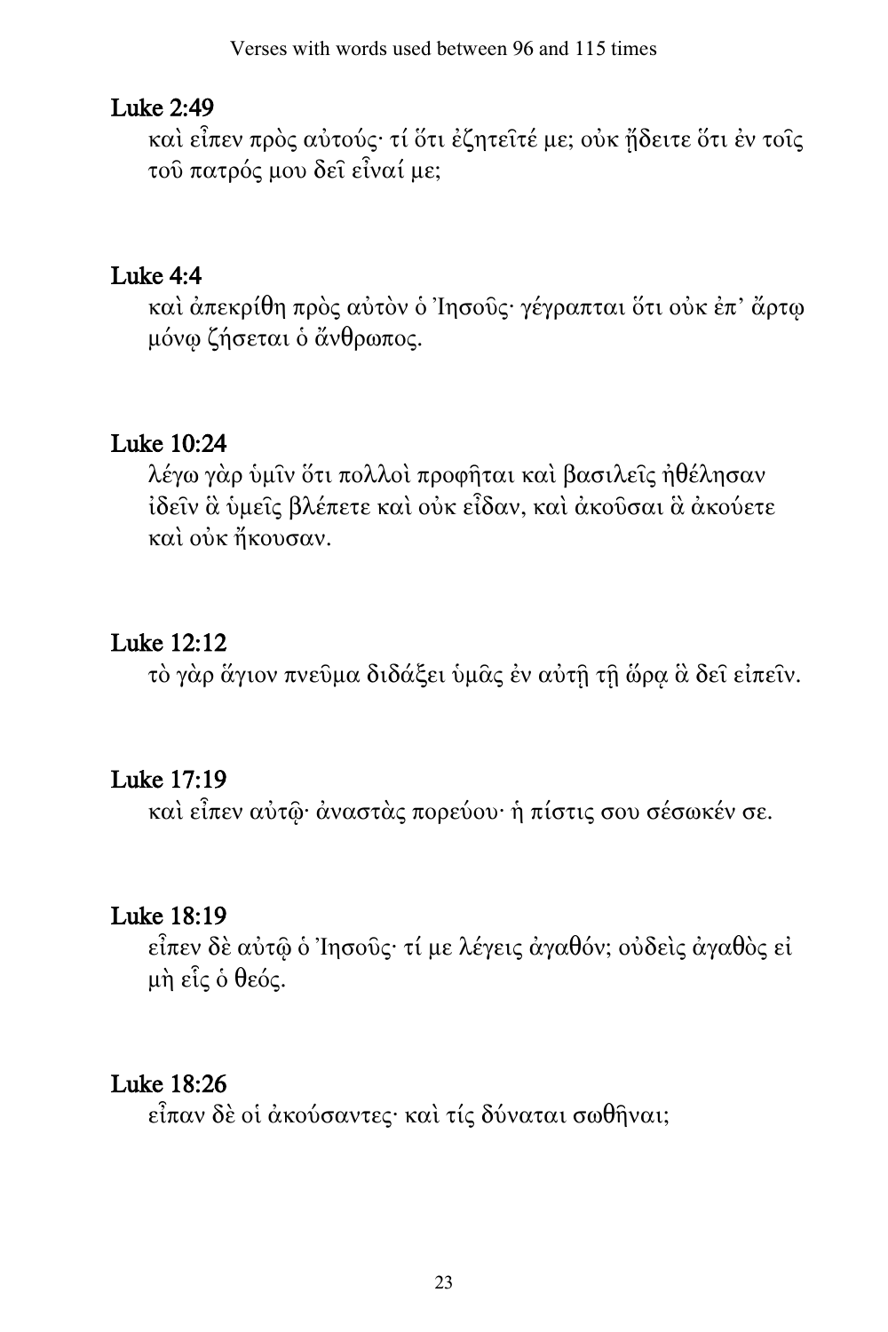## Luke 2:49

καὶ εἶπεν πρὸς αὐτούς· τί ὅτι ἐζητεῖτέ με; οὐκ ᾔδειτε ὅτι ἐν τοῖς τοῦ πατρός μου δεῖ εἶναί με;

## Luke 4:4

καὶ ἀπεκρίθη πρὸς αὐτὸν ὁ Ἰησοῦς· γέγραπται ὅτι οὐκ ἐπ᾽ ἄρτῳ μόνῳ ζήσεται ὁ ἄνθρωπος.

## Luke 10:24

λέγω γὰρ ὑμῖν ὅτι πολλοὶ προφῆται καὶ βασιλεῖς ἠθέλησαν ἰδεῖν ἃ ὑμεῖς βλέπετε καὶ οὐκ εἶδαν, καὶ ἀκοῦσαι ἃ ἀκούετε καὶ οὐκ ἤκουσαν.

## Luke 12:12

τὸ γὰρ ἅγιον πνεῦμα διδάξει ὑμᾶς ἐν αὐτῇ τῇ ὥρᾳ ἃ δεῖ εἰπεῖν.

## Luke 17:19

καὶ εἶπεν αὐτῷ· ἀναστὰς πορεύου· ἡ πίστις σου σέσωκέν σε.

## Luke 18:19

εἶπεν δὲ αὐτῷ ὁ Ἰησοῦς· τί με λέγεις ἀγαθόν; οὐδεὶς ἀγαθὸς εἰ μὴ εἷς ὁ θεός.

## Luke 18:26

εἶπαν δὲ οἱ ἀκούσαντες· καὶ τίς δύναται σωθῆναι;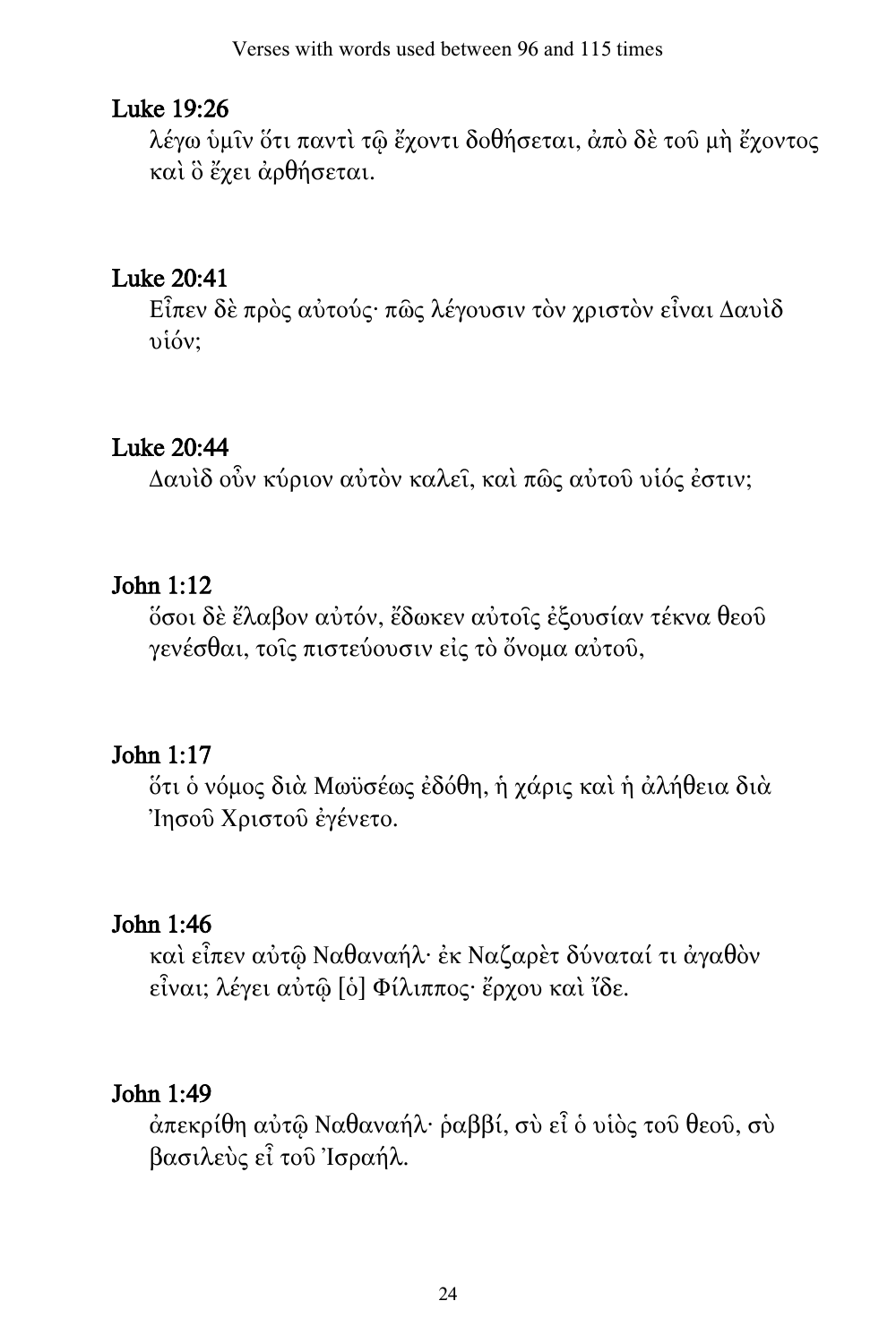## Luke 19:26

λέγω ὑμῖν ὅτι παντὶ τῷ ἔχοντι δοθήσεται, ἀπὸ δὲ τοῦ μὴ ἔχοντος καὶ ὃ ἔχει ἀρθήσεται.

## Luke 20:41

Εἶπεν δὲ πρὸς αὐτούς· πῶς λέγουσιν τὸν χριστὸν εἶναι Δαυὶδ υἱόν;

## Luke 20:44

Δαυὶδ οὖν κύριον αὐτὸν καλεῖ, καὶ πῶς αὐτοῦ υἱός ἐστιν;

## John 1:12

ὅσοι δὲ ἔλαβον αὐτόν, ἔδωκεν αὐτοῖς ἐξουσίαν τέκνα θεοῦ γενέσθαι, τοῖς πιστεύουσιν εἰς τὸ ὄνομα αὐτοῦ,

## John 1:17

ὅτι ὁ νόμος διὰ Μωϋσέως ἐδόθη, ἡ χάρις καὶ ἡ ἀλήθεια διὰ Ἰησοῦ Χριστοῦ ἐγένετο.

## John 1:46

καὶ εἶπεν αὐτῷ Ναθαναήλ· ἐκ Ναζαρὲτ δύναταί τι ἀγαθὸν εἶναι; λέγει αὐτῷ [ὁ] Φίλιππος· ἔρχου καὶ ἴδε.

## John 1:49

ἀπεκρίθη αὐτῷ Ναθαναήλ· ῥαββί, σὺ εἶ ὁ υἱὸς τοῦ θεοῦ, σὺ βασιλεὺς εἶ τοῦ Ἰσραήλ.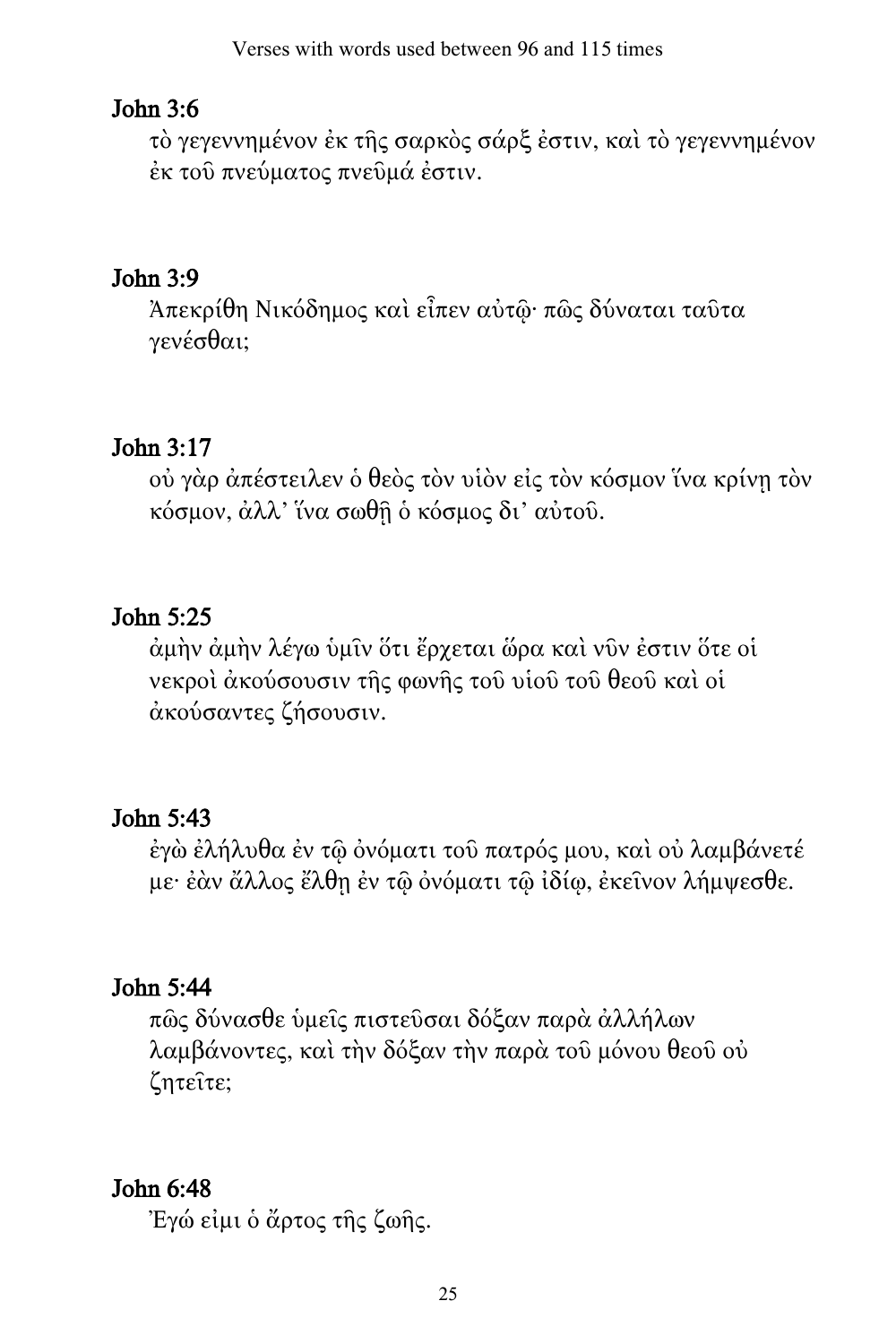## John 3:6

τὸ γεγεννημένον ἐκ τῆς σαρκὸς σάρξ ἐστιν, καὶ τὸ γεγεννημένον ἐκ τοῦ πνεύματος πνεῦμά ἐστιν.

## John 3:9

Ἀπεκρίθη Νικόδημος καὶ εἶπεν αὐτῷ· πῶς δύναται ταῦτα γενέσθαι;

## John 3:17

οὐ γὰρ ἀπέστειλεν ὁ θεὸς τὸν υἱὸν εἰς τὸν κόσμον ἵνα κρίνῃ τὸν κόσμον, ἀλλ' ἵνα σωθῇ ὁ κόσμος δι' αὐτοῦ.

## John 5:25

ἀμὴν ἀμὴν λέγω ὑμῖν ὅτι ἔρχεται ὥρα καὶ νῦν ἐστιν ὅτε οἱ νεκροὶ ἀκούσουσιν τῆς φωνῆς τοῦ υἱοῦ τοῦ θεοῦ καὶ οἱ ἀκούσαντες ζήσουσιν.

## John 5:43

ἐγὼ ἐλήλυθα ἐν τῷ ὀνόματι τοῦ πατρός μου, καὶ οὐ λαμβάνετέ με· ἐὰν ἄλλος ἔλθῃ ἐν τῷ ὀνόματι τῷ ἰδίῳ, ἐκεῖνον λήμψεσθε.

## John 5:44

πῶς δύνασθε ὑμεῖς πιστεῦσαι δόξαν παρὰ ἀλλήλων λαμβάνοντες, καὶ τὴν δόξαν τὴν παρὰ τοῦ μόνου θεοῦ οὐ ζητεῖτε;

## John 6:48

Ἐγώ εἰμι ὁ ἄρτος τῆς ζωῆς.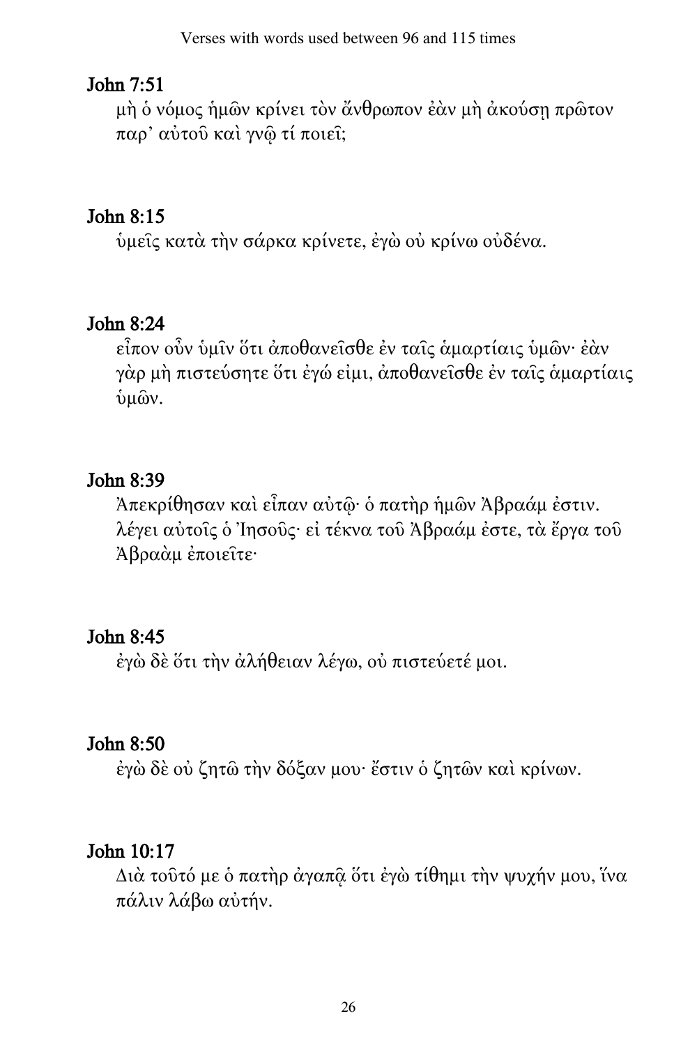## John 7:51

μὴ ὁ νόμος ἡμῶν κρίνει τὸν ἄνθρωπον ἐὰν μὴ ἀκούσῃ πρῶτον παρ’ αὐτοῦ καὶ γνῷ τί ποιεῖ;

## John 8:15

ὑμεῖς κατὰ τὴν σάρκα κρίνετε, ἐγὼ οὐ κρίνω οὐδένα.

## John 8:24

εἶπον οὖν ὑμῖν ὅτι ἀποθανεῖσθε ἐν ταῖς ἁμαρτίαις ὑμῶν· ἐὰν γὰρ μὴ πιστεύσητε ὅτι ἐγώ εἰμι, ἀποθανεῖσθε ἐν ταῖς ἁμαρτίαις ὑμῶν.

## John 8:39

Ἀπεκρίθησαν καὶ εἶπαν αὐτῷ· ὁ πατὴρ ἡμῶν Ἀβραάμ ἐστιν. λέγει αὐτοῖς ὁ Ἰησοῦς· εἰ τέκνα τοῦ Ἀβραάμ ἐστε, τὰ ἔργα τοῦ Ἀβραὰμ ἐποιεῖτε·

## John 8:45

ἐγὼ δὲ ὅτι τὴν ἀλήθειαν λέγω, οὐ πιστεύετέ μοι.

## John 8:50

ἐγὼ δὲ οὐ ζητῶ τὴν δόξαν μου· ἔστιν ὁ ζητῶν καὶ κρίνων.

## John 10:17

Διὰ τοῦτό με ὁ πατὴρ ἀγαπᾷ ὅτι ἐγὼ τίθημι τὴν ψυχήν μου, ἵνα πάλιν λάβω αὐτήν.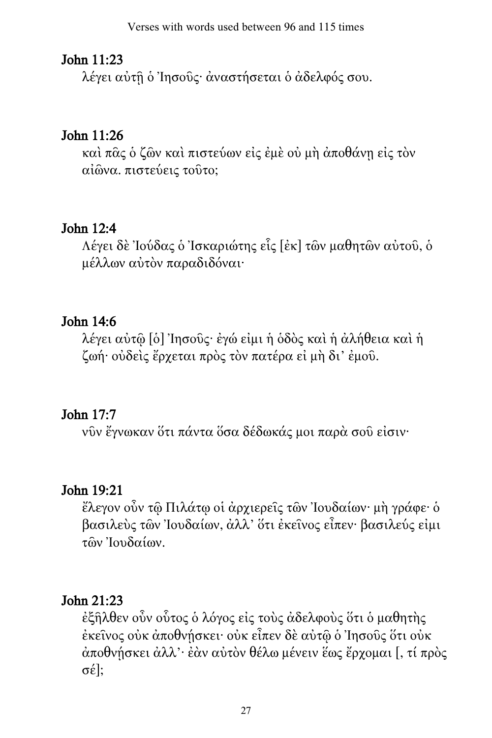## John 11:23

λέγει αὐτῇ ὁ Ἰησοῦς· ἀναστήσεται ὁ ἀδελφός σου.

## John 11:26

καὶ πᾶς ὁ ζῶν καὶ πιστεύων εἰς ἐμὲ οὐ μὴ ἀποθάνῃ εἰς τὸν αἰῶνα. πιστεύεις τοῦτο;

## John 12:4

Λέγει δὲ Ἰούδας ὁ Ἰσκαριώτης εἷς [ἐκ] τῶν μαθητῶν αὐτοῦ, ὁ μέλλων αὐτὸν παραδιδόναι·

## John 14:6

λέγει αὐτῷ [ὁ] Ἰησοῦς· ἐγώ εἰμι ἡ ὁδὸς καὶ ἡ ἀλήθεια καὶ ἡ ζωή· οὐδεὶς ἔρχεται πρὸς τὸν πατέρα εἰ μὴ δι' ἐμοῦ.

## John 17:7

νῦν ἔγνωκαν ὅτι πάντα ὅσα δέδωκάς μοι παρὰ σοῦ εἰσιν·

## John 19:21

ἔλεγον οὖν τῷ Πιλάτῳ οἱ ἀρχιερεῖς τῶν Ἰουδαίων· μὴ γράφε· ὁ βασιλεὺς τῶν Ἰουδαίων, ἀλλ' ὅτι ἐκεῖνος εἶπεν· βασιλεύς εἰμι τῶν Ἰουδαίων.

## John 21:23

ἐξῆλθεν οὖν οὗτος ὁ λόγος εἰς τοὺς ἀδελφοὺς ὅτι ὁ μαθητὴς ἐκεῖνος οὐκ ἀποθνῄσκει· οὐκ εἶπεν δὲ αὐτῷ ὁ Ἰησοῦς ὅτι οὐκ ἀποθνῄσκει ἀλλ'· ἐὰν αὐτὸν θέλω μένειν ἕως ἔρχομαι [, τί πρὸς σέ];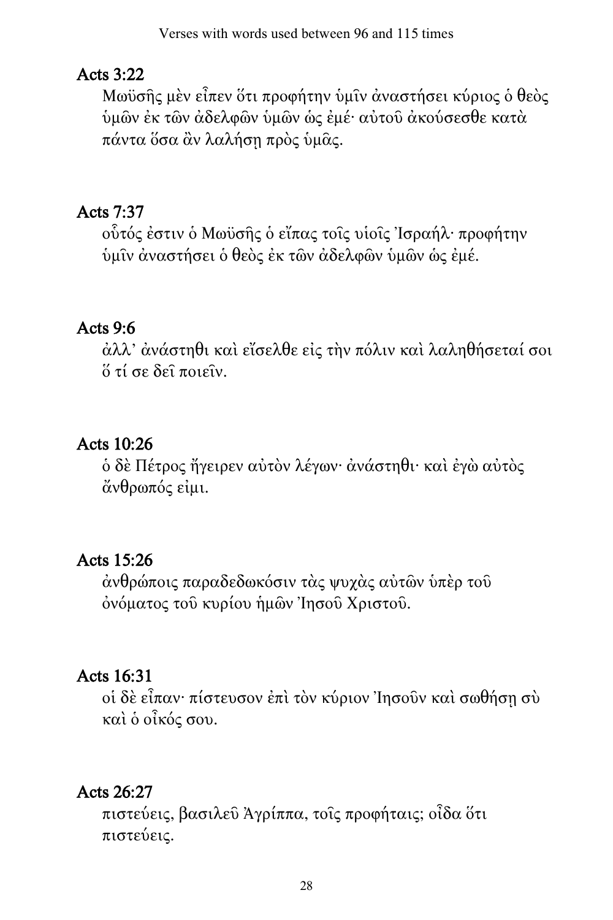## Acts 3:22

Μωϋσῆς μὲν εἶπεν ὅτι προφήτην ὑμῖν ἀναστήσει κύριος ὁ θεὸς ὑμῶν ἐκ τῶν ἀδελφῶν ὑμῶν ὡς ἐμέ· αὐτοῦ ἀκούσεσθε κατὰ πάντα ὅσα ἂν λαλήσῃ πρὸς ὑμᾶς.

## Acts 7:37

οὗτός ἐστιν ὁ Μωϋσῆς ὁ εἴπας τοῖς υἱοῖς Ἰσραήλ· προφήτην ὑμῖν ἀναστήσει ὁ θεὸς ἐκ τῶν ἀδελφῶν ὑμῶν ὡς ἐμέ.

## Acts 9:6

ἀλλ᾽ ἀνάστηθι καὶ εἴσελθε εἰς τὴν πόλιν καὶ λαληθήσεταί σοι ὅ τί σε δεῖ ποιεῖν.

## Acts 10:26

ὁ δὲ Πέτρος ἤγειρεν αὐτὸν λέγων· ἀνάστηθι· καὶ ἐγὼ αὐτὸς ἄνθρωπός εἰμι.

## Acts 15:26

ἀνθρώποις παραδεδωκόσιν τὰς ψυχὰς αὐτῶν ὑπὲρ τοῦ ὀνόματος τοῦ κυρίου ἡμῶν Ἰησοῦ Χριστοῦ.

## Acts 16:31

οἱ δὲ εἶπαν· πίστευσον ἐπὶ τὸν κύριον Ἰησοῦν καὶ σωθήσῃ σὺ καὶ ὁ οἶκός σου.

## Acts 26:27

πιστεύεις, βασιλεῦ Ἀγρίππα, τοῖς προφήταις; οἶδα ὅτι πιστεύεις.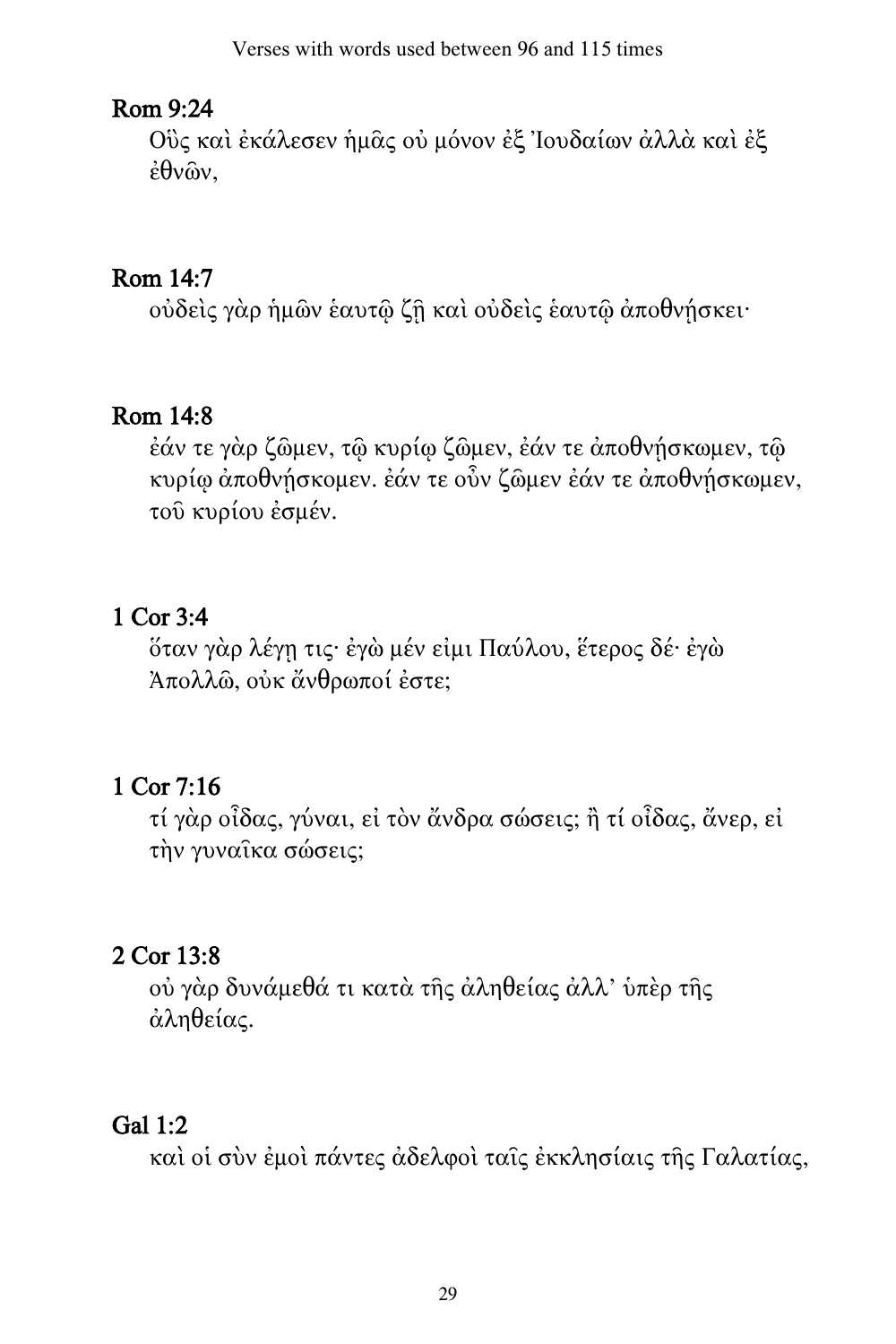## Rom 9:24

Οὓς καὶ ἐκάλεσεν ἡμᾶς οὐ μόνον ἐξ Ἰουδαίων ἀλλὰ καὶ ἐξ ἐθνῶν,

## Rom 14:7

οὐδεὶς γὰρ ἡμῶν ἑαυτῷ ζῇ καὶ οὐδεὶς ἑαυτῷ ἀποθνῄσκει·

## Rom 14:8

ἐάν τε γὰρ ζῶμεν, τῷ κυρίῳ ζῶμεν, ἐάν τε ἀποθνῄσκωμεν, τῷ κυρίῳ ἀποθνῄσκομεν. ἐάν τε οὖν ζῶμεν ἐάν τε ἀποθνῄσκωμεν, τοῦ κυρίου ἐσμέν.

## 1 Cor 3:4

ὅταν γὰρ λέγῃ τις· ἐγὼ μέν εἰμι Παύλου, ἕτερος δέ· ἐγὼ Ἀπολλῶ, οὐκ ἄνθρωποί ἐστε;

## 1 Cor 7:16

τί γὰρ οἶδας, γύναι, εἰ τὸν ἄνδρα σώσεις; ἢ τί οἶδας, ἄνερ, εἰ τὴν γυναῖκα σώσεις;

## 2 Cor 13:8

οὐ γὰρ δυνάμεθά τι κατὰ τῆς ἀληθείας ἀλλ’ ὑπὲρ τῆς ἀληθείας.

## Gal 1:2

καὶ οἱ σὺν ἐμοὶ πάντες ἀδελφοὶ ταῖς ἐκκλησίαις τῆς Γαλατίας,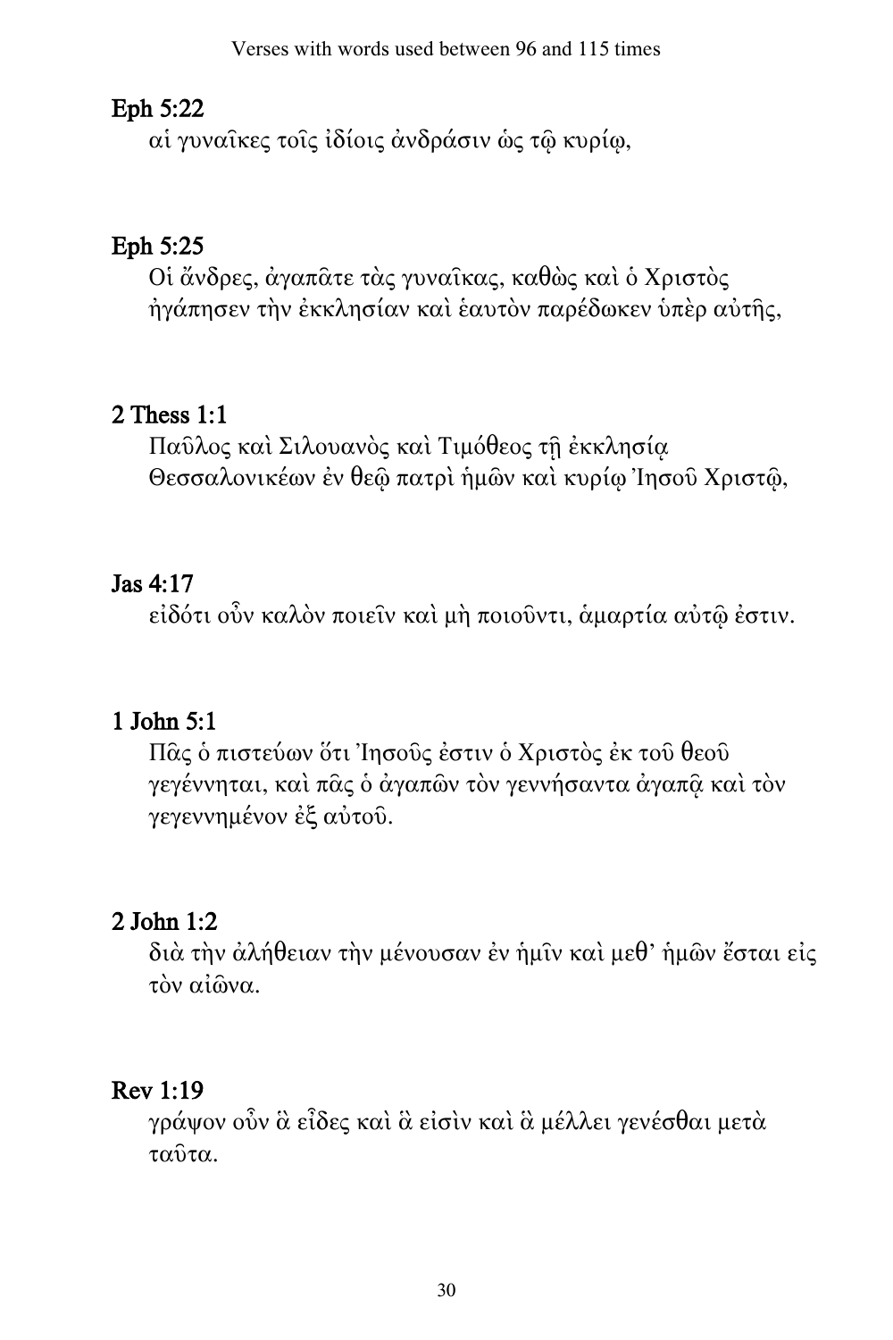## Eph 5:22

αἱ γυναῖκες τοῖς ἰδίοις ἀνδράσιν ὡς τῷ κυρίῳ,

## Eph 5:25

Οἱ ἄνδρες, ἀγαπᾶτε τὰς γυναῖκας, καθὼς καὶ ὁ Χριστὸς ἠγάπησεν τὴν ἐκκλησίαν καὶ ἑαυτὸν παρέδωκεν ὑπὲρ αὐτῆς,

## 2 Thess 1:1

Παῦλος καὶ Σιλουανὸς καὶ Τιμόθεος τῇ ἐκκλησίᾳ Θεσσαλονικέων ἐν θεῷ πατρὶ ἡμῶν καὶ κυρίῳ Ἰησοῦ Χριστῷ,

## Jas 4:17

εἰδότι οὖν καλὸν ποιεῖν καὶ μὴ ποιοῦντι, ἁμαρτία αὐτῷ ἐστιν.

## 1 John 5:1

Πᾶς ὁ πιστεύων ὅτι Ἰησοῦς ἐστιν ὁ Χριστὸς ἐκ τοῦ θεοῦ γεγέννηται, καὶ πᾶς ὁ ἀγαπῶν τὸν γεννήσαντα ἀγαπᾷ καὶ τὸν γεγεννημένον ἐξ αὐτοῦ.

## 2 John 1:2

διὰ τὴν ἀλήθειαν τὴν μένουσαν ἐν ἡμῖν καὶ μεθ' ἡμῶν ἔσται εἰς τὸν αἰῶνα.

## Rev 1:19

γράψον οὖν ἃ εἶδες καὶ ἅ εἰσὶν καὶ ἃ μέλλει γενέσθαι μετὰ ταῦτα.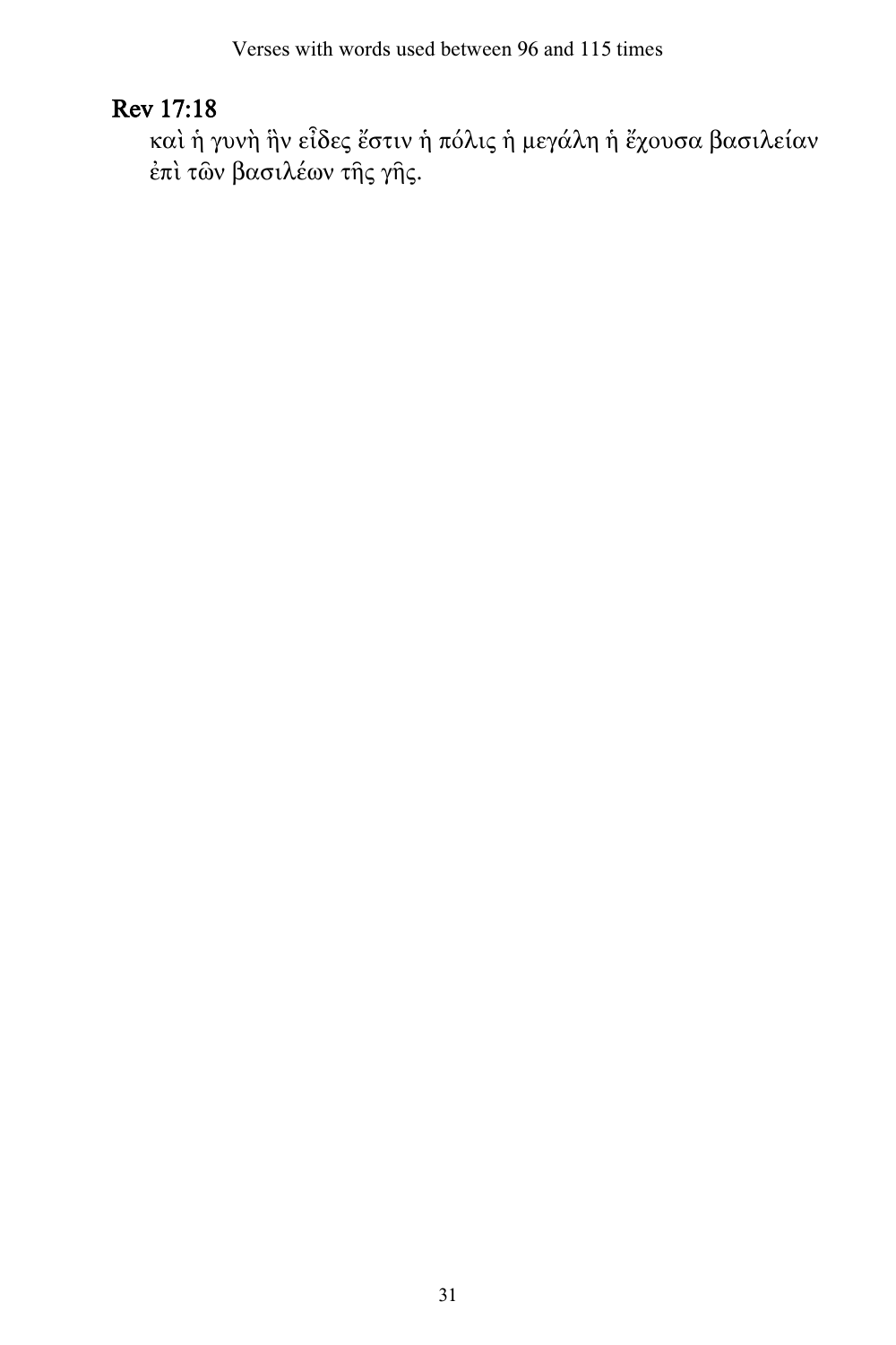## Rev 17:18

καὶ ἡ γυνὴ ἣν εἶδες ἔστιν ἡ πόλις ἡ μεγάλη ἡ ἔχουσα βασιλείαν ἐπὶ τῶν βασιλέων τῆς γῆς.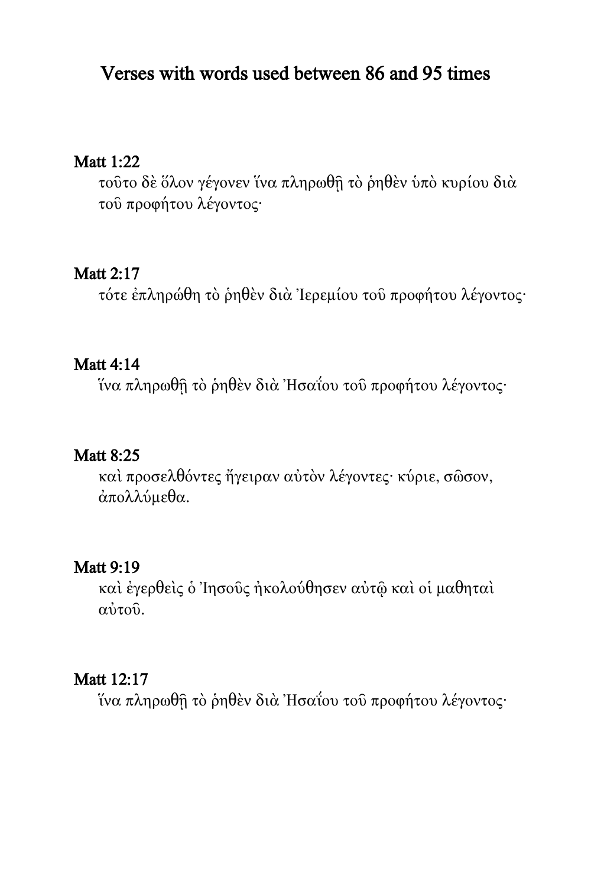## Verses with words used between 86 and 95 times

**Matt 1:22**

τοῦτο δὲ ὅλον γέγονεν ἵνα πληρωθῇ τὸ ῥηθὲν ὑπὸ κυρίου διὰ τοῦ προφήτου λέγοντος·

**Matt 2:17**

τότε ἐπληρώθη τὸ ῥηθὲν διὰ Ἰερεμίου τοῦ προφήτου λέγοντος·

**Matt 4:14**

ἵνα πληρωθῇ τὸ ῥηθὲν διὰ Ἠσαΐου τοῦ προφήτου λέγοντος·

**Matt 8:25**

καὶ προσελθόντες ἤγειραν αὐτὸν λέγοντες· κύριε, σῶσον, ἀπολλύμεθα.

**Matt 9:19**

καὶ ἐγερθεὶς ὁ Ἰησοῦς ἠκολούθησεν αὐτῷ καὶ οἱ μαθηταὶ αὐτοῦ.

**Matt 12:17**

ἵνα πληρωθῇ τὸ ῥηθὲν διὰ Ἠσαΐου τοῦ προφήτου λέγοντος·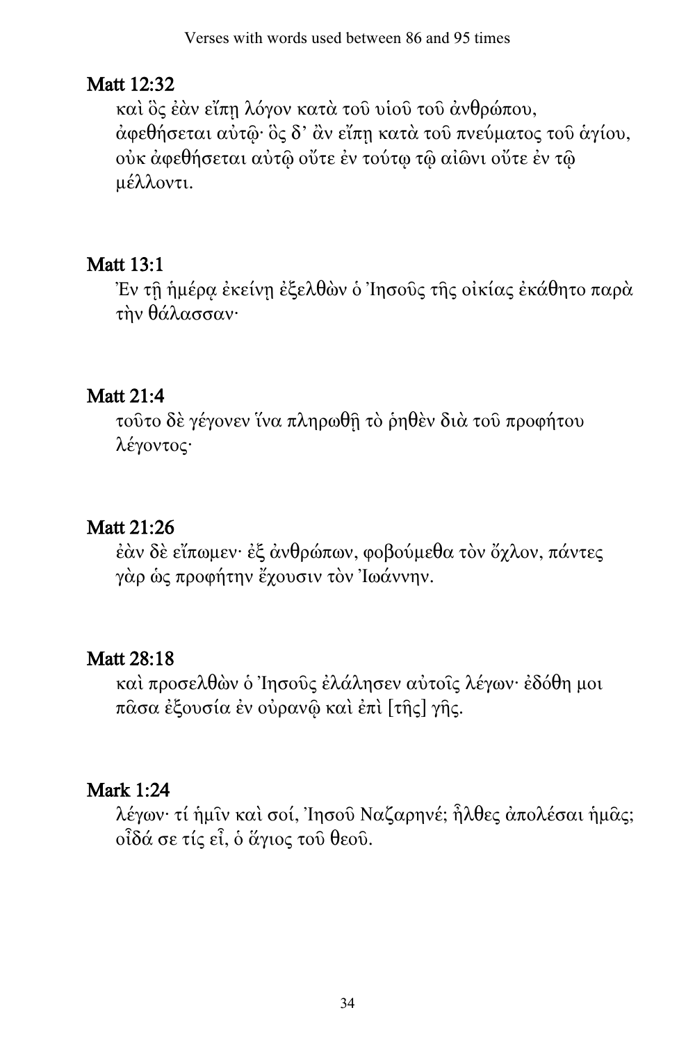## Matt 12:32

καὶ ὃς ἐὰν εἴπῃ λόγον κατὰ τοῦ υἱοῦ τοῦ ἀνθρώπου, ἀφεθήσεται αὐτῷ· ὃς δ’ ἂν εἴπῃ κατὰ τοῦ πνεύματος τοῦ ἁγίου, οὐκ ἀφεθήσεται αὐτῷ οὔτε ἐν τούτῳ τῷ αἰῶνι οὔτε ἐν τῷ μέλλοντι.

## Matt 13:1

Ἐν τῇ ἡμέρᾳ ἐκείνῃ ἐξελθὼν ὁ Ἰησοῦς τῆς οἰκίας ἐκάθητο παρὰ τὴν θάλασσαν·

## Matt 21:4

τοῦτο δὲ γέγονεν ἵνα πληρωθῇ τὸ ῥηθὲν διὰ τοῦ προφήτου λέγοντος·

## Matt 21:26

ἐὰν δὲ εἴπωμεν· ἐξ ἀνθρώπων, φοβούμεθα τὸν ὄχλον, πάντες γὰρ ὡς προφήτην ἔχουσιν τὸν Ἰωάννην.

## Matt 28:18

καὶ προσελθὼν ὁ Ἰησοῦς ἐλάλησεν αὐτοῖς λέγων· ἐδόθη μοι πᾶσα ἐξουσία ἐν οὐρανῷ καὶ ἐπὶ [τῆς] γῆς.

## Mark 1:24

λέγων· τί ἡμῖν καὶ σοί, Ἰησοῦ Ναζαρηνέ; ἦλθες ἀπολέσαι ἡμᾶς; οἶδά σε τίς εἶ, ὁ ἅγιος τοῦ θεοῦ.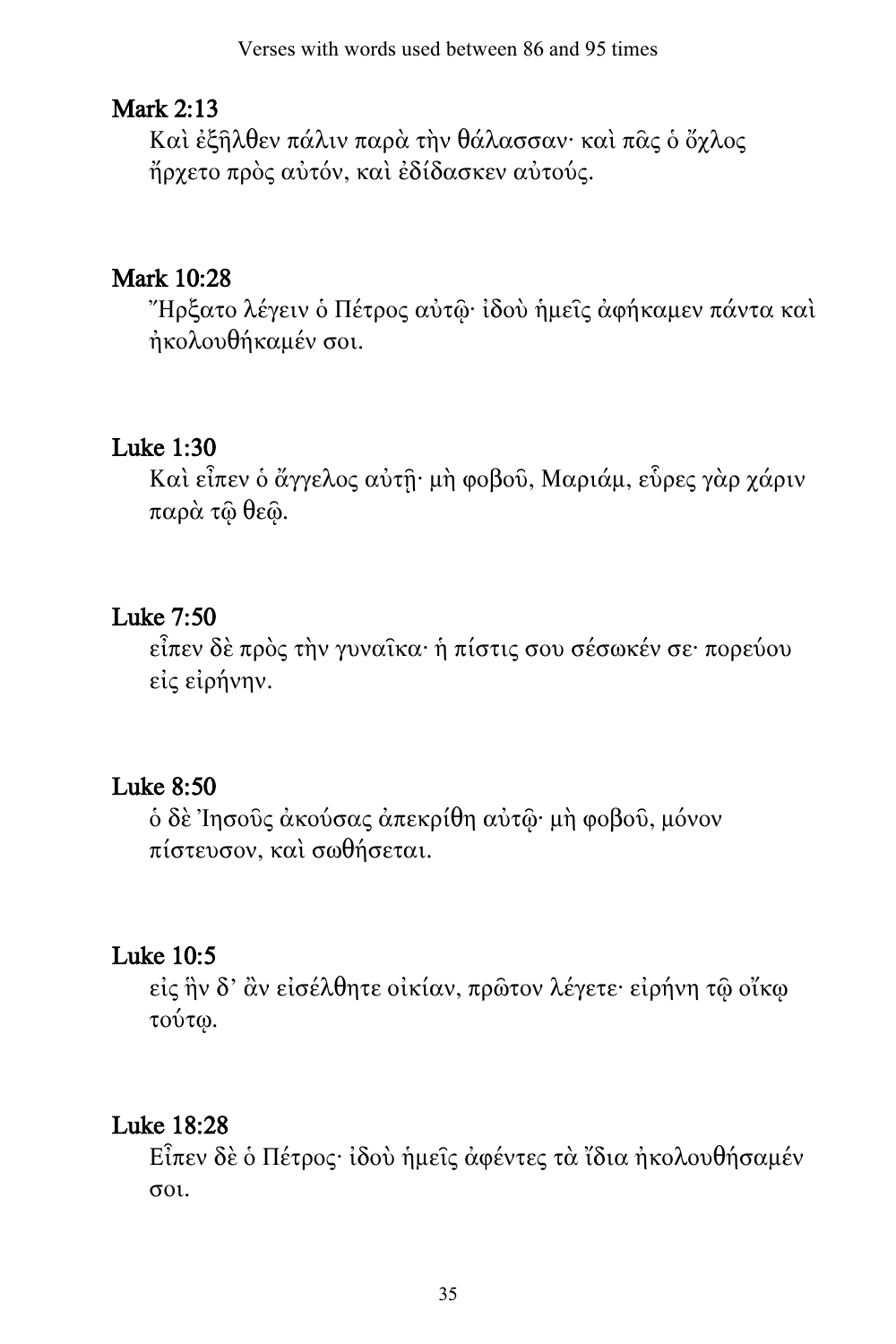## Mark 2:13

Καὶ ἐξῆλθεν πάλιν παρὰ τὴν θάλασσαν· καὶ πᾶς ὁ ὄχλος ἤρχετο πρὸς αὐτόν, καὶ ἐδίδασκεν αὐτούς.

## Mark 10:28

Ἤρξατο λέγειν ὁ Πέτρος αὐτῷ· ἰδοὺ ἡμεῖς ἀφήκαμεν πάντα καὶ ἠκολουθήκαμέν σοι.

## Luke 1:30

Καὶ εἶπεν ὁ ἄγγελος αὐτῇ· μὴ φοβοῦ, Μαριάμ, εὗρες γὰρ χάριν παρὰ τῷ θεῷ.

## Luke 7:50

εἶπεν δὲ πρὸς τὴν γυναῖκα· ἡ πίστις σου σέσωκέν σε· πορεύου εἰς εἰρήνην.

## Luke 8:50

ὁ δὲ Ἰησοῦς ἀκούσας ἀπεκρίθη αὐτῷ· μὴ φοβοῦ, μόνον πίστευσον, καὶ σωθήσεται.

## Luke 10:5

εἰς ἣν δ᾽ ἂν εἰσέλθητε οἰκίαν, πρῶτον λέγετε· εἰρήνη τῷ οἴκῳ τούτῳ.

## Luke 18:28

Εἶπεν δὲ ὁ Πέτρος· ἰδοὺ ἡμεῖς ἀφέντες τὰ ἴδια ἠκολουθήσαμέν σοι.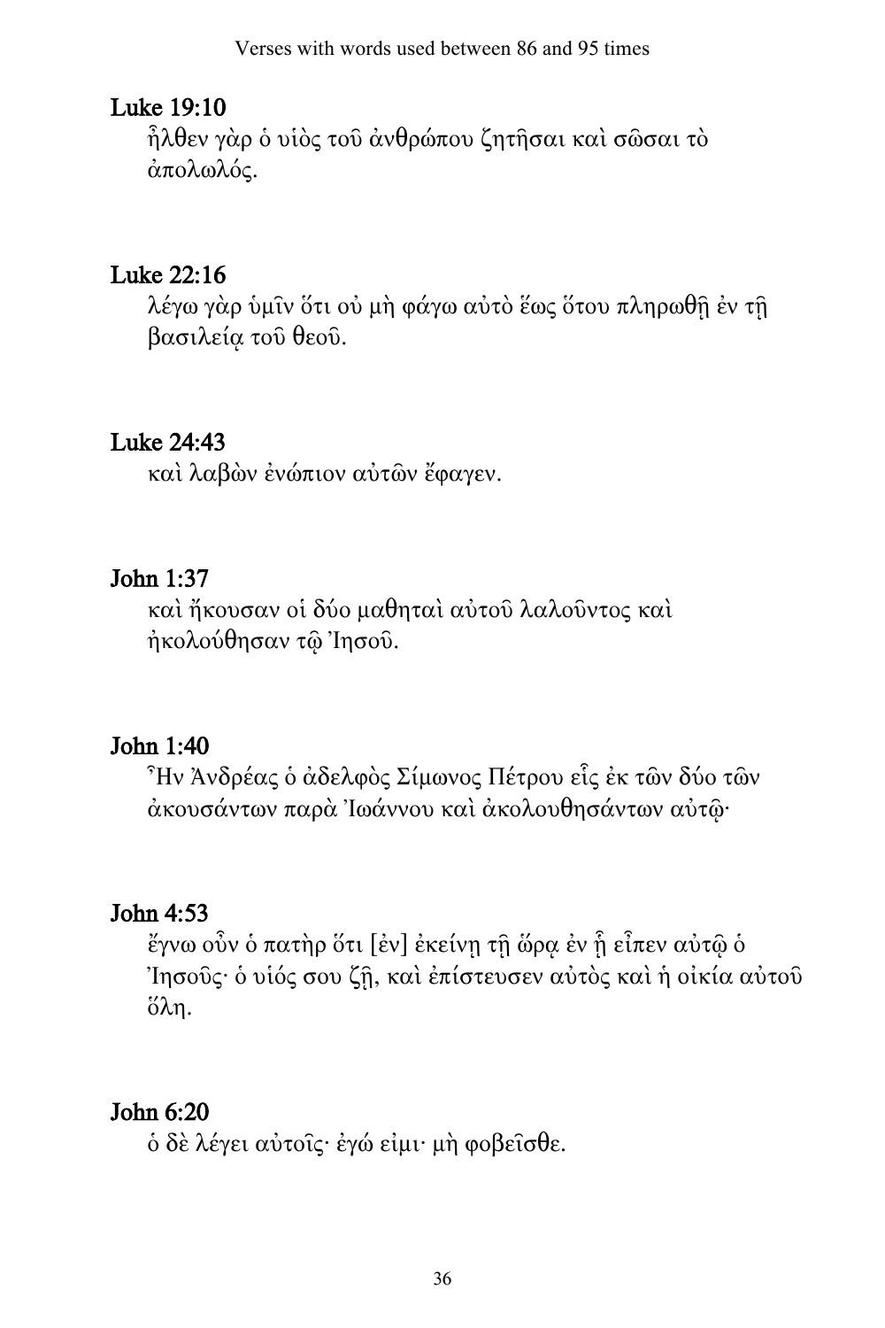## Luke 19:10

ἦλθεν γὰρ ὁ υἱὸς τοῦ ἀνθρώπου ζητῆσαι καὶ σῶσαι τὸ ἀπολωλός.

## Luke 22:16

λέγω γὰρ ὑμῖν ὅτι οὐ μὴ φάγω αὐτὸ ἕως ὅτου πληρωθῇ ἐν τῇ βασιλείᾳ τοῦ θεοῦ.

## Luke 24:43

καὶ λαβὼν ἐνώπιον αὐτῶν ἔφαγεν.

## John 1:37

καὶ ἤκουσαν οἱ δύο μαθηταὶ αὐτοῦ λαλοῦντος καὶ ἠκολούθησαν τῷ Ἰησοῦ.

## John 1:40

Ἦν Ἀνδρέας ὁ ἀδελφὸς Σίμωνος Πέτρου εἷς ἐκ τῶν δύο τῶν ἀκουσάντων παρὰ Ἰωάννου καὶ ἀκολουθησάντων αὐτῷ·

## John 4:53

ἔγνω οὖν ὁ πατὴρ ὅτι [ἐν] ἐκείνῃ τῇ ὥρᾳ ἐν ᾗ εἶπεν αὐτῷ ὁ Ἰησοῦς· ὁ υἱός σου ζῇ, καὶ ἐπίστευσεν αὐτὸς καὶ ἡ οἰκία αὐτοῦ ὅλη.

## John 6:20

ὁ δὲ λέγει αὐτοῖς· ἐγώ εἰμι· μὴ φοβεῖσθε.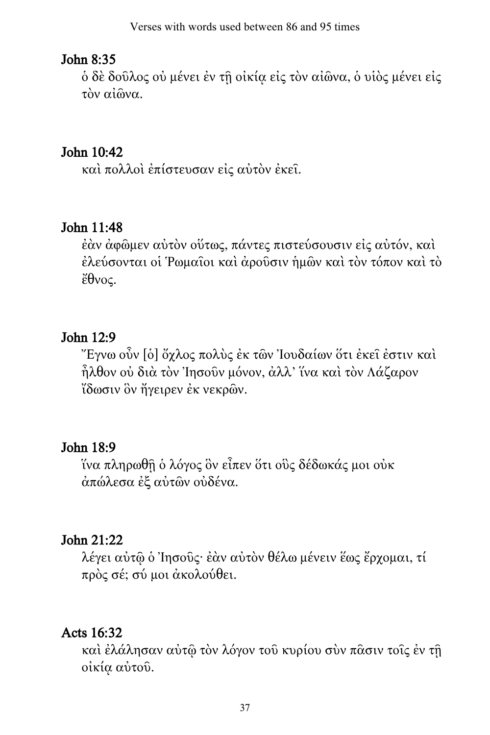## John 8:35

ὁ δὲ δοῦλος οὐ μένει ἐν τῇ οἰκίᾳ εἰς τὸν αἰῶνα, ὁ υἱὸς μένει εἰς τὸν αἰῶνα.

## John 10:42

καὶ πολλοὶ ἐπίστευσαν εἰς αὐτὸν ἐκεῖ.

## John 11:48

ἐὰν ἀφῶμεν αὐτὸν οὕτως, πάντες πιστεύσουσιν εἰς αὐτόν, καὶ ἐλεύσονται οἱ Ῥωμαῖοι καὶ ἀροῦσιν ἡμῶν καὶ τὸν τόπον καὶ τὸ ἔθνος.

## John 12:9

Ἔγνω οὖν [ὁ] ὄχλος πολὺς ἐκ τῶν Ἰουδαίων ὅτι ἐκεῖ ἐστιν καὶ ἦλθον οὐ διὰ τὸν Ἰησοῦν μόνον, ἀλλ' ἵνα καὶ τὸν Λάζαρον ἴδωσιν ὃν ἤγειρεν ἐκ νεκρῶν.

## John 18:9

ἵνα πληρωθῇ ὁ λόγος ὃν εἶπεν ὅτι οὓς δέδωκάς μοι οὐκ ἀπώλεσα ἐξ αὐτῶν οὐδένα.

## John 21:22

λέγει αὐτῷ ὁ Ἰησοῦς· ἐὰν αὐτὸν θέλω μένειν ἕως ἔρχομαι, τί πρὸς σέ; σύ μοι ἀκολούθει.

## Acts 16:32

καὶ ἐλάλησαν αὐτῷ τὸν λόγον τοῦ κυρίου σὺν πᾶσιν τοῖς ἐν τῇ οἰκίᾳ αὐτοῦ.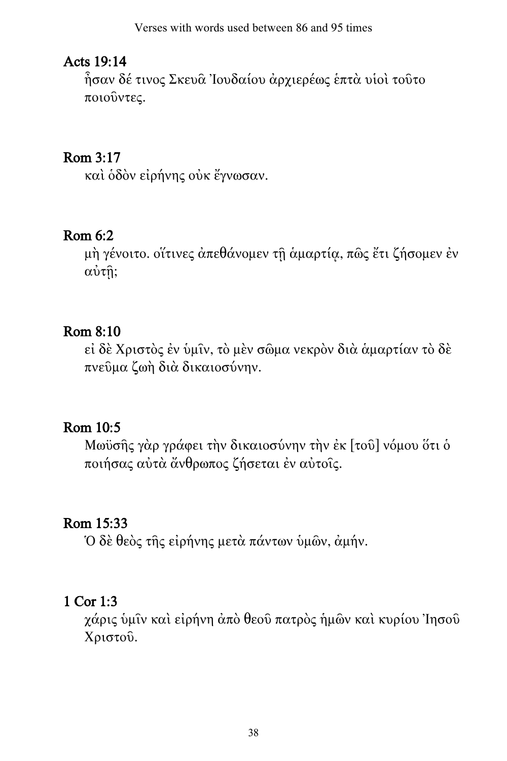## Acts 19:14

ἦσαν δέ τινος Σκευᾶ Ἰουδαίου ἀρχιερέως ἑπτὰ υἱοὶ τοῦτο ποιοῦντες.

## Rom 3:17

καὶ ὁδὸν εἰρήνης οὐκ ἔγνωσαν.

## Rom 6:2

μὴ γένοιτο. οἵτινες ἀπεθάνομεν τῇ ἁμαρτίᾳ, πῶς ἔτι ζήσομεν ἐν αὐτῇ;

## Rom 8:10

εἰ δὲ Χριστὸς ἐν ὑμῖν, τὸ μὲν σῶμα νεκρὸν διὰ ἁμαρτίαν τὸ δὲ πνεῦμα ζωὴ διὰ δικαιοσύνην.

## Rom 10:5

Μωϋσῆς γὰρ γράφει τὴν δικαιοσύνην τὴν ἐκ [τοῦ] νόμου ὅτι ὁ ποιήσας αὐτὰ ἄνθρωπος ζήσεται ἐν αὐτοῖς.

## Rom 15:33

Ὁ δὲ θεὸς τῆς εἰρήνης μετὰ πάντων ὑμῶν, ἀμήν.

## 1 Cor 1:3

χάρις ὑμῖν καὶ εἰρήνη ἀπὸ θεοῦ πατρὸς ἡμῶν καὶ κυρίου Ἰησοῦ Χριστοῦ.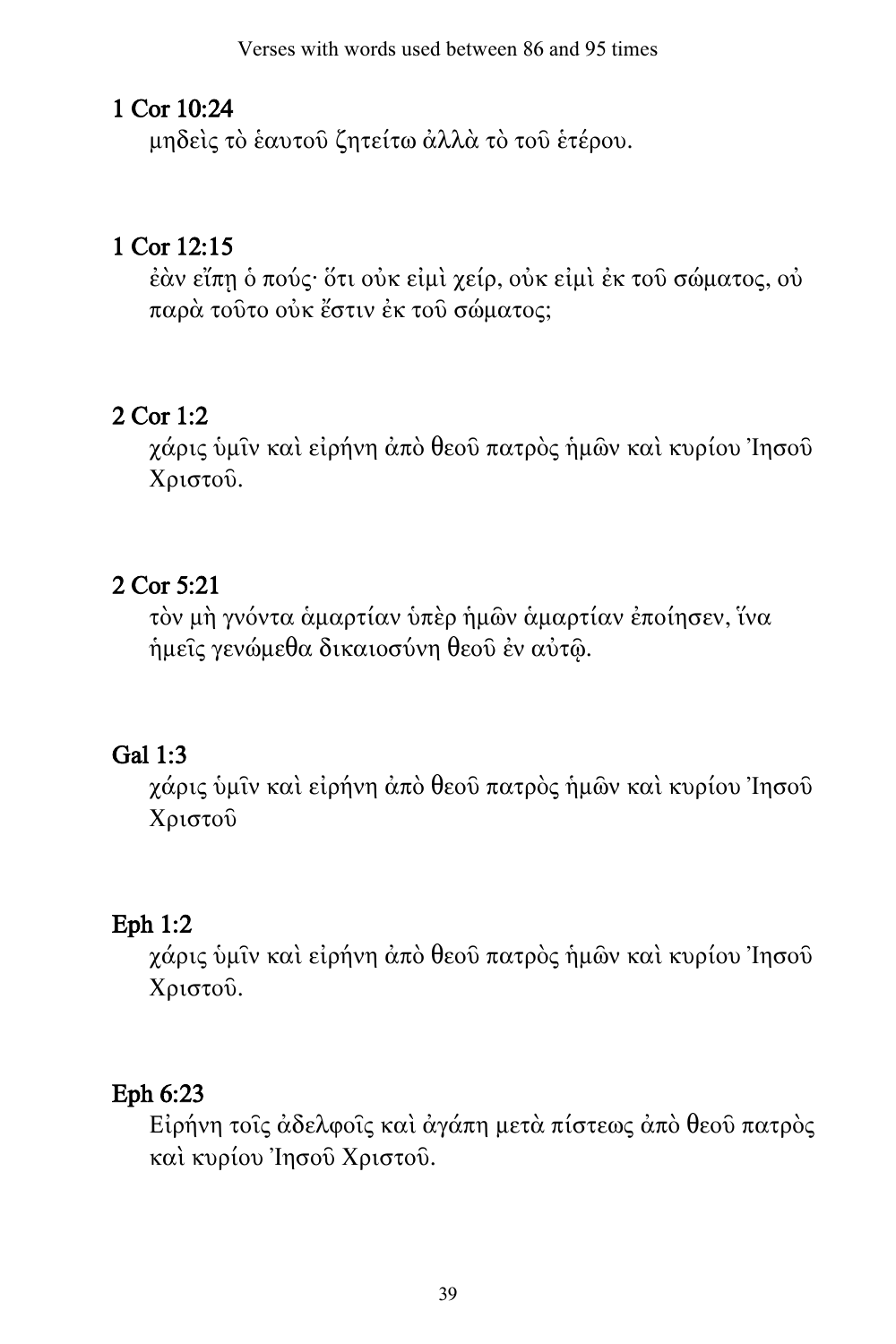## 1 Cor 10:24

μηδεὶς τὸ ἑαυτοῦ ζητείτω ἀλλὰ τὸ τοῦ ἑτέρου.

## 1 Cor 12:15

ἐὰν εἴπῃ ὁ πούς· ὅτι οὐκ εἰμὶ χείρ, οὐκ εἰμὶ ἐκ τοῦ σώματος, οὐ παρὰ τοῦτο οὐκ ἔστιν ἐκ τοῦ σώματος;

## 2 Cor 1:2

χάρις ὑμῖν καὶ εἰρήνη ἀπὸ θεοῦ πατρὸς ἡμῶν καὶ κυρίου Ἰησοῦ Χριστοῦ.

## 2 Cor 5:21

τὸν μὴ γνόντα ἁμαρτίαν ὑπὲρ ἡμῶν ἁμαρτίαν ἐποίησεν, ἵνα ἡμεῖς γενώμεθα δικαιοσύνη θεοῦ ἐν αὐτῷ.

## Gal 1:3

χάρις ὑμῖν καὶ εἰρήνη ἀπὸ θεοῦ πατρὸς ἡμῶν καὶ κυρίου Ἰησοῦ Χριστοῦ

## Eph 1:2

χάρις ὑμῖν καὶ εἰρήνη ἀπὸ θεοῦ πατρὸς ἡμῶν καὶ κυρίου Ἰησοῦ Χριστοῦ.

## Eph 6:23

Εἰρήνη τοῖς ἀδελφοῖς καὶ ἀγάπη μετὰ πίστεως ἀπὸ θεοῦ πατρὸς καὶ κυρίου Ἰησοῦ Χριστοῦ.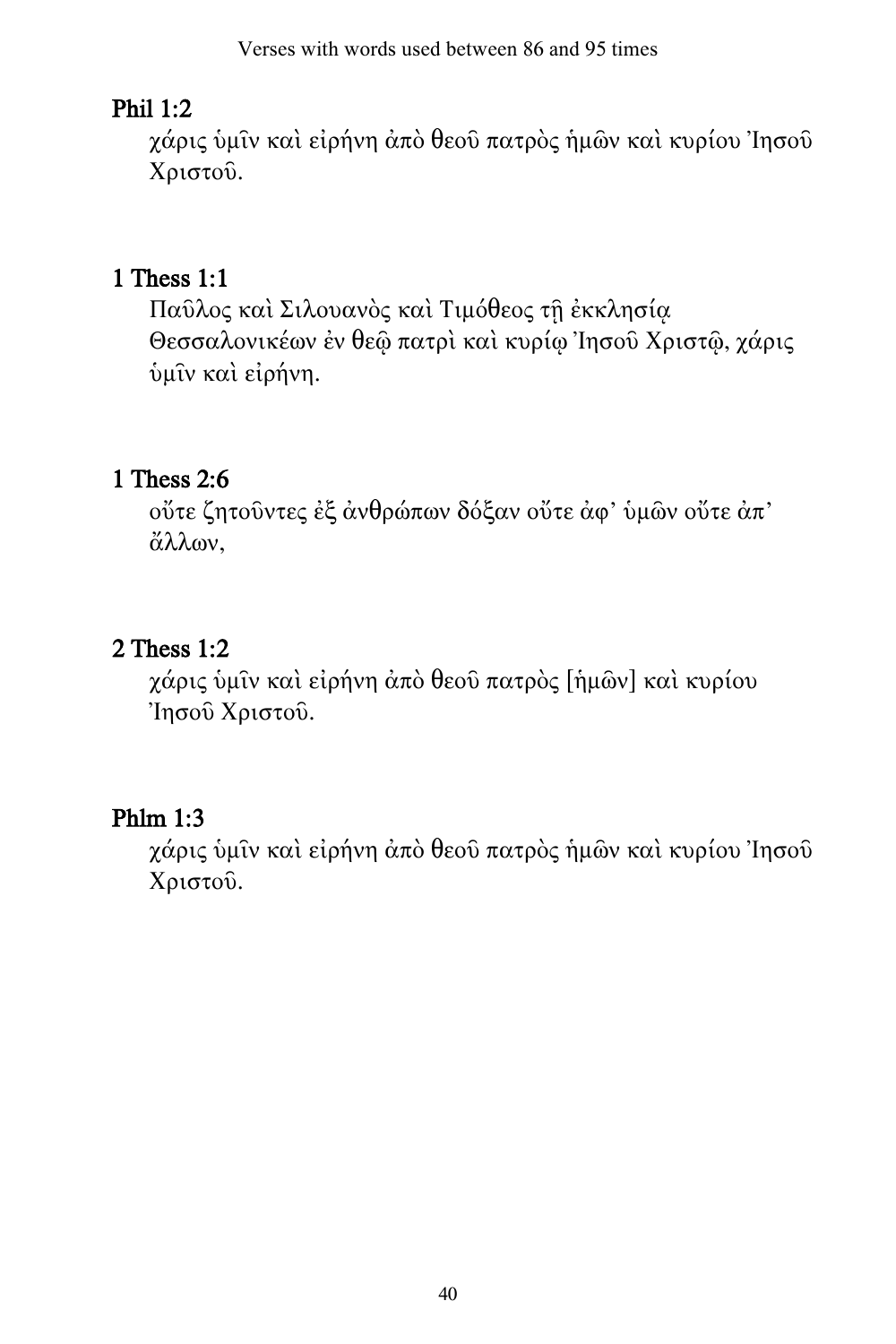## Phil 1:2

χάρις ὑμῖν καὶ εἰρήνη ἀπὸ θεοῦ πατρὸς ἡμῶν καὶ κυρίου Ἰησοῦ Χριστοῦ.

## 1 Thess 1:1

Παῦλος καὶ Σιλουανὸς καὶ Τιμόθεος τῇ ἐκκλησίᾳ Θεσσαλονικέων ἐν θεῷ πατρὶ καὶ κυρίῳ Ἰησοῦ Χριστῷ, χάρις ὑμῖν καὶ εἰρήνη.

## 1 Thess 2:6

οὔτε ζητοῦντες ἐξ ἀνθρώπων δόξαν οὔτε ἀφ᾽ ὑμῶν οὔτε ἀπ᾽ ἄλλων,

## 2 Thess 1:2

χάρις ὑμῖν καὶ εἰρήνη ἀπὸ θεοῦ πατρὸς [ἡμῶν] καὶ κυρίου Ἰησοῦ Χριστοῦ.

## Phlm 1:3

χάρις ὑμῖν καὶ εἰρήνη ἀπὸ θεοῦ πατρὸς ἡμῶν καὶ κυρίου Ἰησοῦ Χριστοῦ.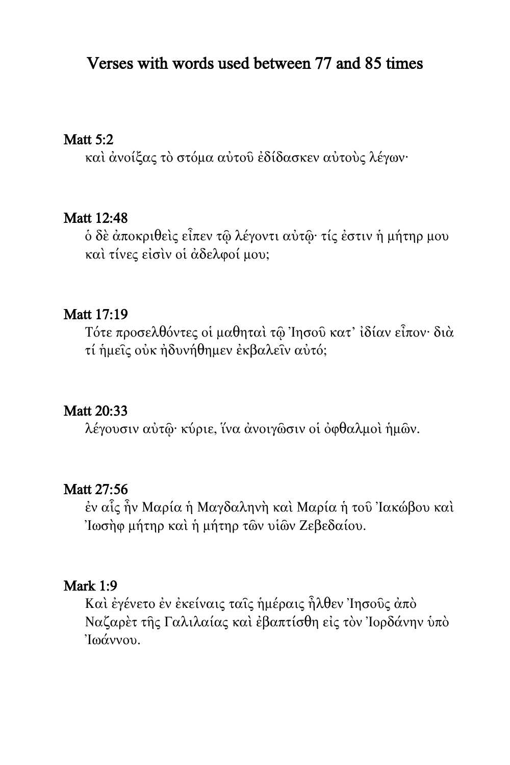# Verses with words used between 77 and 85 times

## Matt 5:2

καὶ ἀνοίξας τὸ στόμα αὐτοῦ ἐδίδασκεν αὐτοὺς λέγων·

## Matt 12:48

ὁ δὲ ἀποκριθεὶς εἶπεν τῷ λέγοντι αὐτῷ· τίς ἐστιν ἡ μήτηρ μου καὶ τίνες εἰσὶν οἱ ἀδελφοί μου;

## Matt 17:19

Τότε προσελθόντες οἱ μαθηταὶ τῷ Ἰησοῦ κατ᾽ ἰδίαν εἶπον· διὰ τί ἡμεῖς οὐκ ἠδυνήθημεν ἐκβαλεῖν αὐτό;

## Matt 20:33

λέγουσιν αὐτῷ· κύριε, ἵνα ἀνοιγῶσιν οἱ ὀφθαλμοὶ ἡμῶν.

## Matt 27:56

ἐν αἷς ἦν Μαρία ἡ Μαγδαληνὴ καὶ Μαρία ἡ τοῦ Ἰακώβου καὶ Ἰωσὴφ μήτηρ καὶ ἡ μήτηρ τῶν υἱῶν Ζεβεδαίου.

## Mark 1:9

Καὶ ἐγένετο ἐν ἐκείναις ταῖς ἡμέραις ἦλθεν Ἰησοῦς ἀπὸ Ναζαρὲτ τῆς Γαλιλαίας καὶ ἐβαπτίσθη εἰς τὸν Ἰορδάνην ὑπὸ Ἰωάννου.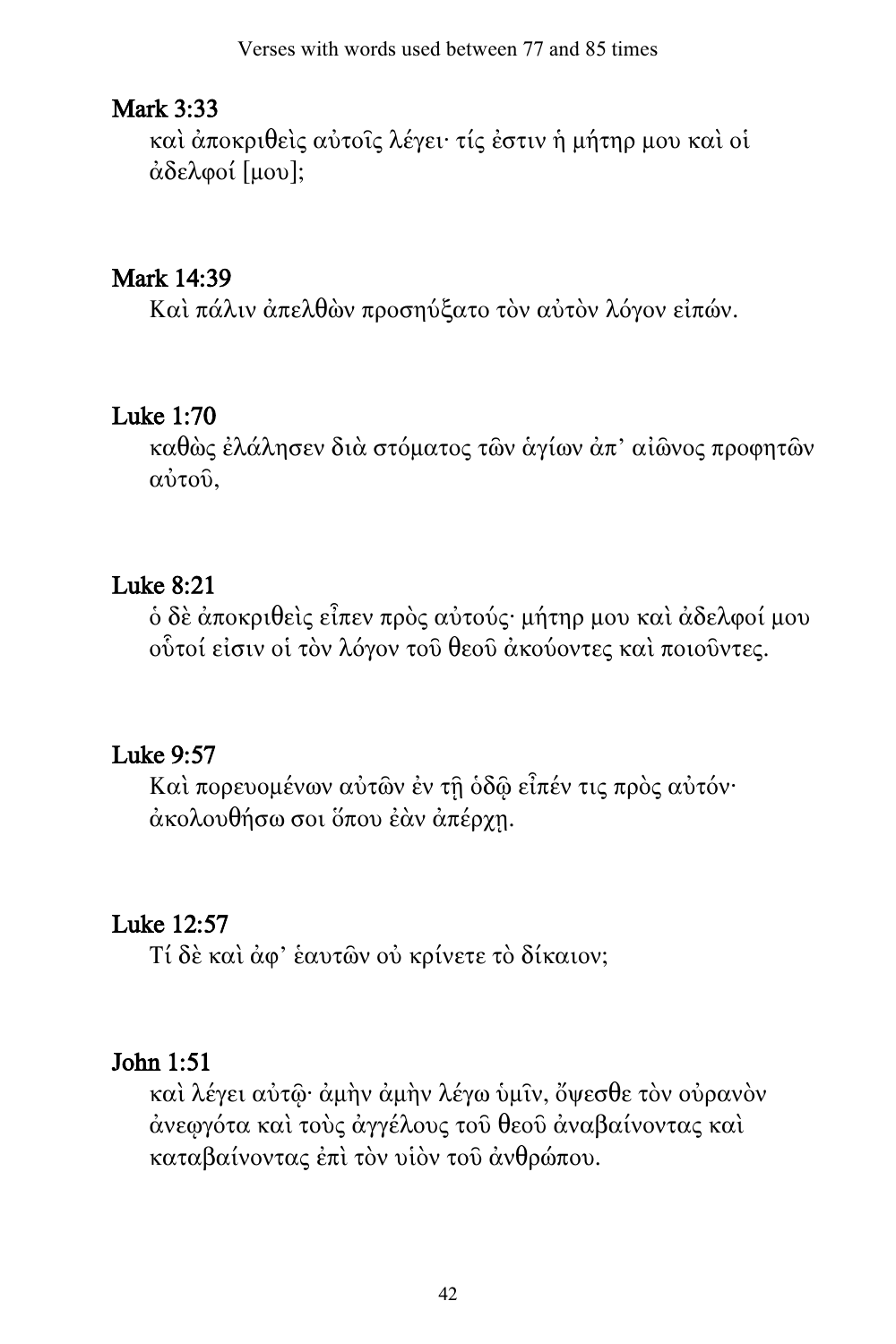## Mark 3:33

καὶ ἀποκριθεὶς αὐτοῖς λέγει· τίς ἐστιν ἡ μήτηρ μου καὶ οἱ ἀδελφοί [μου];

## Mark 14:39

Καὶ πάλιν ἀπελθὼν προσηύξατο τὸν αὐτὸν λόγον εἰπών.

## Luke 1:70

καθὼς ἐλάλησεν διὰ στόματος τῶν ἁγίων ἀπ' αἰῶνος προφητῶν αὐτοῦ,

## Luke 8:21

ὁ δὲ ἀποκριθεὶς εἶπεν πρὸς αὐτούς· μήτηρ μου καὶ ἀδελφοί μου οὗτοί εἰσιν οἱ τὸν λόγον τοῦ θεοῦ ἀκούοντες καὶ ποιοῦντες.

## Luke 9:57

Καὶ πορευομένων αὐτῶν ἐν τῇ ὁδῷ εἶπέν τις πρὸς αὐτόν· ἀκολουθήσω σοι ὅπου ἐὰν ἀπέρχῃ.

## Luke 12:57

Τί δὲ καὶ ἀφ' ἑαυτῶν οὐ κρίνετε τὸ δίκαιον;

## John 1:51

καὶ λέγει αὐτῷ· ἀμὴν ἀμὴν λέγω ὑμῖν, ὄψεσθε τὸν οὐρανὸν ἀνεῳγότα καὶ τοὺς ἀγγέλους τοῦ θεοῦ ἀναβαίνοντας καὶ καταβαίνοντας ἐπὶ τὸν υἱὸν τοῦ ἀνθρώπου.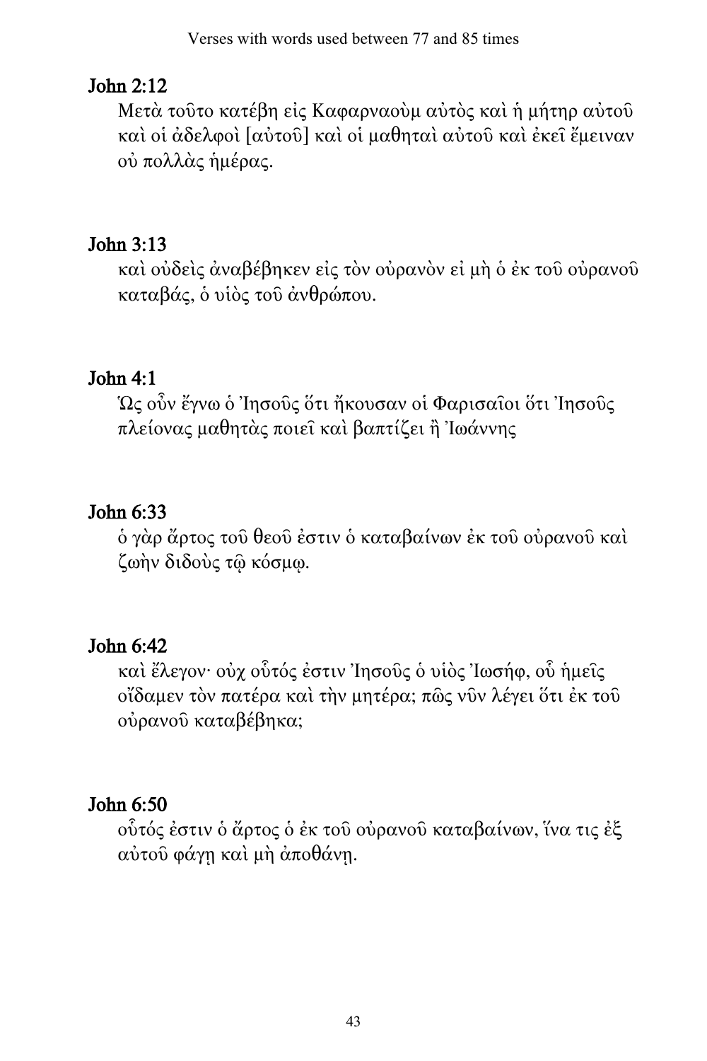## John 2:12

Μετὰ τοῦτο κατέβη εἰς Καφαρναοὺμ αὐτὸς καὶ ἡ μήτηρ αὐτοῦ καὶ οἱ ἀδελφοὶ [αὐτοῦ] καὶ οἱ μαθηταὶ αὐτοῦ καὶ ἐκεῖ ἔμειναν οὐ πολλὰς ἡμέρας.

## John 3:13

καὶ οὐδεὶς ἀναβέβηκεν εἰς τὸν οὐρανὸν εἰ μὴ ὁ ἐκ τοῦ οὐρανοῦ καταβάς, ὁ υἱὸς τοῦ ἀνθρώπου.

## John 4:1

Ὡς οὖν ἔγνω ὁ Ἰησοῦς ὅτι ἤκουσαν οἱ Φαρισαῖοι ὅτι Ἰησοῦς πλείονας μαθητὰς ποιεῖ καὶ βαπτίζει ἢ Ἰωάννης

## John 6:33

ὁ γὰρ ἄρτος τοῦ θεοῦ ἐστιν ὁ καταβαίνων ἐκ τοῦ οὐρανοῦ καὶ ζωὴν διδοὺς τῷ κόσμῳ.

## John 6:42

καὶ ἔλεγον· οὐχ οὗτός ἐστιν Ἰησοῦς ὁ υἱὸς Ἰωσήφ, οὗ ἡμεῖς οἴδαμεν τὸν πατέρα καὶ τὴν μητέρα; πῶς νῦν λέγει ὅτι ἐκ τοῦ οὐρανοῦ καταβέβηκα;

## John 6:50

οὗτός ἐστιν ὁ ἄρτος ὁ ἐκ τοῦ οὐρανοῦ καταβαίνων, ἵνα τις ἐξ αὐτοῦ φάγῃ καὶ μὴ ἀποθάνῃ.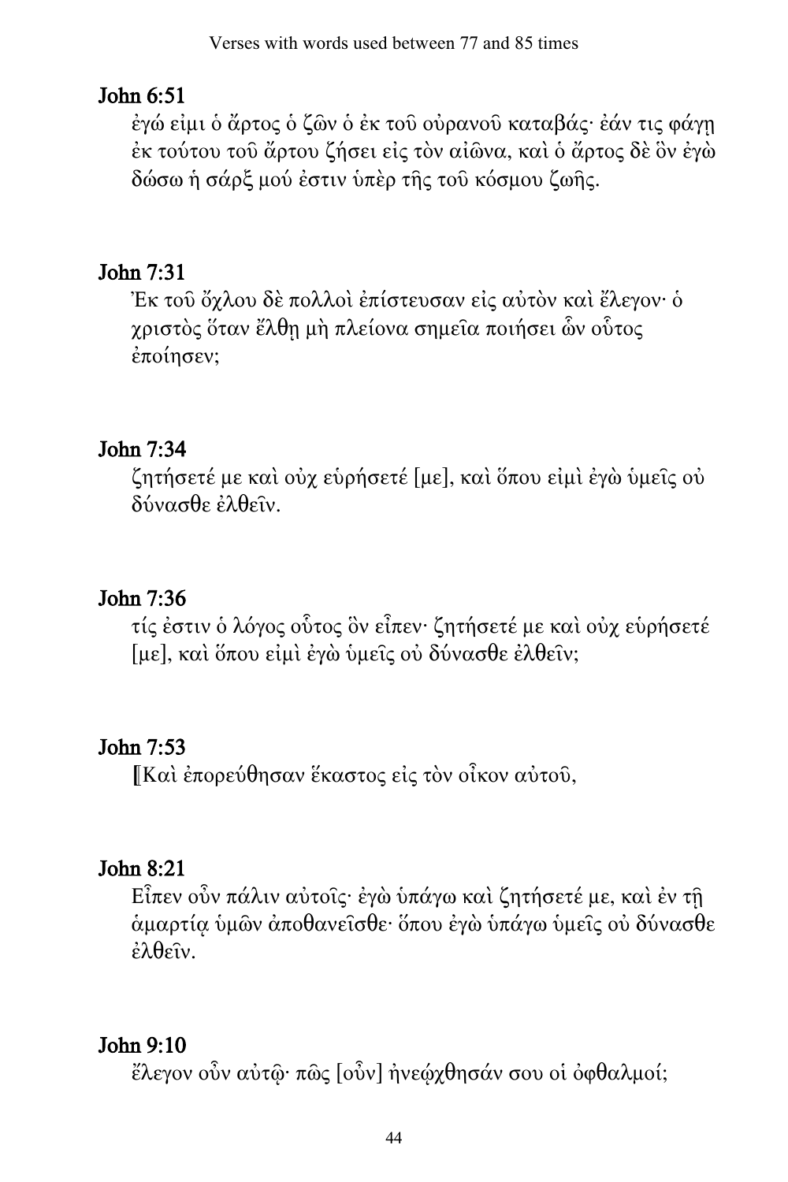## John 6:51

ἐγώ εἰμι ὁ ἄρτος ὁ ζῶν ὁ ἐκ τοῦ οὐρανοῦ καταβάς· ἐάν τις φάγῃ ἐκ τούτου τοῦ ἄρτου ζήσει εἰς τὸν αἰῶνα, καὶ ὁ ἄρτος δὲ ὃν ἐγὼ δώσω ἡ σάρξ μού ἐστιν ὑπὲρ τῆς τοῦ κόσμου ζωῆς.

## John 7:31

Ἐκ τοῦ ὄχλου δὲ πολλοὶ ἐπίστευσαν εἰς αὐτὸν καὶ ἔλεγον· ὁ χριστὸς ὅταν ἔλθῃ μὴ πλείονα σημεῖα ποιήσει ὧν οὗτος ἐποίησεν;

## John 7:34

ζητήσετέ με καὶ οὐχ εὑρήσετέ [με], καὶ ὅπου εἰμὶ ἐγὼ ὑμεῖς οὐ δύνασθε ἐλθεῖν.

## John 7:36

τίς ἐστιν ὁ λόγος οὗτος ὃν εἶπεν· ζητήσετέ με καὶ οὐχ εὑρήσετέ [με], καὶ ὅπου εἰμὶ ἐγὼ ὑμεῖς οὐ δύνασθε ἐλθεῖν;

## John 7:53

⟦Καὶ ἐπορεύθησαν ἕκαστος εἰς τὸν οἶκον αὐτοῦ,

## John 8:21

Εἶπεν οὖν πάλιν αὐτοῖς· ἐγὼ ὑπάγω καὶ ζητήσετέ με, καὶ ἐν τῇ ἁμαρτίᾳ ὑμῶν ἀποθανεῖσθε· ὅπου ἐγὼ ὑπάγω ὑμεῖς οὐ δύνασθε ἐλθεῖν.

## John 9:10

ἔλεγον οὖν αὐτῷ· πῶς [οὖν] ἠνεῴχθησάν σου οἱ ὀφθαλμοί;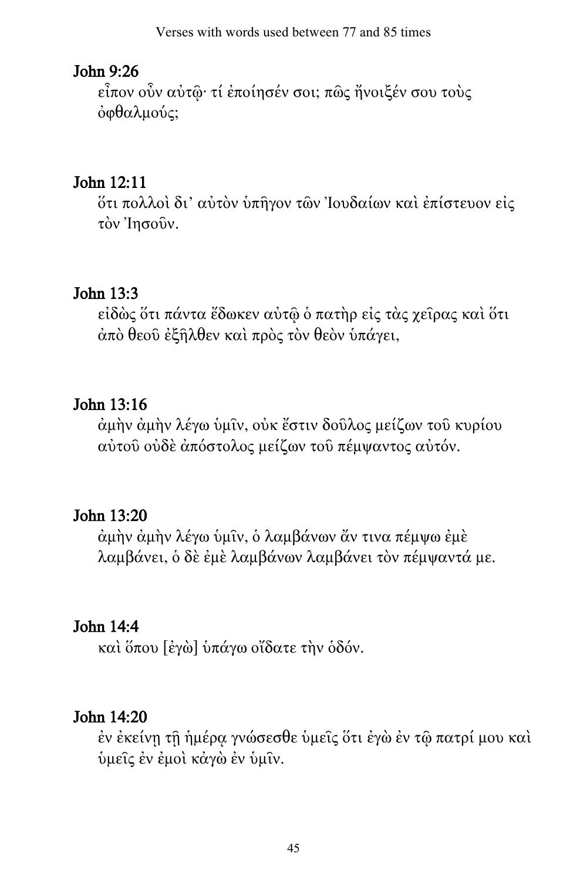## John 9:26

εἶπον οὖν αὐτῷ· τί ἐποίησέν σοι; πῶς ἤνοιξέν σου τοὺς ὀφθαλμούς;

## John 12:11

ὅτι πολλοὶ δι' αὐτὸν ὑπῆγον τῶν Ἰουδαίων καὶ ἐπίστευον εἰς τὸν Ἰησοῦν.

## John 13:3

εἰδὼς ὅτι πάντα ἔδωκεν αὐτῷ ὁ πατὴρ εἰς τὰς χεῖρας καὶ ὅτι ἀπὸ θεοῦ ἐξῆλθεν καὶ πρὸς τὸν θεὸν ὑπάγει,

## John 13:16

ἀμὴν ἀμὴν λέγω ὑμῖν, οὐκ ἔστιν δοῦλος μείζων τοῦ κυρίου αὐτοῦ οὐδὲ ἀπόστολος μείζων τοῦ πέμψαντος αὐτόν.

## John 13:20

ἀμὴν ἀμὴν λέγω ὑμῖν, ὁ λαμβάνων ἄν τινα πέμψω ἐμὲ λαμβάνει, ὁ δὲ ἐμὲ λαμβάνων λαμβάνει τὸν πέμψαντά με.

## John 14:4

καὶ ὅπου [ἐγὼ] ὑπάγω οἴδατε τὴν ὁδόν.

## John 14:20

ἐν ἐκείνῃ τῇ ἡμέρᾳ γνώσεσθε ὑμεῖς ὅτι ἐγὼ ἐν τῷ πατρί μου καὶ ὑμεῖς ἐν ἐμοὶ κἀγὼ ἐν ὑμῖν.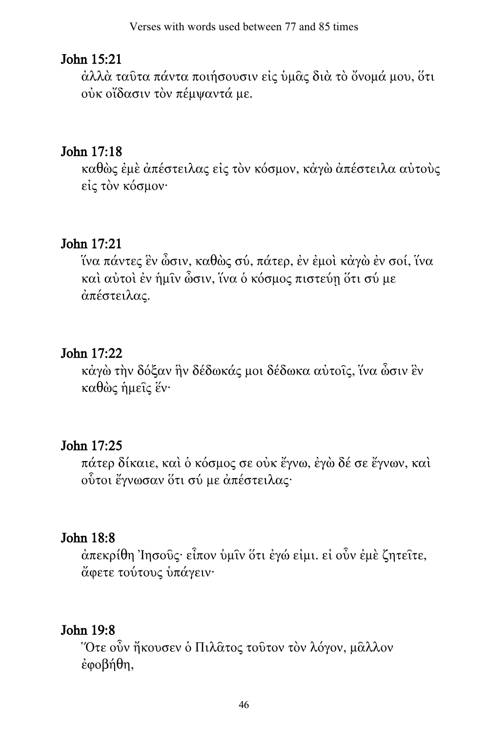## John 15:21

ἀλλὰ ταῦτα πάντα ποιήσουσιν εἰς ὑμᾶς διὰ τὸ ὄνομά μου, ὅτι οὐκ οἴδασιν τὸν πέμψαντά με.

## John 17:18

καθὼς ἐμὲ ἀπέστειλας εἰς τὸν κόσμον, κἀγὼ ἀπέστειλα αὐτοὺς εἰς τὸν κόσμον·

## John 17:21

ἵνα πάντες ἓν ὦσιν, καθὼς σύ, πάτερ, ἐν ἐμοὶ κἀγὼ ἐν σοί, ἵνα καὶ αὐτοὶ ἐν ἡμῖν ὦσιν, ἵνα ὁ κόσμος πιστεύῃ ὅτι σύ με ἀπέστειλας.

## John 17:22

κἀγὼ τὴν δόξαν ἣν δέδωκάς μοι δέδωκα αὐτοῖς, ἵνα ὦσιν ἓν καθὼς ἡμεῖς ἕν·

## John 17:25

πάτερ δίκαιε, καὶ ὁ κόσμος σε οὐκ ἔγνω, ἐγὼ δέ σε ἔγνων, καὶ οὗτοι ἔγνωσαν ὅτι σύ με ἀπέστειλας·

## John 18:8

ἀπεκρίθη Ἰησοῦς· εἶπον ὑμῖν ὅτι ἐγώ εἰμι. εἰ οὖν ἐμὲ ζητεῖτε, ἄφετε τούτους ὑπάγειν·

## John 19:8

Ὅτε οὖν ἤκουσεν ὁ Πιλᾶτος τοῦτον τὸν λόγον, μᾶλλον ἐφοβήθη,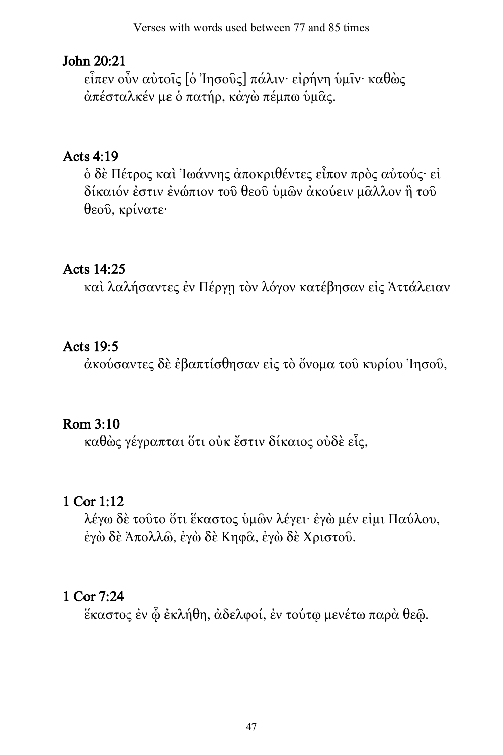## John 20:21

εἶπεν οὖν αὐτοῖς [ὁ Ἰησοῦς] πάλιν· εἰρήνη ὑμῖν· καθὼς ἀπέσταλκέν με ὁ πατήρ, κἀγὼ πέμπω ὑμᾶς.

## Acts 4:19

ὁ δὲ Πέτρος καὶ Ἰωάννης ἀποκριθέντες εἶπον πρὸς αὐτούς· εἰ δίκαιόν ἐστιν ἐνώπιον τοῦ θεοῦ ὑμῶν ἀκούειν μᾶλλον ἢ τοῦ θεοῦ, κρίνατε·

## Acts 14:25

καὶ λαλήσαντες ἐν Πέργῃ τὸν λόγον κατέβησαν εἰς Ἀττάλειαν

## Acts 19:5

ἀκούσαντες δὲ ἐβαπτίσθησαν εἰς τὸ ὄνομα τοῦ κυρίου Ἰησοῦ,

## Rom 3:10

καθὼς γέγραπται ὅτι οὐκ ἔστιν δίκαιος οὐδὲ εἷς,

## 1 Cor 1:12

λέγω δὲ τοῦτο ὅτι ἕκαστος ὑμῶν λέγει· ἐγὼ μέν εἰμι Παύλου, ἐγὼ δὲ Ἀπολλῶ, ἐγὼ δὲ Κηφᾶ, ἐγὼ δὲ Χριστοῦ.

## 1 Cor 7:24

ἕκαστος ἐν ᾧ ἐκλήθη, ἀδελφοί, ἐν τούτῳ μενέτω παρὰ θεῷ.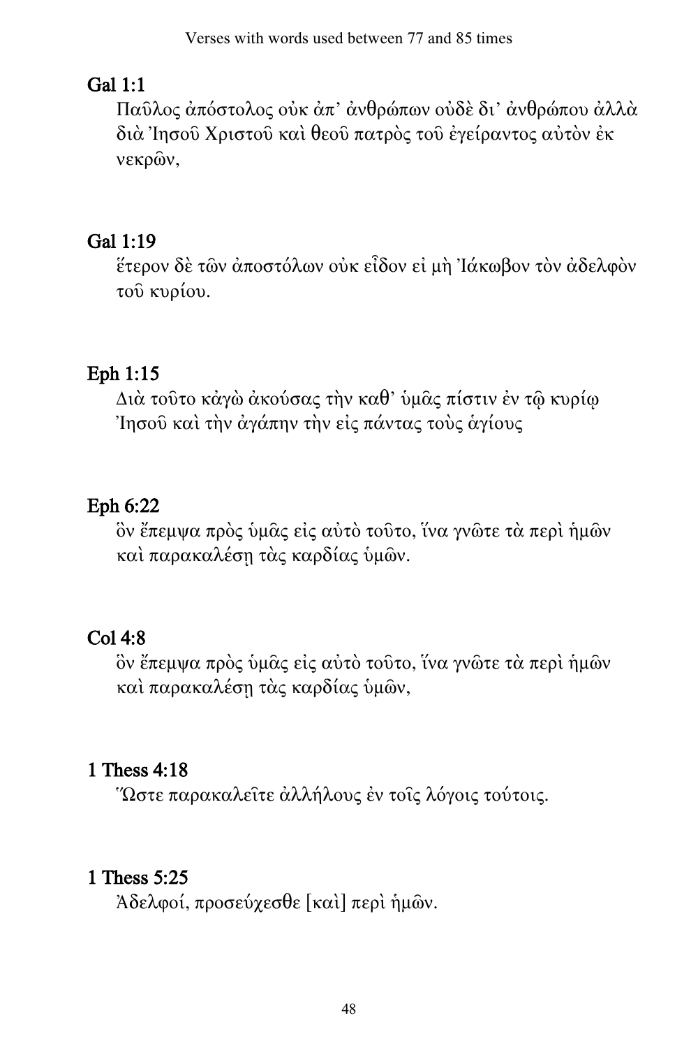## Gal 1:1

Παῦλος ἀπόστολος οὐκ ἀπ’ ἀνθρώπων οὐδὲ δι’ ἀνθρώπου ἀλλὰ διὰ Ἰησοῦ Χριστοῦ καὶ θεοῦ πατρὸς τοῦ ἐγείραντος αὐτὸν ἐκ νεκρῶν,

## Gal 1:19

ἕτερον δὲ τῶν ἀποστόλων οὐκ εἶδον εἰ μὴ Ἰάκωβον τὸν ἀδελφὸν τοῦ κυρίου.

## Eph 1:15

Διὰ τοῦτο κἀγὼ ἀκούσας τὴν καθ’ ὑμᾶς πίστιν ἐν τῷ κυρίῳ Ἰησοῦ καὶ τὴν ἀγάπην τὴν εἰς πάντας τοὺς ἁγίους

## Eph 6:22

ὃν ἔπεμψα πρὸς ὑμᾶς εἰς αὐτὸ τοῦτο, ἵνα γνῶτε τὰ περὶ ἡμῶν καὶ παρακαλέσῃ τὰς καρδίας ὑμῶν.

## Col 4:8

ὃν ἔπεμψα πρὸς ὑμᾶς εἰς αὐτὸ τοῦτο, ἵνα γνῶτε τὰ περὶ ἡμῶν καὶ παρακαλέσῃ τὰς καρδίας ὑμῶν,

## 1 Thess 4:18

Ὥστε παρακαλεῖτε ἀλλήλους ἐν τοῖς λόγοις τούτοις.

## 1 Thess 5:25

Ἀδελφοί, προσεύχεσθε [καὶ] περὶ ἡμῶν.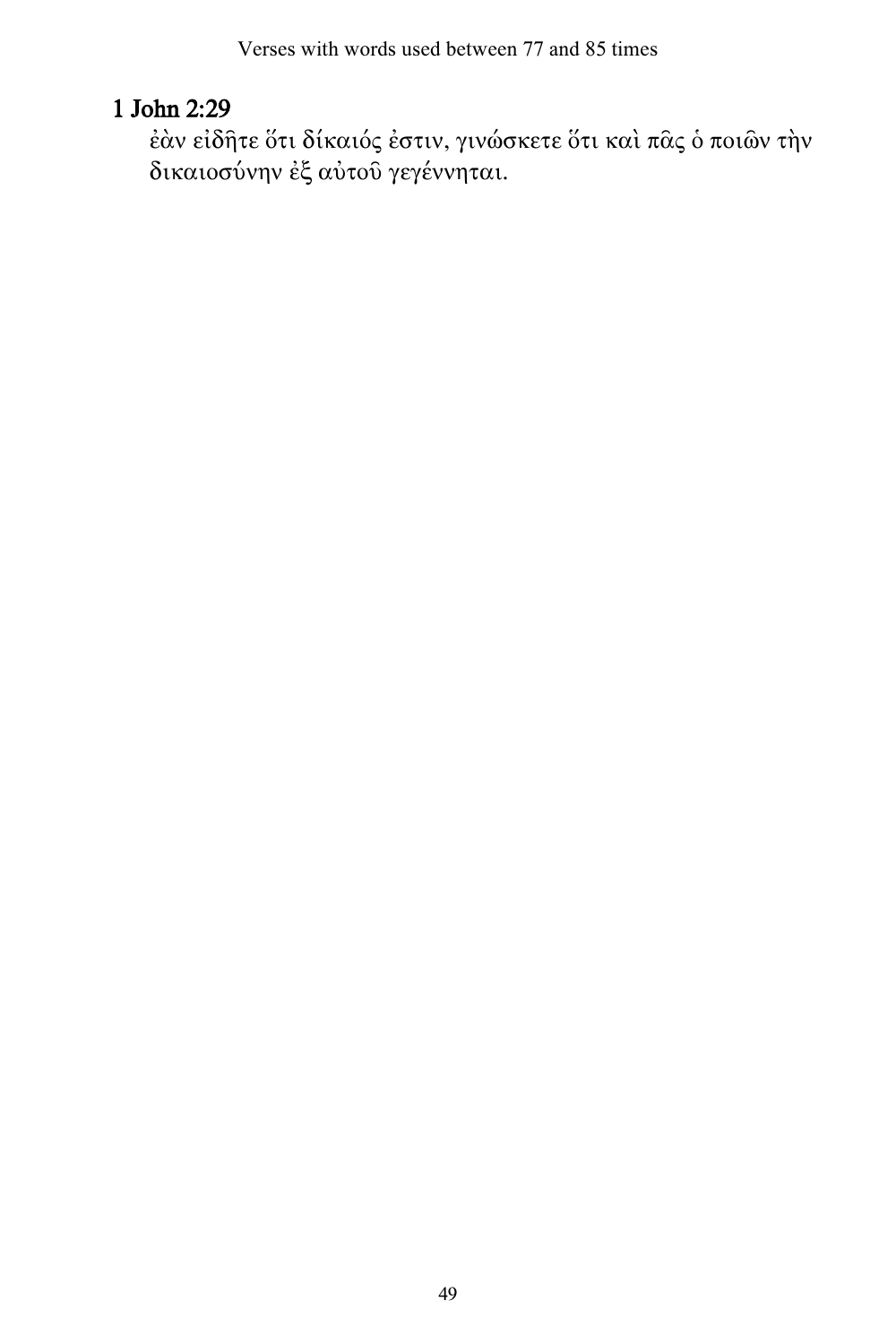## 1 John 2:29

ἐὰν εἰδῆτε ὅτι δίκαιός ἐστιν, γινώσκετε ὅτι καὶ πᾶς ὁ ποιῶν τὴν δικαιοσύνην ἐξ αὐτοῦ γεγέννηται.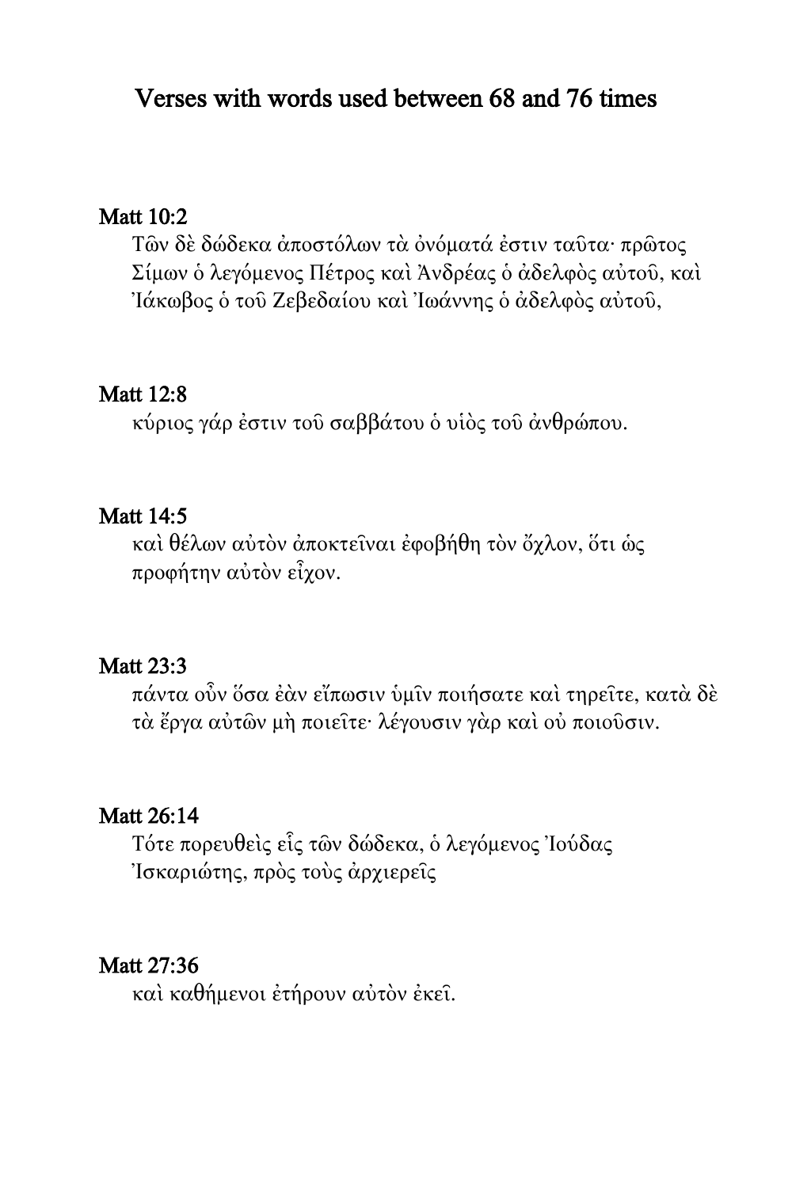# Verses with words used between 68 and 76 times

### Matt 10:2

Τῶν δὲ δώδεκα ἀποστόλων τὰ ὀνόματά ἐστιν ταῦτα· πρῶτος Σίμων ὁ λεγόμενος Πέτρος καὶ Ἀνδρέας ὁ ἀδελφὸς αὐτοῦ, καὶ Ἰάκωβος ὁ τοῦ Ζεβεδαίου καὶ Ἰωάννης ὁ ἀδελφὸς αὐτοῦ,

### Matt 12:8

κύριος γάρ ἐστιν τοῦ σαββάτου ὁ υἱὸς τοῦ ἀνθρώπου.

### Matt 14:5

καὶ θέλων αὐτὸν ἀποκτεῖναι ἐφοβήθη τὸν ὄχλον, ὅτι ὡς προφήτην αὐτὸν εἶχον.

### Matt 23:3

πάντα οὖν ὅσα ἐὰν εἴπωσιν ὑμῖν ποιήσατε καὶ τηρεῖτε, κατὰ δὲ τὰ ἔργα αὐτῶν μὴ ποιεῖτε· λέγουσιν γὰρ καὶ οὐ ποιοῦσιν.

### Matt 26:14

Τότε πορευθεὶς εἷς τῶν δώδεκα, ὁ λεγόμενος Ἰούδας Ἰσκαριώτης, πρὸς τοὺς ἀρχιερεῖς

### Matt 27:36

καὶ καθήμενοι ἐτήρουν αὐτὸν ἐκεῖ.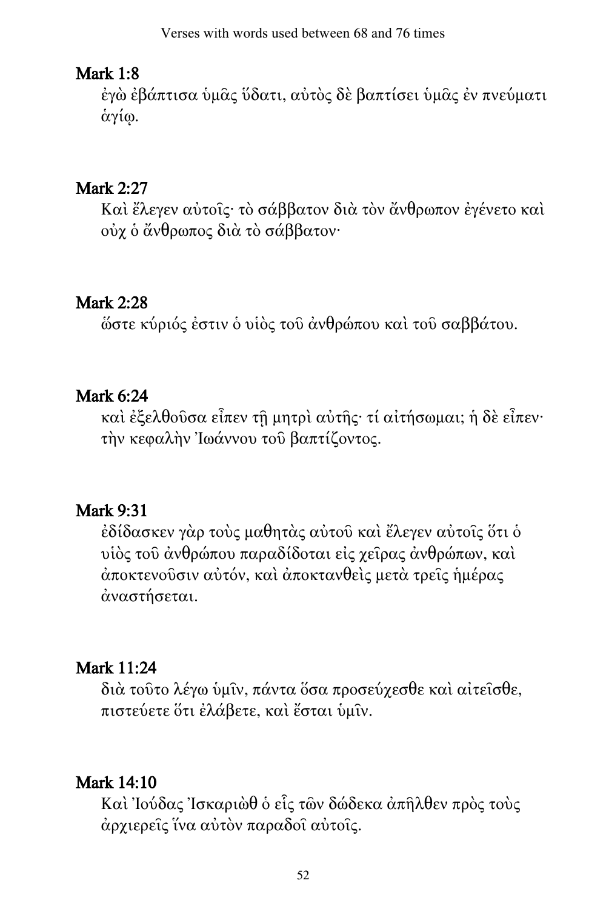Verses with words used between 68 and 76 times

## Mark 1:8

ἐγὼ ἐβάπτισα ὑμᾶς ὕδατι, αὐτὸς δὲ βαπτίσει ὑμᾶς ἐν πνεύματι ἁγίῳ.

## Mark 2:27

Καὶ ἔλεγεν αὐτοῖς· τὸ σάββατον διὰ τὸν ἄνθρωπον ἐγένετο καὶ οὐχ ὁ ἄνθρωπος διὰ τὸ σάββατον·

## Mark 2:28

ὥστε κύριός ἐστιν ὁ υἱὸς τοῦ ἀνθρώπου καὶ τοῦ σαββάτου.

## Mark 6:24

καὶ ἐξελθοῦσα εἶπεν τῇ μητρὶ αὐτῆς· τί αἰτήσωμαι; ἡ δὲ εἶπεν· τὴν κεφαλὴν Ἰωάννου τοῦ βαπτίζοντος.

## Mark 9:31

ἐδίδασκεν γὰρ τοὺς μαθητὰς αὐτοῦ καὶ ἔλεγεν αὐτοῖς ὅτι ὁ υἱὸς τοῦ ἀνθρώπου παραδίδοται εἰς χεῖρας ἀνθρώπων, καὶ ἀποκτενοῦσιν αὐτόν, καὶ ἀποκτανθεὶς μετὰ τρεῖς ἡμέρας ἀναστήσεται.

## Mark 11:24

διὰ τοῦτο λέγω ὑμῖν, πάντα ὅσα προσεύχεσθε καὶ αἰτεῖσθε, πιστεύετε ὅτι ἐλάβετε, καὶ ἔσται ὑμῖν.

## Mark 14:10

Καὶ Ἰούδας Ἰσκαριὼθ ὁ εἷς τῶν δώδεκα ἀπῆλθεν πρὸς τοὺς ἀρχιερεῖς ἵνα αὐτὸν παραδοῖ αὐτοῖς.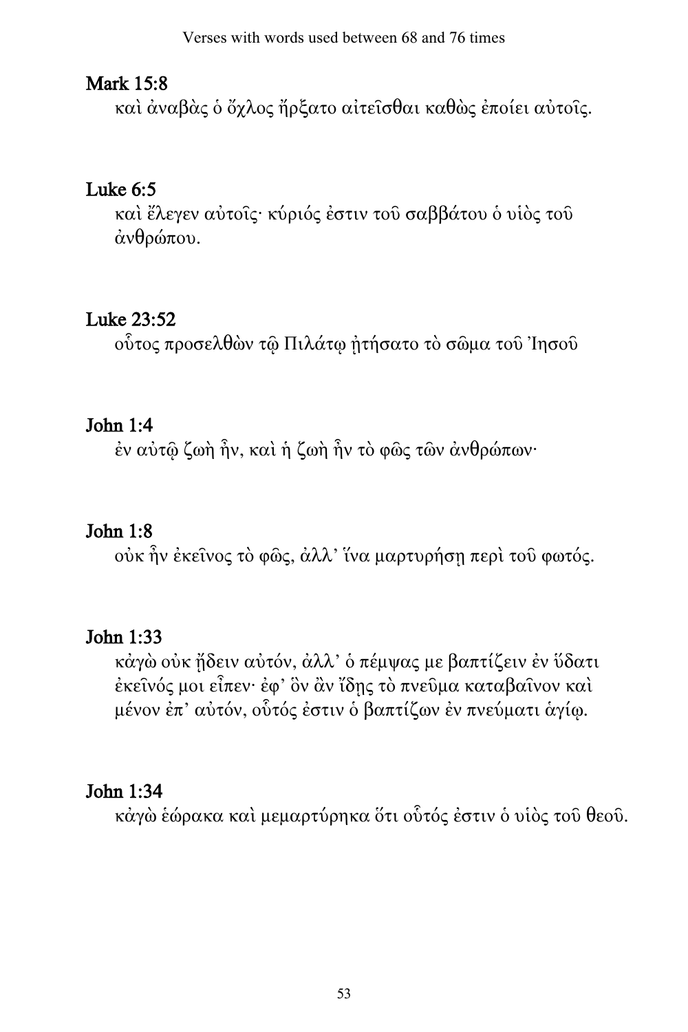**Mark 15:8**

καὶ ἀναβὰς ὁ ὄχλος ἤρξατο αἰτεῖσθαι καθὼς ἐποίει αὐτοῖς.

**Luke 6:5**

καὶ ἔλεγεν αὐτοῖς· κύριός ἐστιν τοῦ σαββάτου ὁ υἱὸς τοῦ ἀνθρώπου.

**Luke 23:52**

οὗτος προσελθὼν τῷ Πιλάτῳ ᾐτήσατο τὸ σῶμα τοῦ Ἰησοῦ

**John 1:4**

ἐν αὐτῷ ζωὴ ἦν, καὶ ἡ ζωὴ ἦν τὸ φῶς τῶν ἀνθρώπων·

**John 1:8**

οὐκ ἦν ἐκεῖνος τὸ φῶς, ἀλλ' ἵνα μαρτυρήσῃ περὶ τοῦ φωτός.

**John 1:33**

κἀγὼ οὐκ ᾔδειν αὐτόν, ἀλλ' ὁ πέμψας με βαπτίζειν ἐν ὕδατι ἐκεῖνός μοι εἶπεν· ἐφ' ὃν ἂν ἴδῃς τὸ πνεῦμα καταβαῖνον καὶ μένον ἐπ' αὐτόν, οὗτός ἐστιν ὁ βαπτίζων ἐν πνεύματι ἁγίῳ.

**John 1:34**

κἀγὼ ἑώρακα καὶ μεμαρτύρηκα ὅτι οὗτός ἐστιν ὁ υἱὸς τοῦ θεοῦ.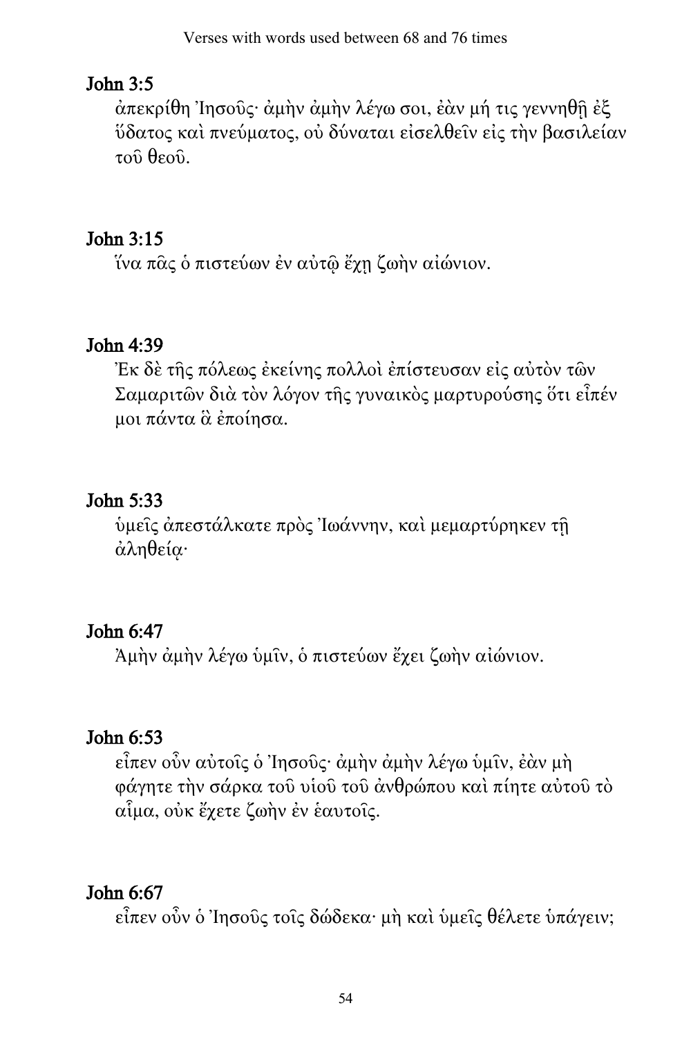## John 3:5

ἀπεκρίθη Ἰησοῦς· ἀμὴν ἀμὴν λέγω σοι, ἐὰν μή τις γεννηθῇ ἐξ ὕδατος καὶ πνεύματος, οὐ δύναται εἰσελθεῖν εἰς τὴν βασιλείαν τοῦ θεοῦ.

## John 3:15

ἵνα πᾶς ὁ πιστεύων ἐν αὐτῷ ἔχῃ ζωὴν αἰώνιον.

## John 4:39

Ἐκ δὲ τῆς πόλεως ἐκείνης πολλοὶ ἐπίστευσαν εἰς αὐτὸν τῶν Σαμαριτῶν διὰ τὸν λόγον τῆς γυναικὸς μαρτυρούσης ὅτι εἶπέν μοι πάντα ἃ ἐποίησα.

## John 5:33

ὑμεῖς ἀπεστάλκατε πρὸς Ἰωάννην, καὶ μεμαρτύρηκεν τῇ ἀληθείᾳ·

## John 6:47

Ἀμὴν ἀμὴν λέγω ὑμῖν, ὁ πιστεύων ἔχει ζωὴν αἰώνιον.

## John 6:53

εἶπεν οὖν αὐτοῖς ὁ Ἰησοῦς· ἀμὴν ἀμὴν λέγω ὑμῖν, ἐὰν μὴ φάγητε τὴν σάρκα τοῦ υἱοῦ τοῦ ἀνθρώπου καὶ πίητε αὐτοῦ τὸ αἷμα, οὐκ ἔχετε ζωὴν ἐν ἑαυτοῖς.

## John 6:67

εἶπεν οὖν ὁ Ἰησοῦς τοῖς δώδεκα· μὴ καὶ ὑμεῖς θέλετε ὑπάγειν;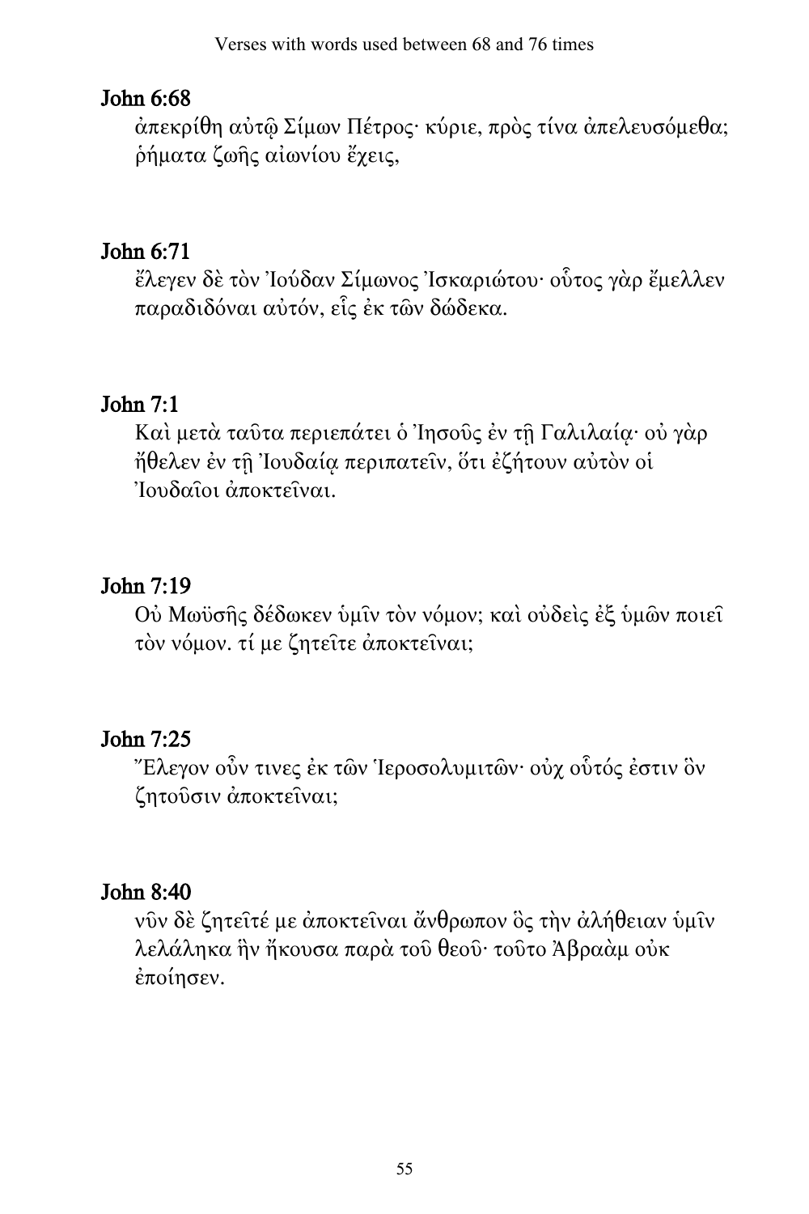## John 6:68

ἀπεκρίθη αὐτῷ Σίμων Πέτρος· κύριε, πρὸς τίνα ἀπελευσόμεθα; ῥήματα ζωῆς αἰωνίου ἔχεις,

## John 6:71

ἔλεγεν δὲ τὸν Ἰούδαν Σίμωνος Ἰσκαριώτου· οὗτος γὰρ ἔμελλεν παραδιδόναι αὐτόν, εἷς ἐκ τῶν δώδεκα.

## John 7:1

Καὶ μετὰ ταῦτα περιεπάτει ὁ Ἰησοῦς ἐν τῇ Γαλιλαίᾳ· οὐ γὰρ ἤθελεν ἐν τῇ Ἰουδαίᾳ περιπατεῖν, ὅτι ἐζήτουν αὐτὸν οἱ Ἰουδαῖοι ἀποκτεῖναι.

## John 7:19

Οὐ Μωϋσῆς δέδωκεν ὑμῖν τὸν νόμον; καὶ οὐδεὶς ἐξ ὑμῶν ποιεῖ τὸν νόμον. τί με ζητεῖτε ἀποκτεῖναι;

## John 7:25

Ἔλεγον οὖν τινες ἐκ τῶν Ἱεροσολυμιτῶν· οὐχ οὗτός ἐστιν ὃν ζητοῦσιν ἀποκτεῖναι;

## John 8:40

νῦν δὲ ζητεῖτέ με ἀποκτεῖναι ἄνθρωπον ὃς τὴν ἀλήθειαν ὑμῖν λελάληκα ἣν ἤκουσα παρὰ τοῦ θεοῦ· τοῦτο Ἀβραὰμ οὐκ ἐποίησεν.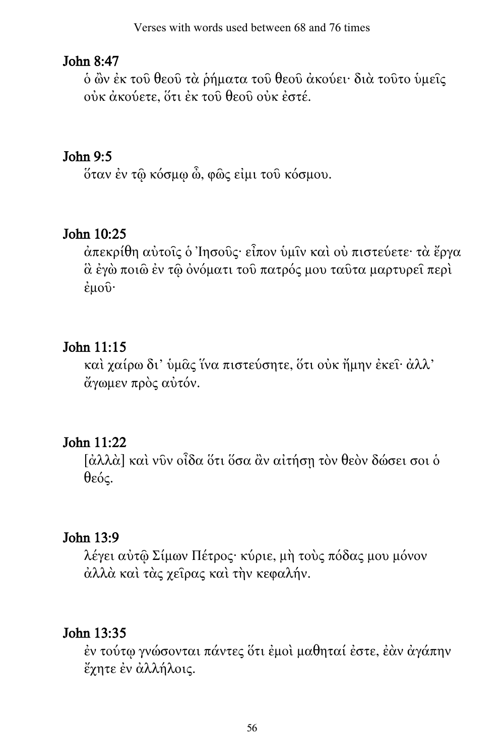## John 8:47

ὁ ὢν ἐκ τοῦ θεοῦ τὰ ῥήματα τοῦ θεοῦ ἀκούει· διὰ τοῦτο ὑμεῖς οὐκ ἀκούετε, ὅτι ἐκ τοῦ θεοῦ οὐκ ἐστέ.

## John 9:5

ὅταν ἐν τῷ κόσμῳ ὦ, φῶς εἰμι τοῦ κόσμου.

## John 10:25

ἀπεκρίθη αὐτοῖς ὁ Ἰησοῦς· εἶπον ὑμῖν καὶ οὐ πιστεύετε· τὰ ἔργα ἃ ἐγὼ ποιῶ ἐν τῷ ὀνόματι τοῦ πατρός μου ταῦτα μαρτυρεῖ περὶ ἐμοῦ·

## John 11:15

καὶ χαίρω δι’ ὑμᾶς ἵνα πιστεύσητε, ὅτι οὐκ ἤμην ἐκεῖ· ἀλλ’ ἄγωμεν πρὸς αὐτόν.

## John 11:22

[ἀλλὰ] καὶ νῦν οἶδα ὅτι ὅσα ἂν αἰτήσῃ τὸν θεὸν δώσει σοι ὁ θεός.

## John 13:9

λέγει αὐτῷ Σίμων Πέτρος· κύριε, μὴ τοὺς πόδας μου μόνον ἀλλὰ καὶ τὰς χεῖρας καὶ τὴν κεφαλήν.

## John 13:35

ἐν τούτῳ γνώσονται πάντες ὅτι ἐμοὶ μαθηταί ἐστε, ἐὰν ἀγάπην ἔχητε ἐν ἀλλήλοις.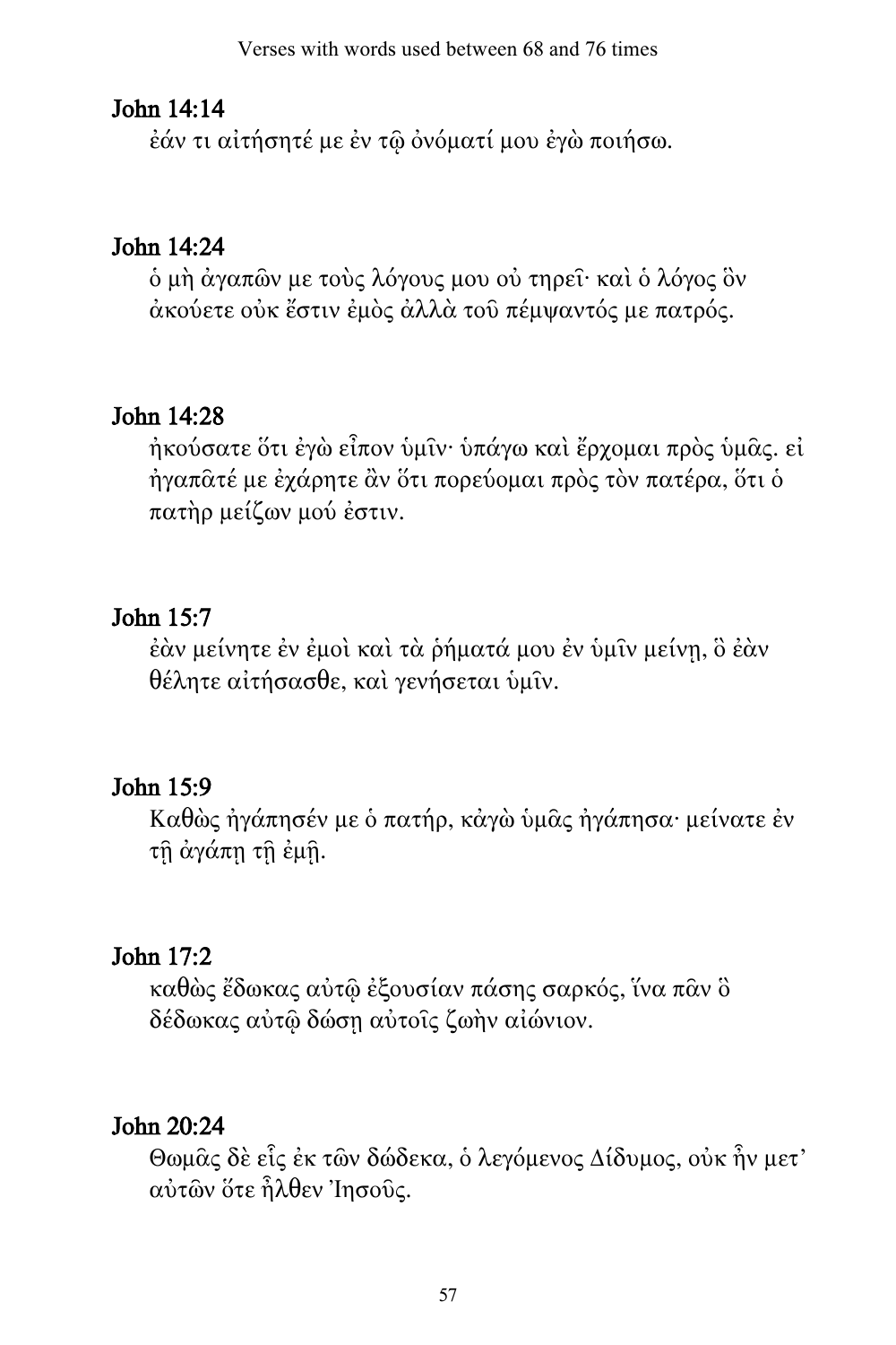## John 14:14

ἐάν τι αἰτήσητέ με ἐν τῷ ὀνόματί μου ἐγὼ ποιήσω.

## John 14:24

ὁ μὴ ἀγαπῶν με τοὺς λόγους μου οὐ τηρεῖ· καὶ ὁ λόγος ὃν ἀκούετε οὐκ ἔστιν ἐμὸς ἀλλὰ τοῦ πέμψαντός με πατρός.

## John 14:28

ἠκούσατε ὅτι ἐγὼ εἶπον ὑμῖν· ὑπάγω καὶ ἔρχομαι πρὸς ὑμᾶς. εἰ ἠγαπᾶτέ με ἐχάρητε ἂν ὅτι πορεύομαι πρὸς τὸν πατέρα, ὅτι ὁ πατὴρ μείζων μού ἐστιν.

## John 15:7

ἐὰν μείνητε ἐν ἐμοὶ καὶ τὰ ῥήματά μου ἐν ὑμῖν μείνῃ, ὃ ἐὰν θέλητε αἰτήσασθε, καὶ γενήσεται ὑμῖν.

## John 15:9

Καθὼς ἠγάπησέν με ὁ πατήρ, κἀγὼ ὑμᾶς ἠγάπησα· μείνατε ἐν τῇ ἀγάπῃ τῇ ἐμῇ.

## John 17:2

καθὼς ἔδωκας αὐτῷ ἐξουσίαν πάσης σαρκός, ἵνα πᾶν ὃ δέδωκας αὐτῷ δώσῃ αὐτοῖς ζωὴν αἰώνιον.

## John 20:24

Θωμᾶς δὲ εἷς ἐκ τῶν δώδεκα, ὁ λεγόμενος Δίδυμος, οὐκ ἦν μετ' αὐτῶν ὅτε ἦλθεν Ἰησοῦς.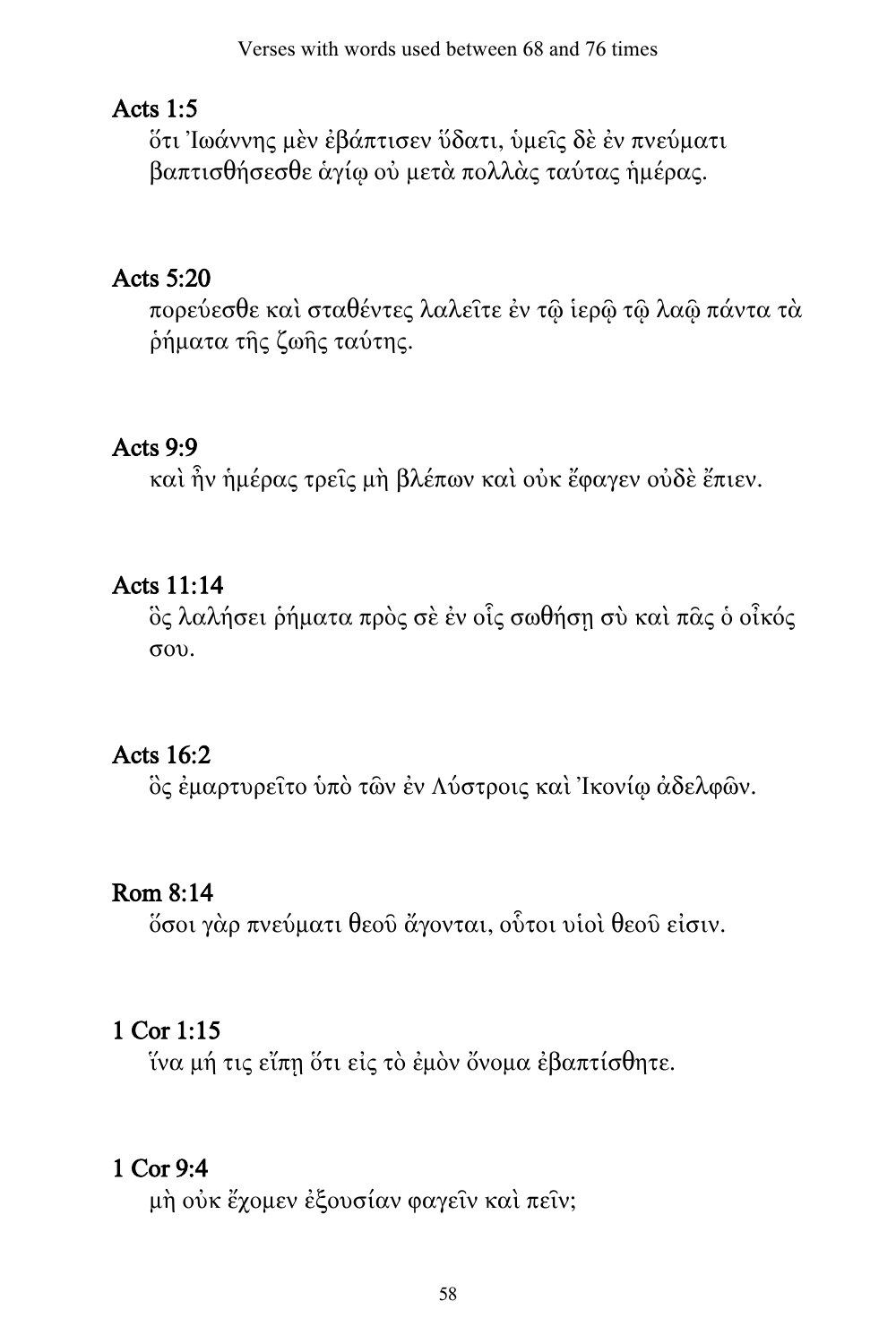### Acts 1:5

ὅτι Ἰωάννης μὲν ἐβάπτισεν ὕδατι, ὑμεῖς δὲ ἐν πνεύματι βαπτισθήσεσθε ἁγίῳ οὐ μετὰ πολλὰς ταύτας ἡμέρας.

### Acts 5:20

πορεύεσθε καὶ σταθέντες λαλεῖτε ἐν τῷ ἱερῷ τῷ λαῷ πάντα τὰ ῥήματα τῆς ζωῆς ταύτης.

### Acts 9:9

καὶ ἦν ἡμέρας τρεῖς μὴ βλέπων καὶ οὐκ ἔφαγεν οὐδὲ ἔπιεν.

### Acts 11:14

ὃς λαλήσει ῥήματα πρὸς σὲ ἐν οἷς σωθήσῃ σὺ καὶ πᾶς ὁ οἶκός σου.

### Acts 16:2

ὃς ἐμαρτυρεῖτο ὑπὸ τῶν ἐν Λύστροις καὶ Ἰκονίῳ ἀδελφῶν.

### Rom 8:14

ὅσοι γὰρ πνεύματι θεοῦ ἄγονται, οὗτοι υἱοὶ θεοῦ εἰσιν.

### 1 Cor 1:15

ἵνα μή τις εἴπῃ ὅτι εἰς τὸ ἐμὸν ὄνομα ἐβαπτίσθητε.

### 1 Cor 9:4

μὴ οὐκ ἔχομεν ἐξουσίαν φαγεῖν καὶ πεῖν;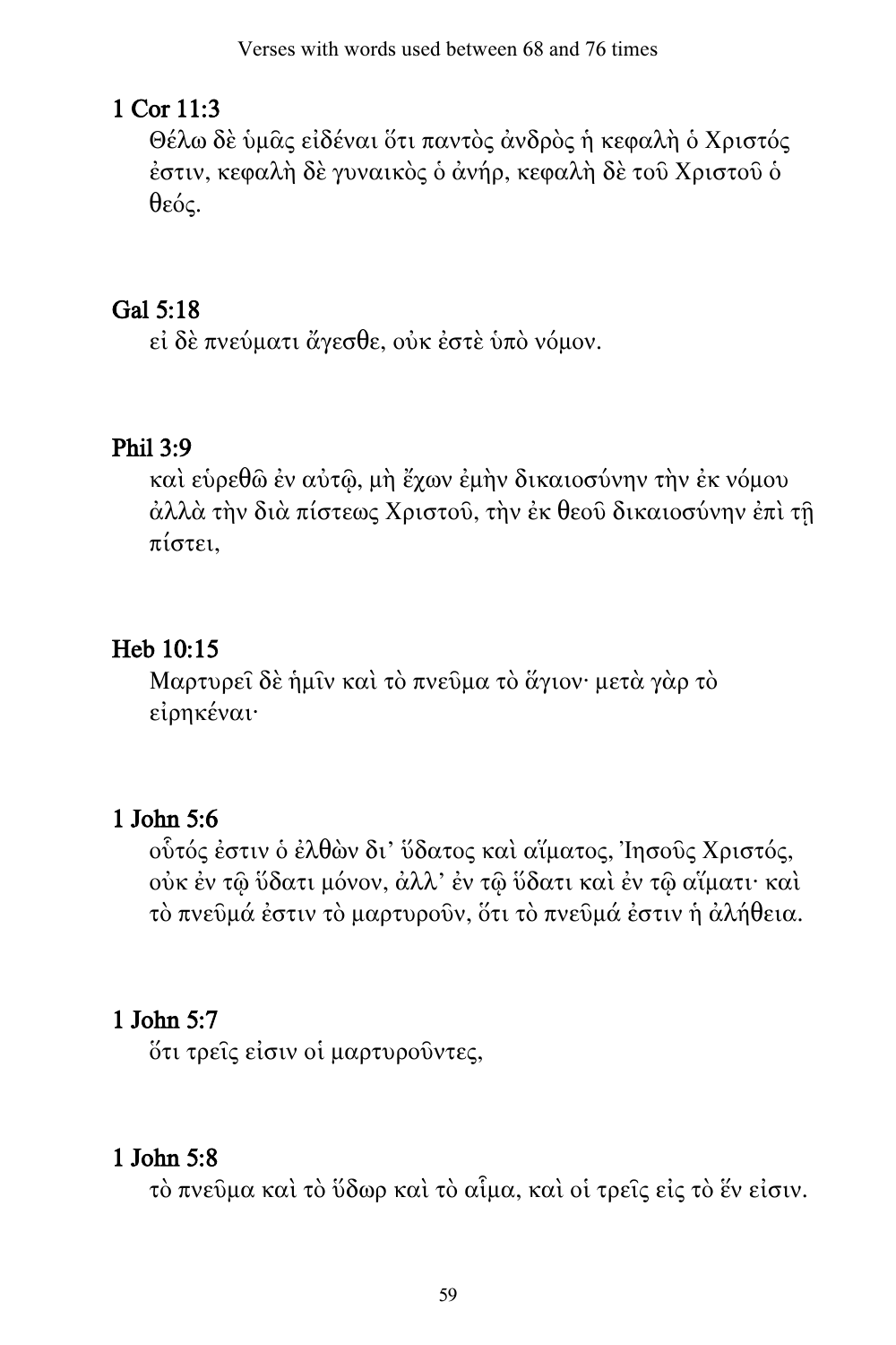## 1 Cor 11:3

Θέλω δὲ ὑμᾶς εἰδέναι ὅτι παντὸς ἀνδρὸς ἡ κεφαλὴ ὁ Χριστός ἐστιν, κεφαλὴ δὲ γυναικὸς ὁ ἀνήρ, κεφαλὴ δὲ τοῦ Χριστοῦ ὁ θεός.

## Gal 5:18

εἰ δὲ πνεύματι ἄγεσθε, οὐκ ἐστὲ ὑπὸ νόμον.

## Phil 3:9

καὶ εὑρεθῶ ἐν αὐτῷ, μὴ ἔχων ἐμὴν δικαιοσύνην τὴν ἐκ νόμου ἀλλὰ τὴν διὰ πίστεως Χριστοῦ, τὴν ἐκ θεοῦ δικαιοσύνην ἐπὶ τῇ πίστει,

## Heb 10:15

Μαρτυρεῖ δὲ ἡμῖν καὶ τὸ πνεῦμα τὸ ἅγιον· μετὰ γὰρ τὸ εἰρηκέναι·

## 1 John 5:6

οὗτός ἐστιν ὁ ἐλθὼν δι’ ὕδατος καὶ αἵματος, Ἰησοῦς Χριστός, οὐκ ἐν τῷ ὕδατι μόνον, ἀλλ’ ἐν τῷ ὕδατι καὶ ἐν τῷ αἵματι· καὶ τὸ πνεῦμά ἐστιν τὸ μαρτυροῦν, ὅτι τὸ πνεῦμά ἐστιν ἡ ἀλήθεια.

## 1 John 5:7

ὅτι τρεῖς εἰσιν οἱ μαρτυροῦντες,

## 1 John 5:8

τὸ πνεῦμα καὶ τὸ ὕδωρ καὶ τὸ αἷμα, καὶ οἱ τρεῖς εἰς τὸ ἕν εἰσιν.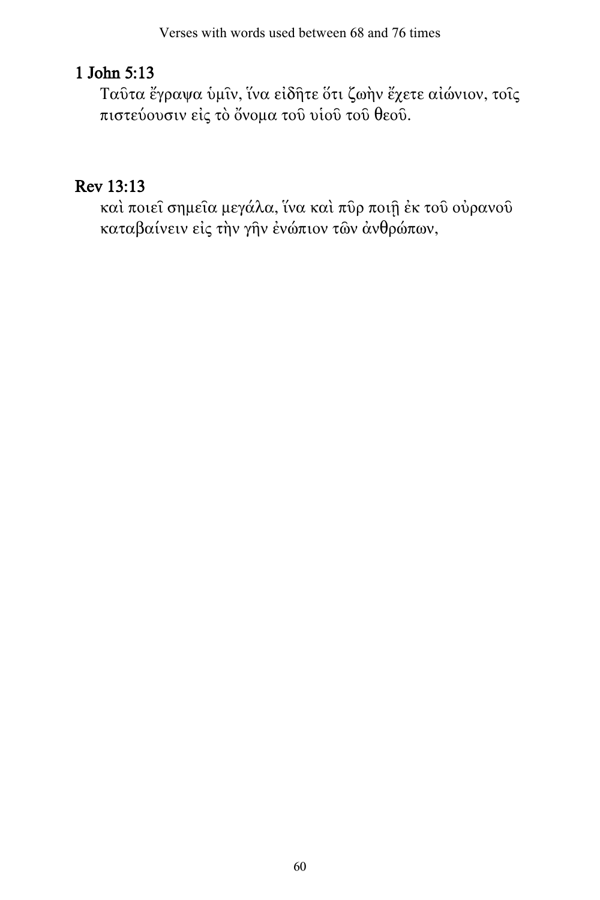## 1 John 5:13

Ταῦτα ἔγραψα ὑμῖν, ἵνα εἰδῆτε ὅτι ζωὴν ἔχετε αἰώνιον, τοῖς πιστεύουσιν εἰς τὸ ὄνομα τοῦ υἱοῦ τοῦ θεοῦ.

## Rev 13:13

καὶ ποιεῖ σημεῖα μεγάλα, ἵνα καὶ πῦρ ποιῇ ἐκ τοῦ οὐρανοῦ καταβαίνειν εἰς τὴν γῆν ἐνώπιον τῶν ἀνθρώπων,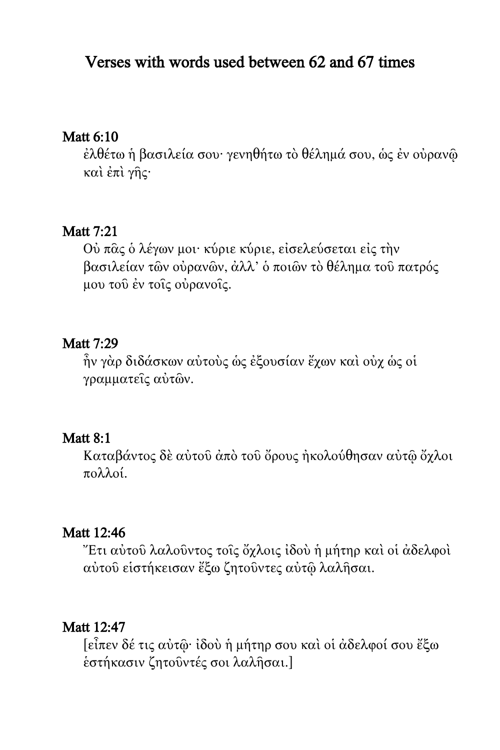# Verses with words used between 62 and 67 times

## Matt 6:10

ἐλθέτω ἡ βασιλεία σου· γενηθήτω τὸ θέλημά σου, ὡς ἐν οὐρανῷ καὶ ἐπὶ γῆς·

## Matt 7:21

Οὐ πᾶς ὁ λέγων μοι· κύριε κύριε, εἰσελεύσεται εἰς τὴν βασιλείαν τῶν οὐρανῶν, ἀλλ’ ὁ ποιῶν τὸ θέλημα τοῦ πατρός μου τοῦ ἐν τοῖς οὐρανοῖς.

## Matt 7:29

ἦν γὰρ διδάσκων αὐτοὺς ὡς ἐξουσίαν ἔχων καὶ οὐχ ὡς οἱ γραμματεῖς αὐτῶν.

## Matt 8:1

Καταβάντος δὲ αὐτοῦ ἀπὸ τοῦ ὄρους ἠκολούθησαν αὐτῷ ὄχλοι πολλοί.

## Matt 12:46

Ἔτι αὐτοῦ λαλοῦντος τοῖς ὄχλοις ἰδοὺ ἡ μήτηρ καὶ οἱ ἀδελφοὶ αὐτοῦ εἱστήκεισαν ἔξω ζητοῦντες αὐτῷ λαλῆσαι.

## Matt 12:47

[εἶπεν δέ τις αὐτῷ· ἰδοὺ ἡ μήτηρ σου καὶ οἱ ἀδελφοί σου ἔξω ἑστήκασιν ζητοῦντές σοι λαλῆσαι.]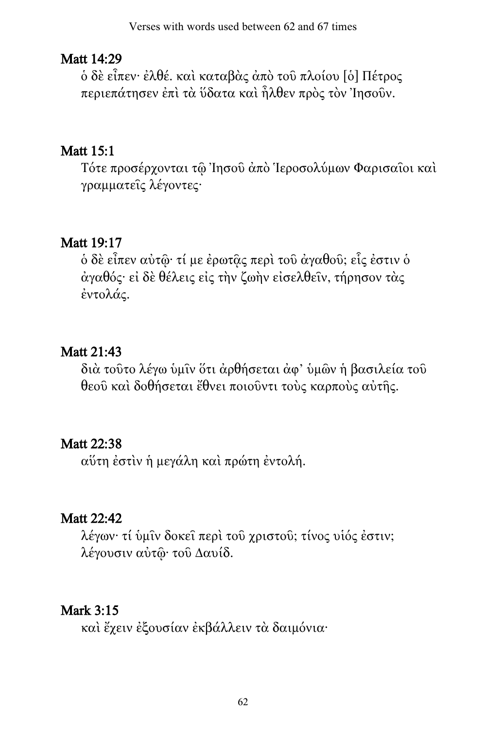## Matt 14:29

ὁ δὲ εἶπεν· ἐλθέ. καὶ καταβὰς ἀπὸ τοῦ πλοίου [ὁ] Πέτρος περιεπάτησεν ἐπὶ τὰ ὕδατα καὶ ἦλθεν πρὸς τὸν Ἰησοῦν.

## Matt 15:1

Τότε προσέρχονται τῷ Ἰησοῦ ἀπὸ Ἱεροσολύμων Φαρισαῖοι καὶ γραμματεῖς λέγοντες·

## Matt 19:17

ὁ δὲ εἶπεν αὐτῷ· τί με ἐρωτᾷς περὶ τοῦ ἀγαθοῦ; εἷς ἐστιν ὁ ἀγαθός· εἰ δὲ θέλεις εἰς τὴν ζωὴν εἰσελθεῖν, τήρησον τὰς ἐντολάς.

## Matt 21:43

διὰ τοῦτο λέγω ὑμῖν ὅτι ἀρθήσεται ἀφ᾽ ὑμῶν ἡ βασιλεία τοῦ θεοῦ καὶ δοθήσεται ἔθνει ποιοῦντι τοὺς καρποὺς αὐτῆς.

## Matt 22:38

αὕτη ἐστὶν ἡ μεγάλη καὶ πρώτη ἐντολή.

## Matt 22:42

λέγων· τί ὑμῖν δοκεῖ περὶ τοῦ χριστοῦ; τίνος υἱός ἐστιν; λέγουσιν αὐτῷ· τοῦ Δαυίδ.

## Mark 3:15

καὶ ἔχειν ἐξουσίαν ἐκβάλλειν τὰ δαιμόνια·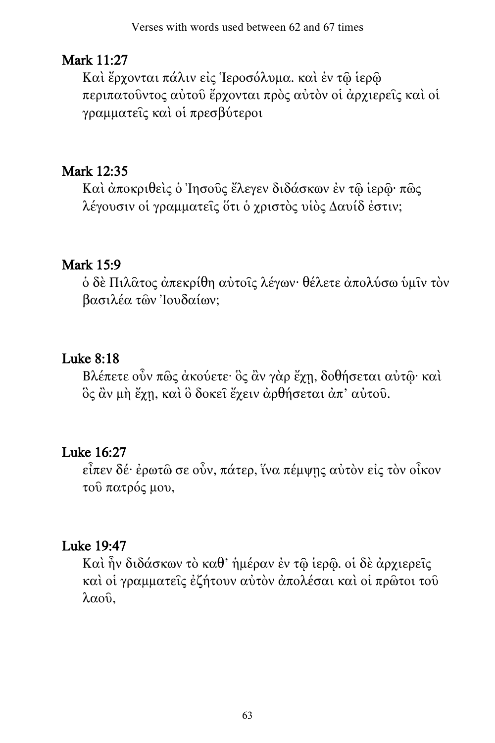## Mark 11:27

Καὶ ἔρχονται πάλιν εἰς Ἱεροσόλυμα. καὶ ἐν τῷ ἱερῷ περιπατοῦντος αὐτοῦ ἔρχονται πρὸς αὐτὸν οἱ ἀρχιερεῖς καὶ οἱ γραμματεῖς καὶ οἱ πρεσβύτεροι

## Mark 12:35

Καὶ ἀποκριθεὶς ὁ Ἰησοῦς ἔλεγεν διδάσκων ἐν τῷ ἱερῷ· πῶς λέγουσιν οἱ γραμματεῖς ὅτι ὁ χριστὸς υἱὸς Δαυίδ ἐστιν;

## Mark 15:9

ὁ δὲ Πιλᾶτος ἀπεκρίθη αὐτοῖς λέγων· θέλετε ἀπολύσω ὑμῖν τὸν βασιλέα τῶν Ἰουδαίων;

## Luke 8:18

Βλέπετε οὖν πῶς ἀκούετε· ὃς ἂν γὰρ ἔχῃ, δοθήσεται αὐτῷ· καὶ ὃς ἂν μὴ ἔχῃ, καὶ ὃ δοκεῖ ἔχειν ἀρθήσεται ἀπ' αὐτοῦ.

## Luke 16:27

εἶπεν δέ· ἐρωτῶ σε οὖν, πάτερ, ἵνα πέμψῃς αὐτὸν εἰς τὸν οἶκον τοῦ πατρός μου,

## Luke 19:47

Καὶ ἦν διδάσκων τὸ καθ' ἡμέραν ἐν τῷ ἱερῷ. οἱ δὲ ἀρχιερεῖς καὶ οἱ γραμματεῖς ἐζήτουν αὐτὸν ἀπολέσαι καὶ οἱ πρῶτοι τοῦ λαοῦ,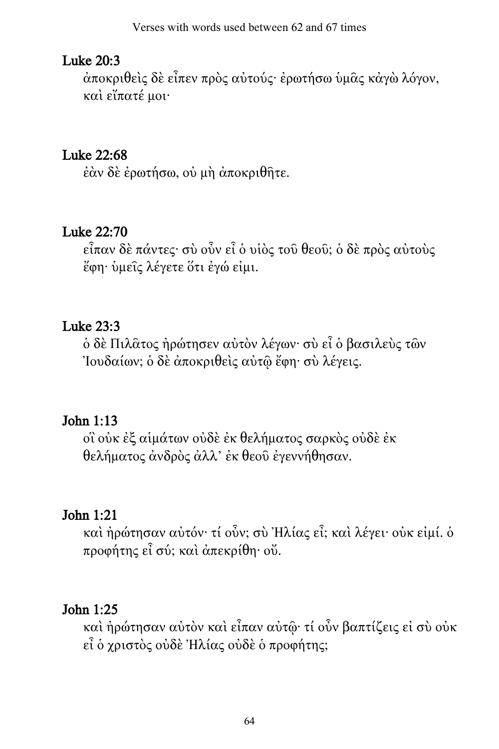## Luke 20:3

ἀποκριθεὶς δὲ εἶπεν πρὸς αὐτούς· ἐρωτήσω ὑμᾶς κἀγὼ λόγον, καὶ εἴπατέ μοι·

## Luke 22:68

ἐὰν δὲ ἐρωτήσω, οὐ μὴ ἀποκριθῆτε.

## Luke 22:70

εἶπαν δὲ πάντες· σὺ οὖν εἶ ὁ υἱὸς τοῦ θεοῦ; ὁ δὲ πρὸς αὐτοὺς ἔφη· ὑμεῖς λέγετε ὅτι ἐγώ εἰμι.

## Luke 23:3

ὁ δὲ Πιλᾶτος ἠρώτησεν αὐτὸν λέγων· σὺ εἶ ὁ βασιλεὺς τῶν Ἰουδαίων; ὁ δὲ ἀποκριθεὶς αὐτῷ ἔφη· σὺ λέγεις.

## John 1:13

οἳ οὐκ ἐξ αἱμάτων οὐδὲ ἐκ θελήματος σαρκὸς οὐδὲ ἐκ θελήματος ἀνδρὸς ἀλλ’ ἐκ θεοῦ ἐγεννήθησαν.

## John 1:21

καὶ ἠρώτησαν αὐτόν· τί οὖν; σὺ Ἠλίας εἶ; καὶ λέγει· οὐκ εἰμί. ὁ προφήτης εἶ σύ; καὶ ἀπεκρίθη· οὔ.

## John 1:25

καὶ ἠρώτησαν αὐτὸν καὶ εἶπαν αὐτῷ· τί οὖν βαπτίζεις εἰ σὺ οὐκ εἶ ὁ χριστὸς οὐδὲ Ἠλίας οὐδὲ ὁ προφήτης;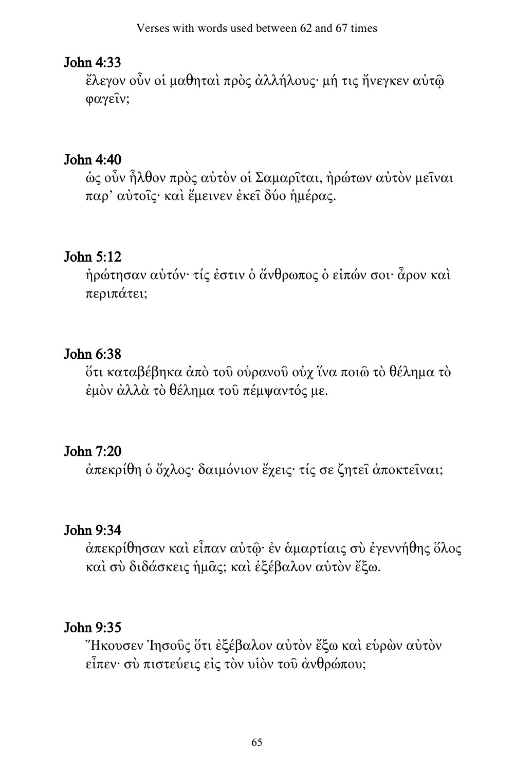## John 4:33

ἔλεγον οὖν οἱ μαθηταὶ πρὸς ἀλλήλους· μή τις ἤνεγκεν αὐτῷ φαγεῖν;

## John 4:40

ὡς οὖν ἦλθον πρὸς αὐτὸν οἱ Σαμαρῖται, ἠρώτων αὐτὸν μεῖναι παρ' αὐτοῖς· καὶ ἔμεινεν ἐκεῖ δύο ἡμέρας.

## John 5:12

ἠρώτησαν αὐτόν· τίς ἐστιν ὁ ἄνθρωπος ὁ εἰπών σοι· ἆρον καὶ περιπάτει;

## John 6:38

ὅτι καταβέβηκα ἀπὸ τοῦ οὐρανοῦ οὐχ ἵνα ποιῶ τὸ θέλημα τὸ ἐμὸν ἀλλὰ τὸ θέλημα τοῦ πέμψαντός με.

## John 7:20

ἀπεκρίθη ὁ ὄχλος· δαιμόνιον ἔχεις· τίς σε ζητεῖ ἀποκτεῖναι;

## John 9:34

ἀπεκρίθησαν καὶ εἶπαν αὐτῷ· ἐν ἁμαρτίαις σὺ ἐγεννήθης ὅλος καὶ σὺ διδάσκεις ἡμᾶς; καὶ ἐξέβαλον αὐτὸν ἔξω.

## John 9:35

Ἤκουσεν Ἰησοῦς ὅτι ἐξέβαλον αὐτὸν ἔξω καὶ εὑρὼν αὐτὸν εἶπεν· σὺ πιστεύεις εἰς τὸν υἱὸν τοῦ ἀνθρώπου;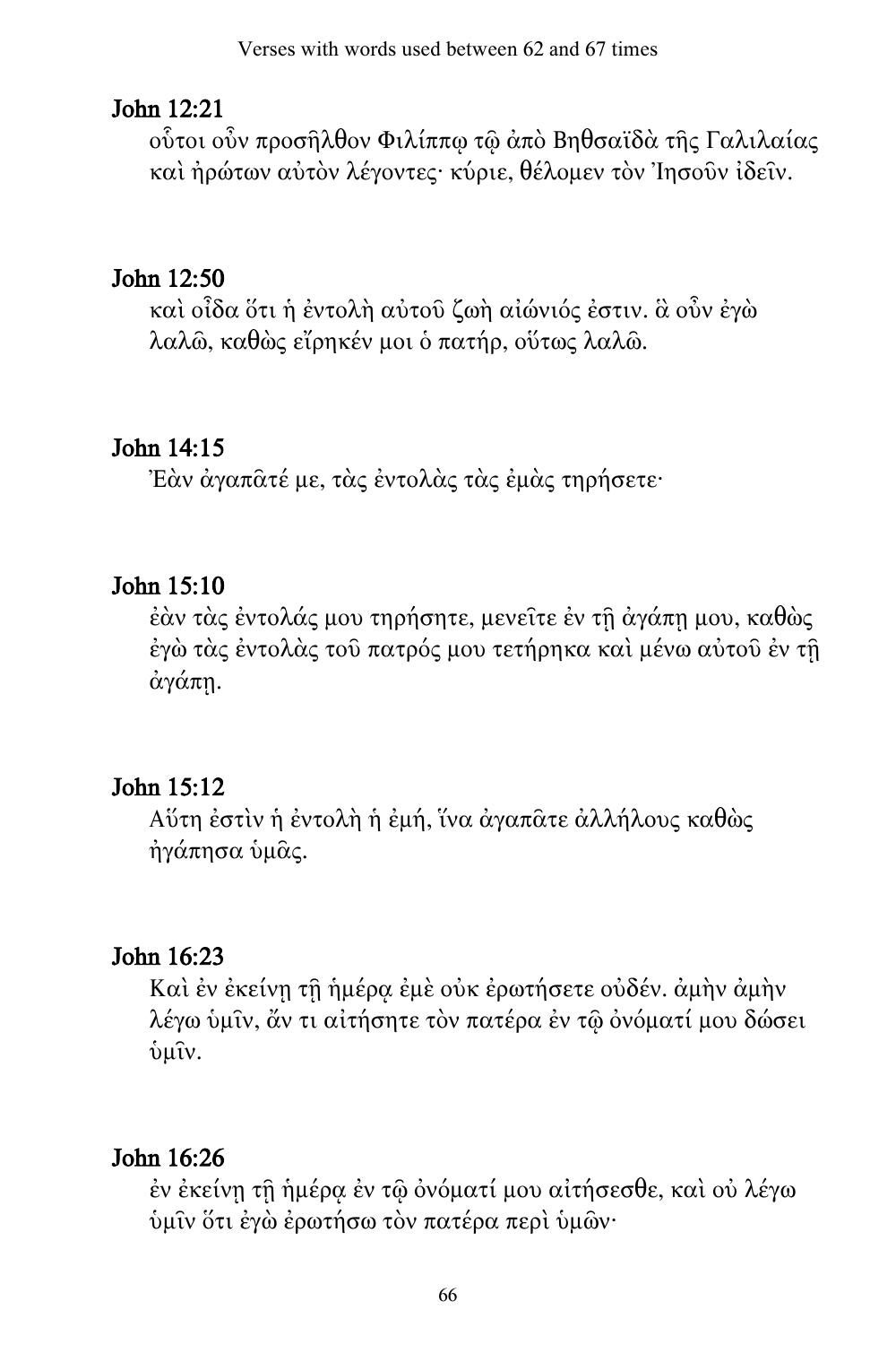### John 12:21

οὗτοι οὖν προσῆλθον Φιλίππῳ τῷ ἀπὸ Βηθσαϊδὰ τῆς Γαλιλαίας καὶ ἠρώτων αὐτὸν λέγοντες· κύριε, θέλομεν τὸν Ἰησοῦν ἰδεῖν.

### John 12:50

καὶ οἶδα ὅτι ἡ ἐντολὴ αὐτοῦ ζωὴ αἰώνιός ἐστιν. ἃ οὖν ἐγὼ λαλῶ, καθὼς εἴρηκέν μοι ὁ πατήρ, οὕτως λαλῶ.

### John 14:15

Ἐὰν ἀγαπᾶτέ με, τὰς ἐντολὰς τὰς ἐμὰς τηρήσετε·

### John 15:10

ἐὰν τὰς ἐντολάς μου τηρήσητε, μενεῖτε ἐν τῇ ἀγάπῃ μου, καθὼς ἐγὼ τὰς ἐντολὰς τοῦ πατρός μου τετήρηκα καὶ μένω αὐτοῦ ἐν τῇ ἀγάπῃ.

### John 15:12

Αὕτη ἐστὶν ἡ ἐντολὴ ἡ ἐμή, ἵνα ἀγαπᾶτε ἀλλήλους καθὼς ἠγάπησα ὑμᾶς.

### John 16:23

Καὶ ἐν ἐκείνῃ τῇ ἡμέρᾳ ἐμὲ οὐκ ἐρωτήσετε οὐδέν. ἀμὴν ἀμὴν λέγω ὑμῖν, ἄν τι αἰτήσητε τὸν πατέρα ἐν τῷ ὀνόματί μου δώσει ὑμῖν.

### John 16:26

ἐν ἐκείνῃ τῇ ἡμέρᾳ ἐν τῷ ὀνόματί μου αἰτήσεσθε, καὶ οὐ λέγω ὑμῖν ὅτι ἐγὼ ἐρωτήσω τὸν πατέρα περὶ ὑμῶν·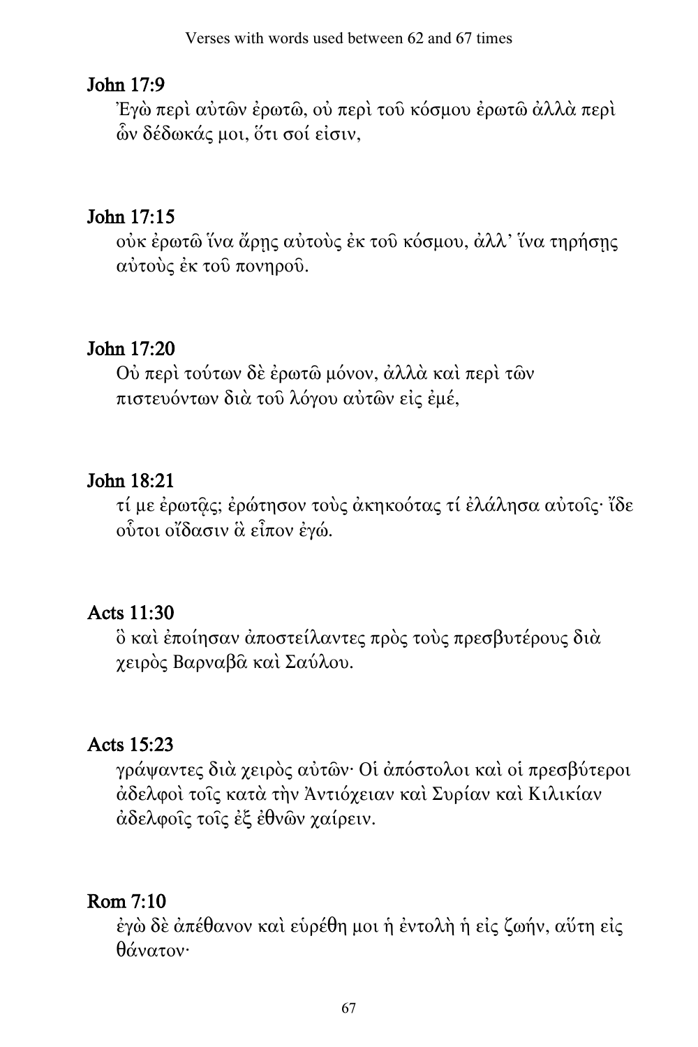## John 17:9

Ἐγὼ περὶ αὐτῶν ἐρωτῶ, οὐ περὶ τοῦ κόσμου ἐρωτῶ ἀλλὰ περὶ ὧν δέδωκάς μοι, ὅτι σοί εἰσιν,

## John 17:15

οὐκ ἐρωτῶ ἵνα ἄρῃς αὐτοὺς ἐκ τοῦ κόσμου, ἀλλ' ἵνα τηρήσῃς αὐτοὺς ἐκ τοῦ πονηροῦ.

## John 17:20

Οὐ περὶ τούτων δὲ ἐρωτῶ μόνον, ἀλλὰ καὶ περὶ τῶν πιστευόντων διὰ τοῦ λόγου αὐτῶν εἰς ἐμέ,

## John 18:21

τί με ἐρωτᾷς; ἐρώτησον τοὺς ἀκηκοότας τί ἐλάλησα αὐτοῖς· ἴδε οὗτοι οἴδασιν ἃ εἶπον ἐγώ.

## Acts 11:30

ὃ καὶ ἐποίησαν ἀποστείλαντες πρὸς τοὺς πρεσβυτέρους διὰ χειρὸς Βαρναβᾶ καὶ Σαύλου.

## Acts 15:23

γράψαντες διὰ χειρὸς αὐτῶν· Οἱ ἀπόστολοι καὶ οἱ πρεσβύτεροι ἀδελφοὶ τοῖς κατὰ τὴν Ἀντιόχειαν καὶ Συρίαν καὶ Κιλικίαν ἀδελφοῖς τοῖς ἐξ ἐθνῶν χαίρειν.

## Rom 7:10

ἐγὼ δὲ ἀπέθανον καὶ εὑρέθη μοι ἡ ἐντολὴ ἡ εἰς ζωήν, αὕτη εἰς θάνατον·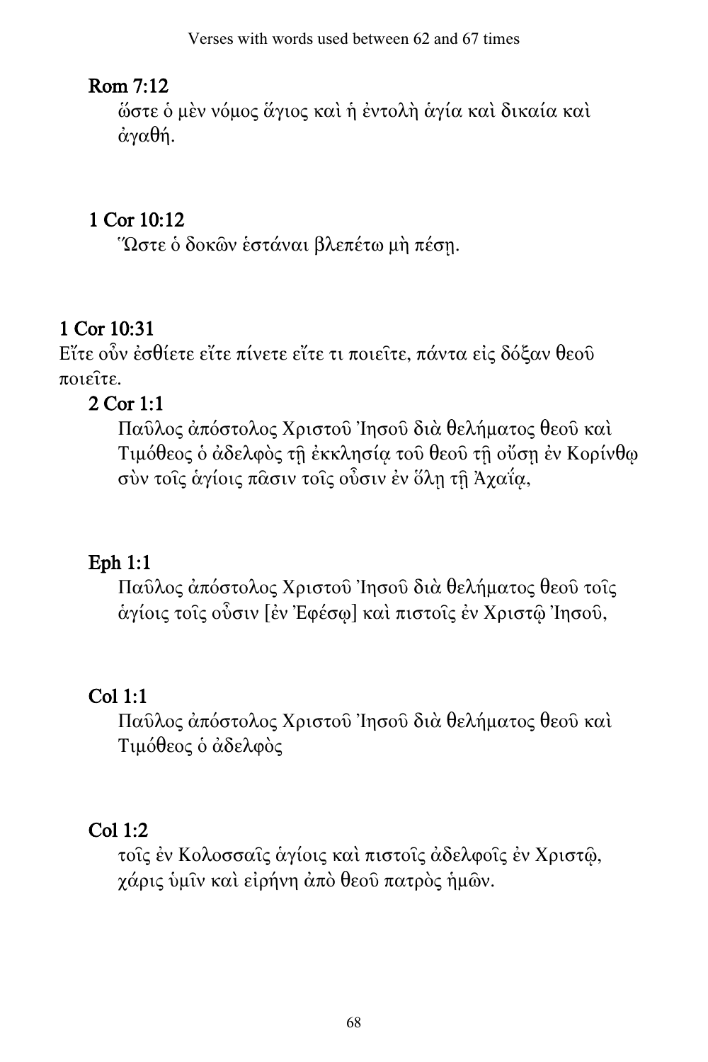**Rom 7:12**

ὥστε ὁ μὲν νόμος ἅγιος καὶ ἡ ἐντολὴ ἁγία καὶ δικαία καὶ ἀγαθή.

**1 Cor 10:12**

Ὥστε ὁ δοκῶν ἑστάναι βλεπέτω μὴ πέσῃ.

**1 Cor 10:31**

Εἴτε οὖν ἐσθίετε εἴτε πίνετε εἴτε τι ποιεῖτε, πάντα εἰς δόξαν θεοῦ ποιεῖτε.

**2 Cor 1:1**

Παῦλος ἀπόστολος Χριστοῦ Ἰησοῦ διὰ θελήματος θεοῦ καὶ Τιμόθεος ὁ ἀδελφὸς τῇ ἐκκλησίᾳ τοῦ θεοῦ τῇ οὔσῃ ἐν Κορίνθῳ σὺν τοῖς ἁγίοις πᾶσιν τοῖς οὖσιν ἐν ὅλῃ τῇ Ἀχαΐᾳ,

**Eph 1:1**

Παῦλος ἀπόστολος Χριστοῦ Ἰησοῦ διὰ θελήματος θεοῦ τοῖς ἁγίοις τοῖς οὖσιν [ἐν Ἐφέσῳ] καὶ πιστοῖς ἐν Χριστῷ Ἰησοῦ,

**Col 1:1**

Παῦλος ἀπόστολος Χριστοῦ Ἰησοῦ διὰ θελήματος θεοῦ καὶ Τιμόθεος ὁ ἀδελφὸς

**Col 1:2**

τοῖς ἐν Κολοσσαῖς ἁγίοις καὶ πιστοῖς ἀδελφοῖς ἐν Χριστῷ, χάρις ὑμῖν καὶ εἰρήνη ἀπὸ θεοῦ πατρὸς ἡμῶν.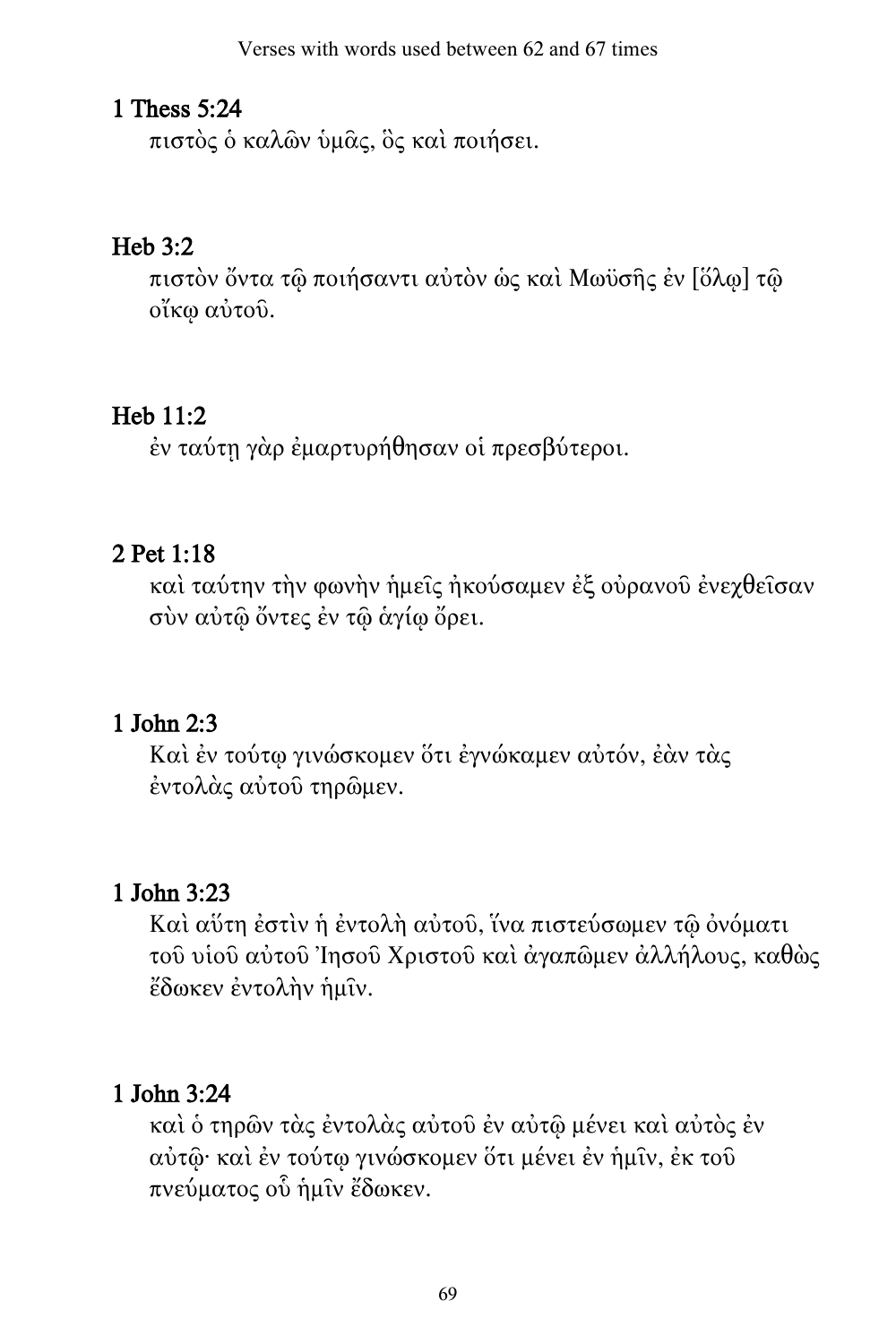## 1 Thess 5:24

πιστὸς ὁ καλῶν ὑμᾶς, ὃς καὶ ποιήσει.

## Heb 3:2

πιστὸν ὄντα τῷ ποιήσαντι αὐτὸν ὡς καὶ Μωϋσῆς ἐν [ὅλῳ] τῷ οἴκῳ αὐτοῦ.

## Heb 11:2

ἐν ταύτῃ γὰρ ἐμαρτυρήθησαν οἱ πρεσβύτεροι.

## 2 Pet 1:18

καὶ ταύτην τὴν φωνὴν ἡμεῖς ἠκούσαμεν ἐξ οὐρανοῦ ἐνεχθεῖσαν σὺν αὐτῷ ὄντες ἐν τῷ ἁγίῳ ὄρει.

## 1 John 2:3

Καὶ ἐν τούτῳ γινώσκομεν ὅτι ἐγνώκαμεν αὐτόν, ἐὰν τὰς ἐντολὰς αὐτοῦ τηρῶμεν.

## 1 John 3:23

Καὶ αὕτη ἐστὶν ἡ ἐντολὴ αὐτοῦ, ἵνα πιστεύσωμεν τῷ ὀνόματι τοῦ υἱοῦ αὐτοῦ Ἰησοῦ Χριστοῦ καὶ ἀγαπῶμεν ἀλλήλους, καθὼς ἔδωκεν ἐντολὴν ἡμῖν.

## 1 John 3:24

καὶ ὁ τηρῶν τὰς ἐντολὰς αὐτοῦ ἐν αὐτῷ μένει καὶ αὐτὸς ἐν αὐτῷ· καὶ ἐν τούτῳ γινώσκομεν ὅτι μένει ἐν ἡμῖν, ἐκ τοῦ πνεύματος οὗ ἡμῖν ἔδωκεν.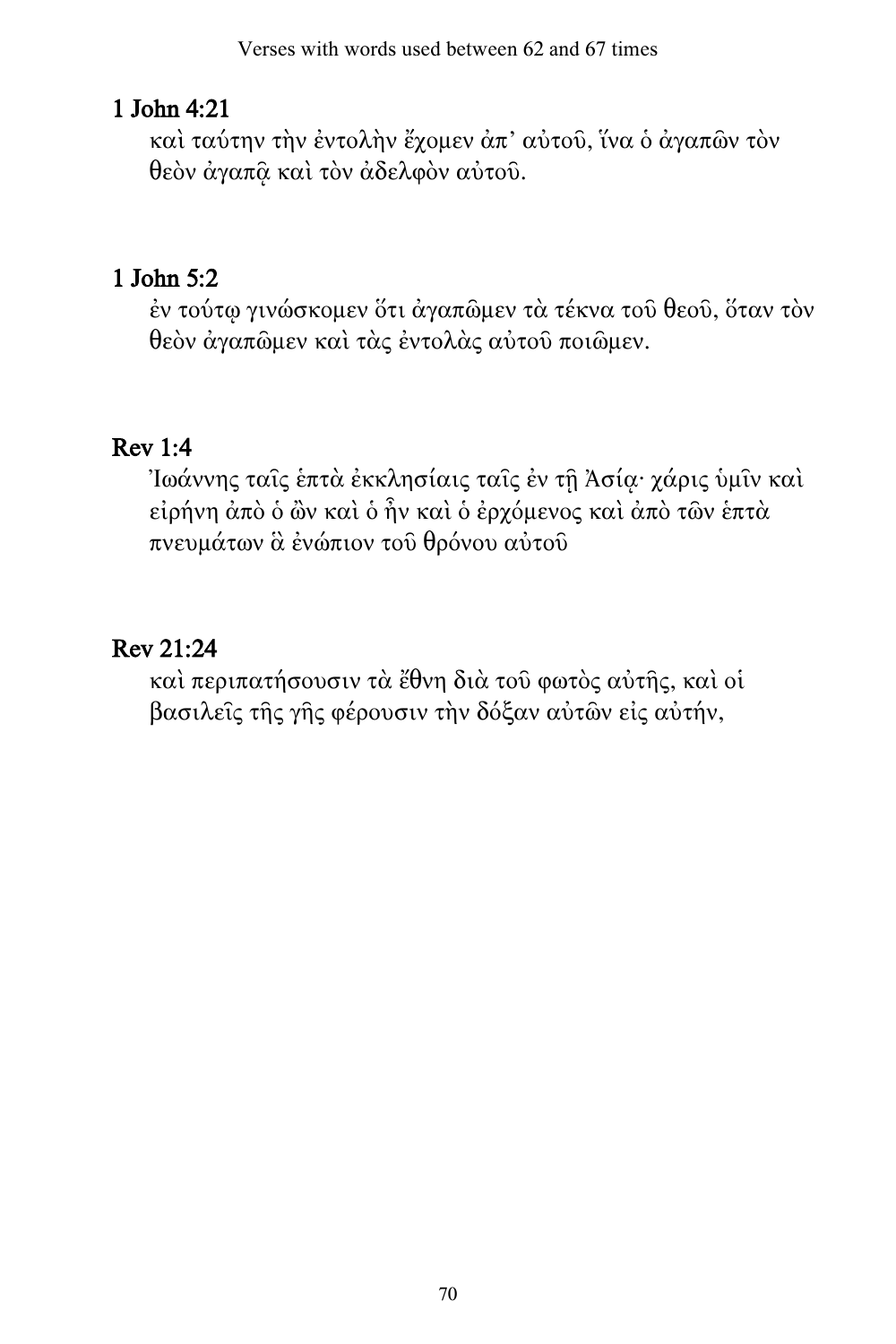## 1 John 4:21

καὶ ταύτην τὴν ἐντολὴν ἔχομεν ἀπ᾽ αὐτοῦ, ἵνα ὁ ἀγαπῶν τὸν θεὸν ἀγαπᾷ καὶ τὸν ἀδελφὸν αὐτοῦ.

## 1 John 5:2

ἐν τούτῳ γινώσκομεν ὅτι ἀγαπῶμεν τὰ τέκνα τοῦ θεοῦ, ὅταν τὸν θεὸν ἀγαπῶμεν καὶ τὰς ἐντολὰς αὐτοῦ ποιῶμεν.

## Rev 1:4

Ἰωάννης ταῖς ἑπτὰ ἐκκλησίαις ταῖς ἐν τῇ Ἀσίᾳ· χάρις ὑμῖν καὶ εἰρήνη ἀπὸ ὁ ὢν καὶ ὁ ἦν καὶ ὁ ἐρχόμενος καὶ ἀπὸ τῶν ἑπτὰ πνευμάτων ἃ ἐνώπιον τοῦ θρόνου αὐτοῦ

## Rev 21:24

καὶ περιπατήσουσιν τὰ ἔθνη διὰ τοῦ φωτὸς αὐτῆς, καὶ οἱ βασιλεῖς τῆς γῆς φέρουσιν τὴν δόξαν αὐτῶν εἰς αὐτήν,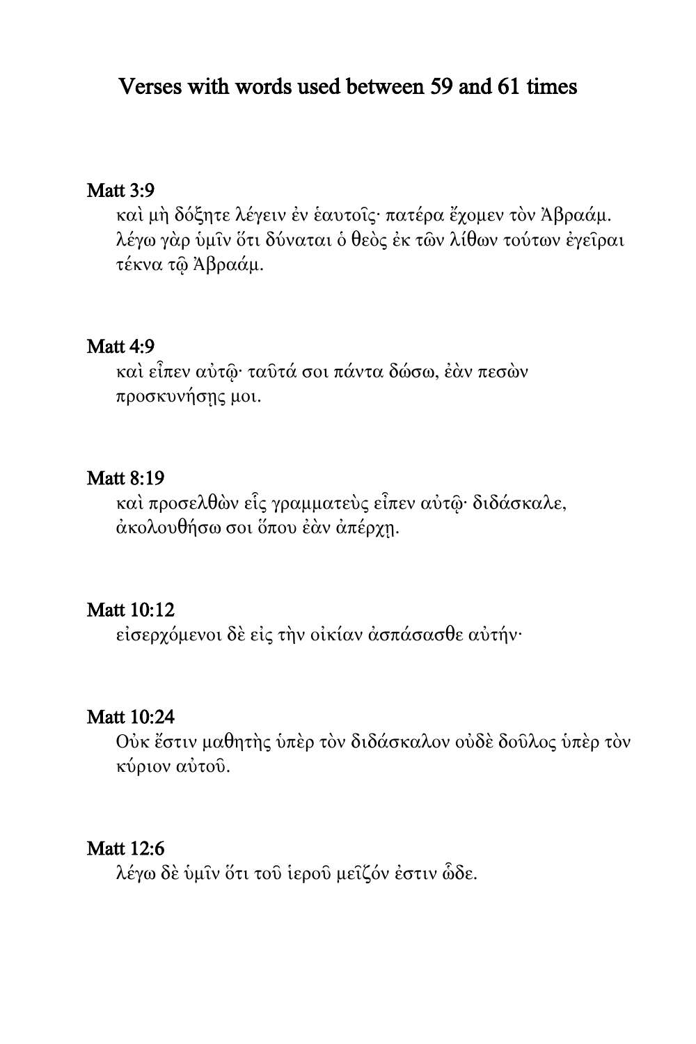# Verses with words used between 59 and 61 times

### Matt 3:9

καὶ μὴ δόξητε λέγειν ἐν ἑαυτοῖς· πατέρα ἔχομεν τὸν Ἀβραάμ. λέγω γὰρ ὑμῖν ὅτι δύναται ὁ θεὸς ἐκ τῶν λίθων τούτων ἐγεῖραι τέκνα τῷ Ἀβραάμ.

### Matt 4:9

καὶ εἶπεν αὐτῷ· ταῦτά σοι πάντα δώσω, ἐὰν πεσὼν προσκυνήσῃς μοι.

### Matt 8:19

καὶ προσελθὼν εἷς γραμματεὺς εἶπεν αὐτῷ· διδάσκαλε, ἀκολουθήσω σοι ὅπου ἐὰν ἀπέρχῃ.

### Matt 10:12

εἰσερχόμενοι δὲ εἰς τὴν οἰκίαν ἀσπάσασθε αὐτήν·

### Matt 10:24

Οὐκ ἔστιν μαθητὴς ὑπὲρ τὸν διδάσκαλον οὐδὲ δοῦλος ὑπὲρ τὸν κύριον αὐτοῦ.

### Matt 12:6

λέγω δὲ ὑμῖν ὅτι τοῦ ἱεροῦ μεῖζόν ἐστιν ὧδε.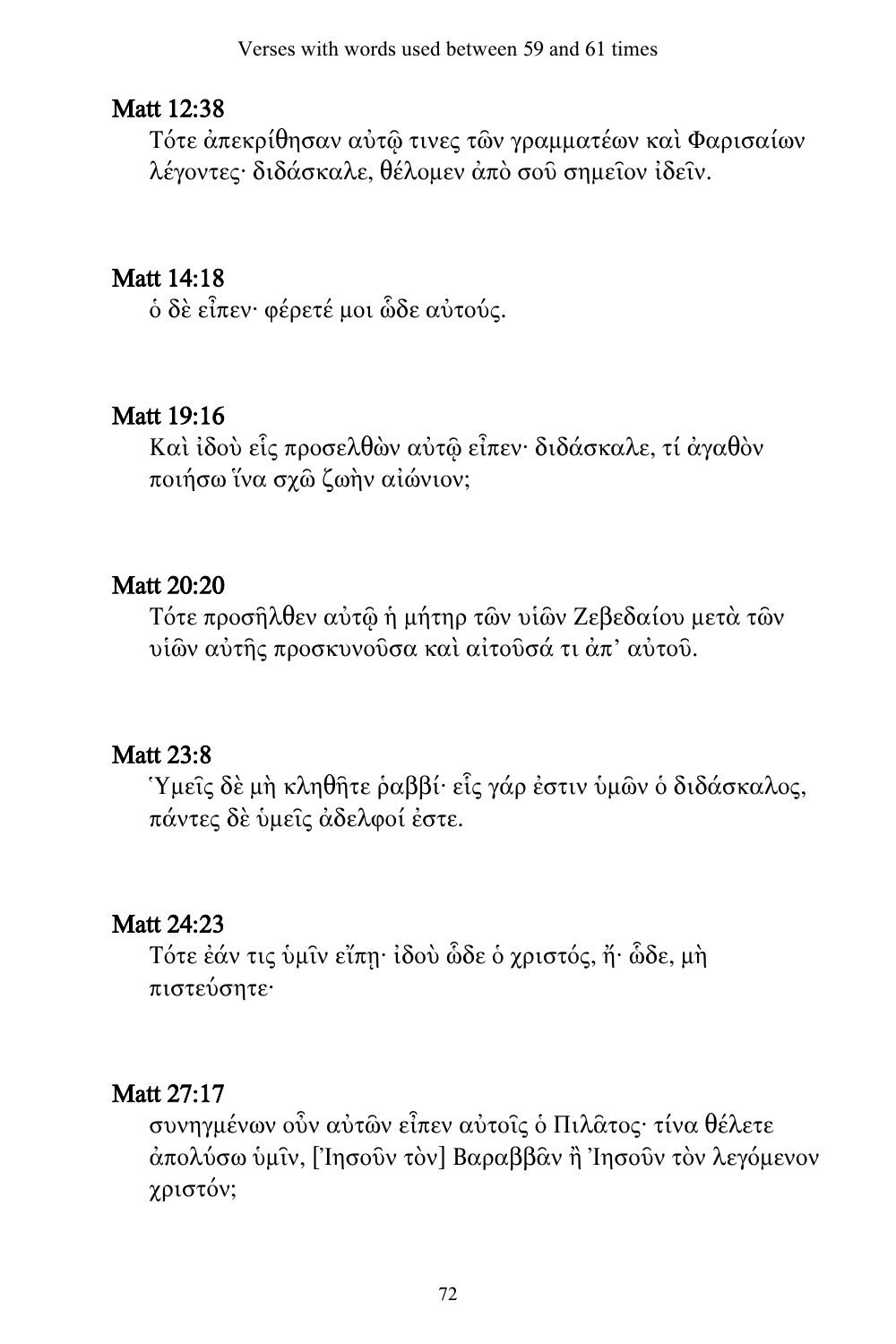## Matt 12:38

Τότε ἀπεκρίθησαν αὐτῷ τινες τῶν γραμματέων καὶ Φαρισαίων λέγοντες· διδάσκαλε, θέλομεν ἀπὸ σοῦ σημεῖον ἰδεῖν.

## Matt 14:18

ὁ δὲ εἶπεν· φέρετέ μοι ὧδε αὐτούς.

## Matt 19:16

Καὶ ἰδοὺ εἷς προσελθὼν αὐτῷ εἶπεν· διδάσκαλε, τί ἀγαθὸν ποιήσω ἵνα σχῶ ζωὴν αἰώνιον;

## Matt 20:20

Τότε προσῆλθεν αὐτῷ ἡ μήτηρ τῶν υἱῶν Ζεβεδαίου μετὰ τῶν υἱῶν αὐτῆς προσκυνοῦσα καὶ αἰτοῦσά τι ἀπ' αὐτοῦ.

## Matt 23:8

Ὑμεῖς δὲ μὴ κληθῆτε ῥαββί· εἷς γάρ ἐστιν ὑμῶν ὁ διδάσκαλος, πάντες δὲ ὑμεῖς ἀδελφοί ἐστε.

## Matt 24:23

Τότε ἐάν τις ὑμῖν εἴπῃ· ἰδοὺ ὧδε ὁ χριστός, ἤ· ὧδε, μὴ πιστεύσητε·

## Matt 27:17

συνηγμένων οὖν αὐτῶν εἶπεν αὐτοῖς ὁ Πιλᾶτος· τίνα θέλετε ἀπολύσω ὑμῖν, [Ἰησοῦν τὸν] Βαραββᾶν ἢ Ἰησοῦν τὸν λεγόμενον χριστόν;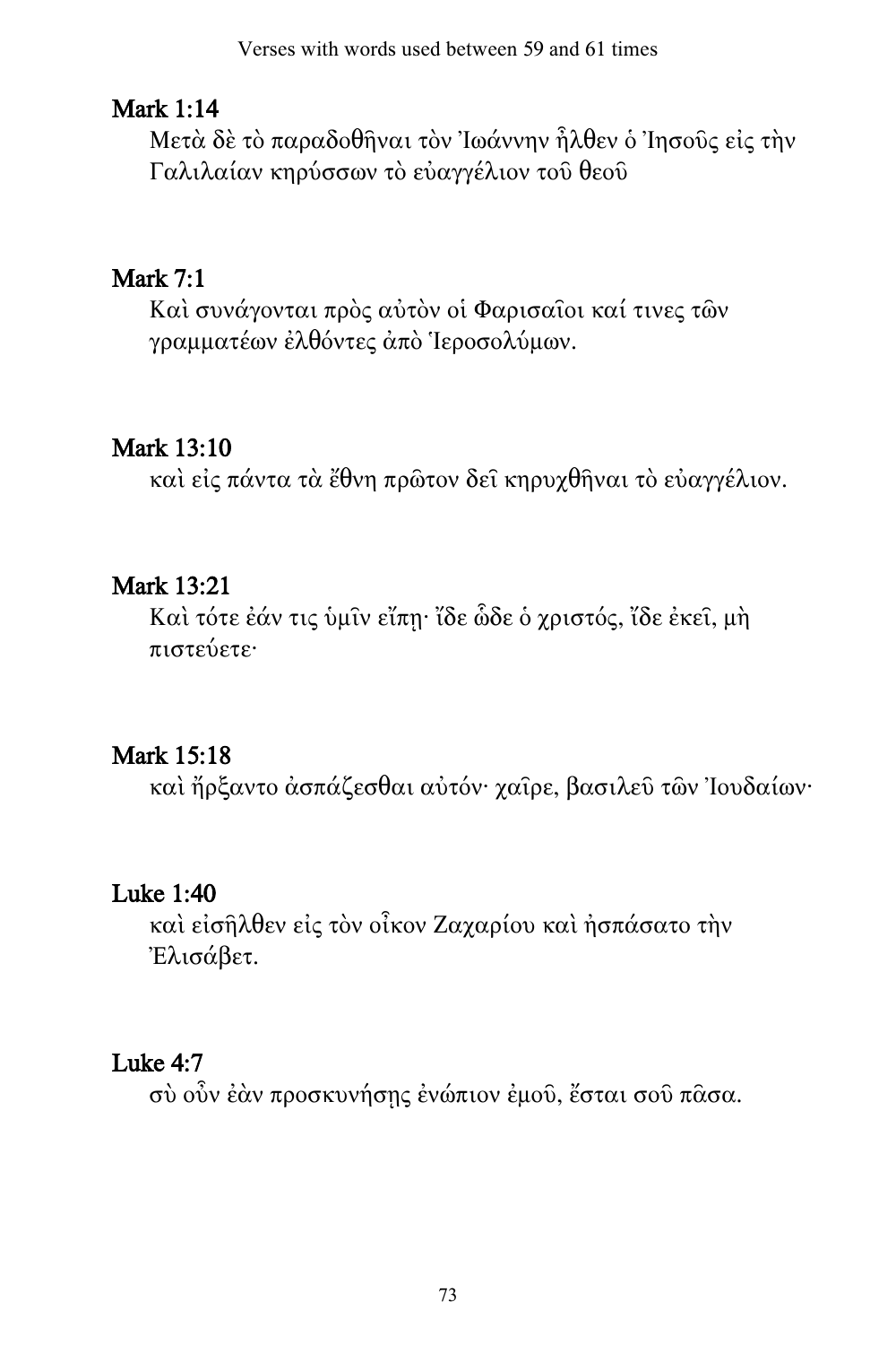## Mark 1:14

Μετὰ δὲ τὸ παραδοθῆναι τὸν Ἰωάννην ἦλθεν ὁ Ἰησοῦς εἰς τὴν Γαλιλαίαν κηρύσσων τὸ εὐαγγέλιον τοῦ θεοῦ

## Mark 7:1

Καὶ συνάγονται πρὸς αὐτὸν οἱ Φαρισαῖοι καί τινες τῶν γραμματέων ἐλθόντες ἀπὸ Ἱεροσολύμων.

## Mark 13:10

καὶ εἰς πάντα τὰ ἔθνη πρῶτον δεῖ κηρυχθῆναι τὸ εὐαγγέλιον.

## Mark 13:21

Καὶ τότε ἐάν τις ὑμῖν εἴπῃ· ἴδε ὧδε ὁ χριστός, ἴδε ἐκεῖ, μὴ πιστεύετε·

## Mark 15:18

καὶ ἤρξαντο ἀσπάζεσθαι αὐτόν· χαῖρε, βασιλεῦ τῶν Ἰουδαίων·

## Luke 1:40

καὶ εἰσῆλθεν εἰς τὸν οἶκον Ζαχαρίου καὶ ἠσπάσατο τὴν Ἐλισάβετ.

## Luke 4:7

σὺ οὖν ἐὰν προσκυνήσῃς ἐνώπιον ἐμοῦ, ἔσται σοῦ πᾶσα.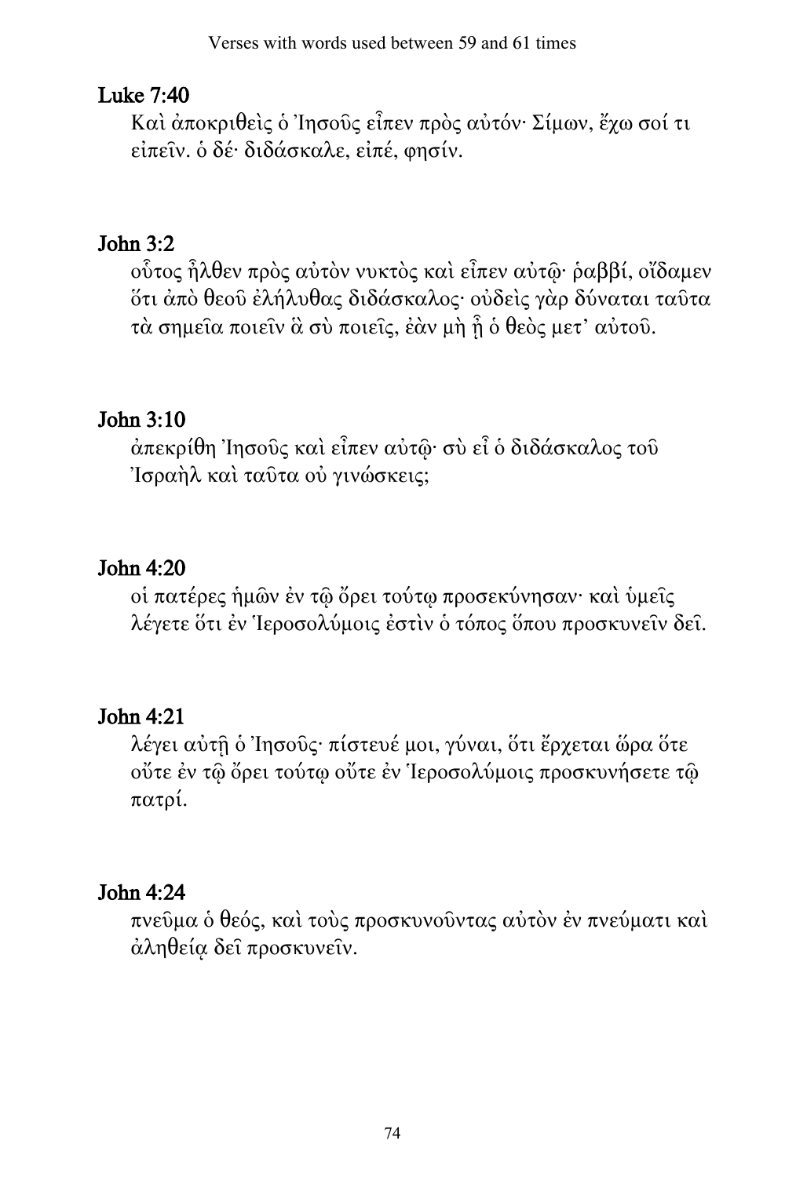## Luke 7:40

Καὶ ἀποκριθεὶς ὁ Ἰησοῦς εἶπεν πρὸς αὐτόν· Σίμων, ἔχω σοί τι εἰπεῖν. ὁ δέ· διδάσκαλε, εἰπέ, φησίν.

## John 3:2

οὗτος ἦλθεν πρὸς αὐτὸν νυκτὸς καὶ εἶπεν αὐτῷ· ῥαββί, οἴδαμεν ὅτι ἀπὸ θεοῦ ἐλήλυθας διδάσκαλος· οὐδεὶς γὰρ δύναται ταῦτα τὰ σημεῖα ποιεῖν ἃ σὺ ποιεῖς, ἐὰν μὴ ᾖ ὁ θεὸς μετ' αὐτοῦ.

## John 3:10

ἀπεκρίθη Ἰησοῦς καὶ εἶπεν αὐτῷ· σὺ εἶ ὁ διδάσκαλος τοῦ Ἰσραὴλ καὶ ταῦτα οὐ γινώσκεις;

## John 4:20

οἱ πατέρες ἡμῶν ἐν τῷ ὄρει τούτῳ προσεκύνησαν· καὶ ὑμεῖς λέγετε ὅτι ἐν Ἱεροσολύμοις ἐστὶν ὁ τόπος ὅπου προσκυνεῖν δεῖ.

## John 4:21

λέγει αὐτῇ ὁ Ἰησοῦς· πίστευέ μοι, γύναι, ὅτι ἔρχεται ὥρα ὅτε οὔτε ἐν τῷ ὄρει τούτῳ οὔτε ἐν Ἱεροσολύμοις προσκυνήσετε τῷ πατρί.

## John 4:24

πνεῦμα ὁ θεός, καὶ τοὺς προσκυνοῦντας αὐτὸν ἐν πνεύματι καὶ ἀληθείᾳ δεῖ προσκυνεῖν.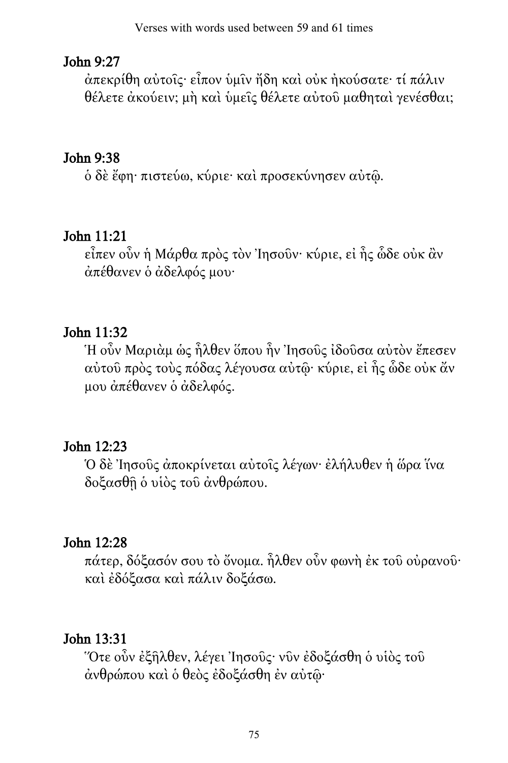## John 9:27

ἀπεκρίθη αὐτοῖς· εἶπον ὑμῖν ἤδη καὶ οὐκ ἠκούσατε· τί πάλιν θέλετε ἀκούειν; μὴ καὶ ὑμεῖς θέλετε αὐτοῦ μαθηταὶ γενέσθαι;

## John 9:38

ὁ δὲ ἔφη· πιστεύω, κύριε· καὶ προσεκύνησεν αὐτῷ.

## John 11:21

εἶπεν οὖν ἡ Μάρθα πρὸς τὸν Ἰησοῦν· κύριε, εἰ ἦς ὧδε οὐκ ἂν ἀπέθανεν ὁ ἀδελφός μου·

## John 11:32

Ἡ οὖν Μαριὰμ ὡς ἦλθεν ὅπου ἦν Ἰησοῦς ἰδοῦσα αὐτὸν ἔπεσεν αὐτοῦ πρὸς τοὺς πόδας λέγουσα αὐτῷ· κύριε, εἰ ἦς ὧδε οὐκ ἄν μου ἀπέθανεν ὁ ἀδελφός.

## John 12:23

Ὁ δὲ Ἰησοῦς ἀποκρίνεται αὐτοῖς λέγων· ἐλήλυθεν ἡ ὥρα ἵνα δοξασθῇ ὁ υἱὸς τοῦ ἀνθρώπου.

## John 12:28

πάτερ, δόξασόν σου τὸ ὄνομα. ἦλθεν οὖν φωνὴ ἐκ τοῦ οὐρανοῦ· καὶ ἐδόξασα καὶ πάλιν δοξάσω.

## John 13:31

Ὅτε οὖν ἐξῆλθεν, λέγει Ἰησοῦς· νῦν ἐδοξάσθη ὁ υἱὸς τοῦ ἀνθρώπου καὶ ὁ θεὸς ἐδοξάσθη ἐν αὐτῷ·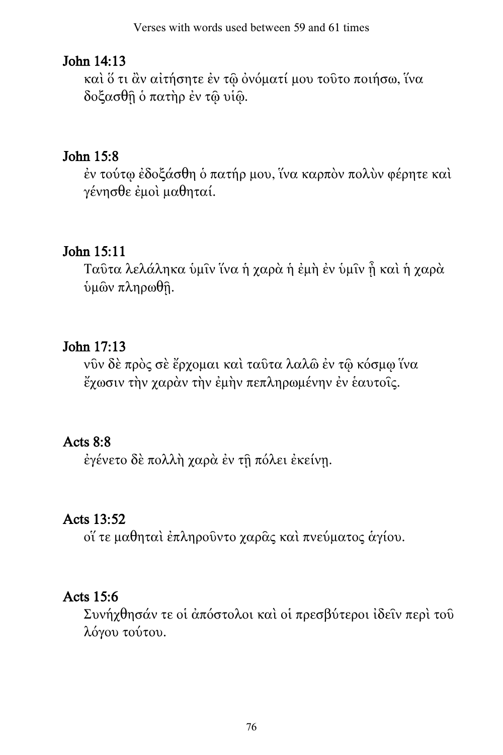## John 14:13

καὶ ὅ τι ἂν αἰτήσητε ἐν τῷ ὀνόματί μου τοῦτο ποιήσω, ἵνα δοξασθῇ ὁ πατὴρ ἐν τῷ υἱῷ.

## John 15:8

ἐν τούτῳ ἐδοξάσθη ὁ πατήρ μου, ἵνα καρπὸν πολὺν φέρητε καὶ γένησθε ἐμοὶ μαθηταί.

## John 15:11

Ταῦτα λελάληκα ὑμῖν ἵνα ἡ χαρὰ ἡ ἐμὴ ἐν ὑμῖν ᾖ καὶ ἡ χαρὰ ὑμῶν πληρωθῇ.

## John 17:13

νῦν δὲ πρὸς σὲ ἔρχομαι καὶ ταῦτα λαλῶ ἐν τῷ κόσμῳ ἵνα ἔχωσιν τὴν χαρὰν τὴν ἐμὴν πεπληρωμένην ἐν ἑαυτοῖς.

## Acts 8:8

ἐγένετο δὲ πολλὴ χαρὰ ἐν τῇ πόλει ἐκείνῃ.

## Acts 13:52

οἵ τε μαθηταὶ ἐπληροῦντο χαρᾶς καὶ πνεύματος ἁγίου.

## Acts 15:6

Συνήχθησάν τε οἱ ἀπόστολοι καὶ οἱ πρεσβύτεροι ἰδεῖν περὶ τοῦ λόγου τούτου.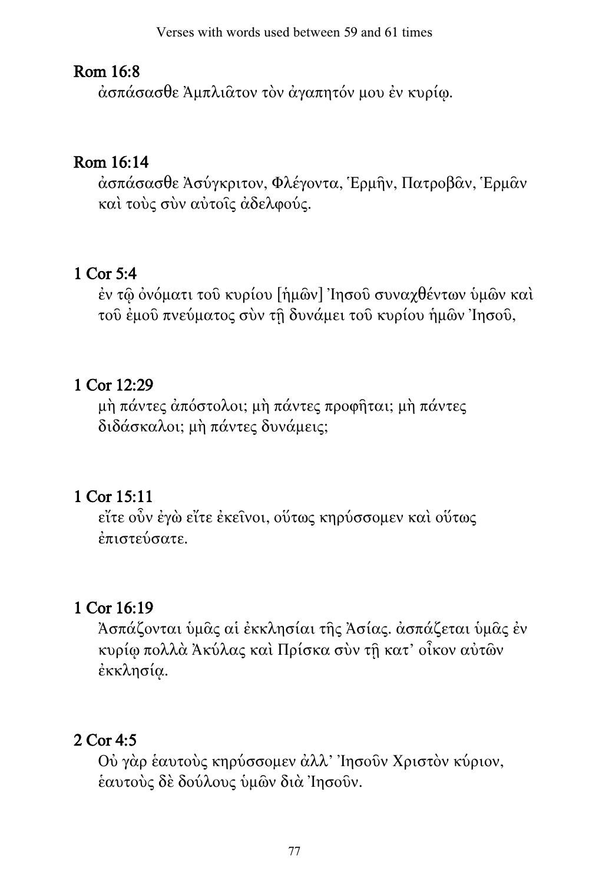## Rom 16:8

ἀσπάσασθε Ἀμπλιᾶτον τὸν ἀγαπητόν μου ἐν κυρίῳ.

## Rom 16:14

ἀσπάσασθε Ἀσύγκριτον, Φλέγοντα, Ἑρμῆν, Πατροβᾶν, Ἑρμᾶν καὶ τοὺς σὺν αὐτοῖς ἀδελφούς.

## 1 Cor 5:4

ἐν τῷ ὀνόματι τοῦ κυρίου [ἡμῶν] Ἰησοῦ συναχθέντων ὑμῶν καὶ τοῦ ἐμοῦ πνεύματος σὺν τῇ δυνάμει τοῦ κυρίου ἡμῶν Ἰησοῦ,

## 1 Cor 12:29

μὴ πάντες ἀπόστολοι; μὴ πάντες προφῆται; μὴ πάντες διδάσκαλοι; μὴ πάντες δυνάμεις;

## 1 Cor 15:11

εἴτε οὖν ἐγὼ εἴτε ἐκεῖνοι, οὕτως κηρύσσομεν καὶ οὕτως ἐπιστεύσατε.

## 1 Cor 16:19

Ἀσπάζονται ὑμᾶς αἱ ἐκκλησίαι τῆς Ἀσίας. ἀσπάζεται ὑμᾶς ἐν κυρίῳ πολλὰ Ἀκύλας καὶ Πρίσκα σὺν τῇ κατ᾽ οἶκον αὐτῶν ἐκκλησίᾳ.

## 2 Cor 4:5

Οὐ γὰρ ἑαυτοὺς κηρύσσομεν ἀλλ᾽ Ἰησοῦν Χριστὸν κύριον, ἑαυτοὺς δὲ δούλους ὑμῶν διὰ Ἰησοῦν.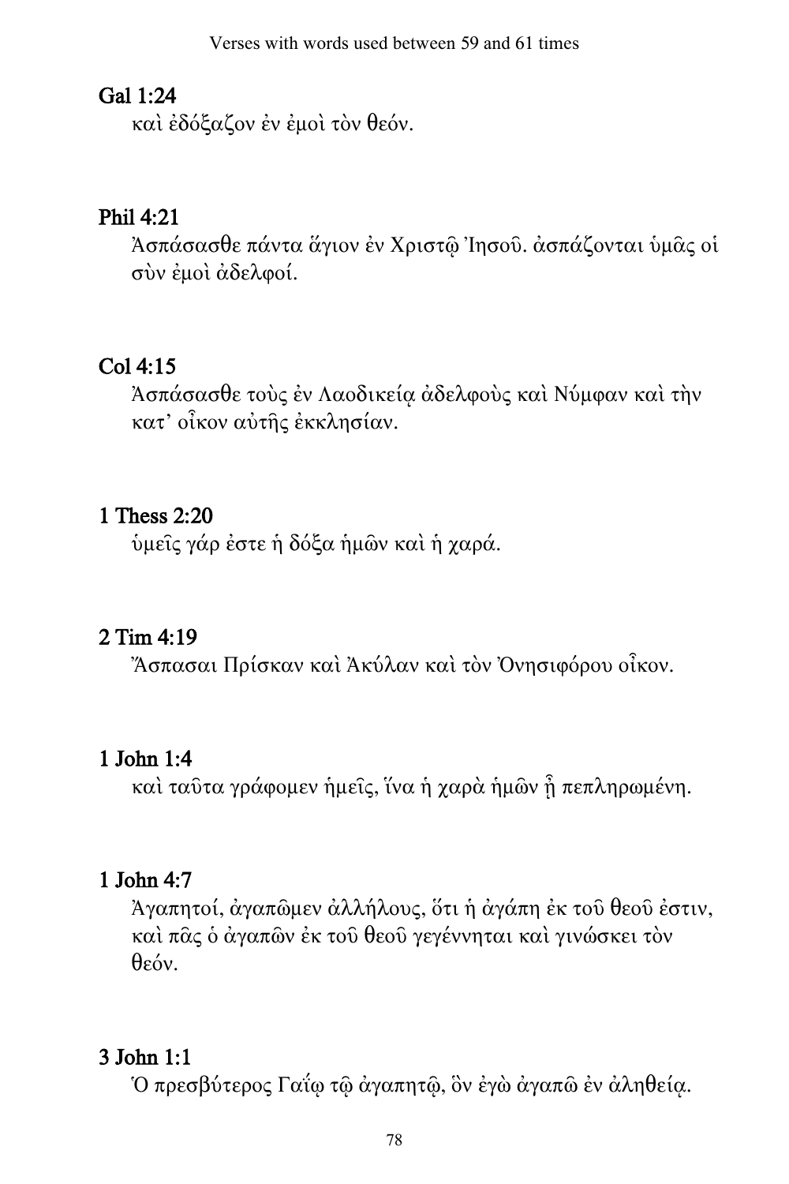### Gal 1:24

καὶ ἐδόξαζον ἐν ἐμοὶ τὸν θεόν.

### Phil 4:21

Ἀσπάσασθε πάντα ἅγιον ἐν Χριστῷ Ἰησοῦ. ἀσπάζονται ὑμᾶς οἱ σὺν ἐμοὶ ἀδελφοί.

### Col 4:15

Ἀσπάσασθε τοὺς ἐν Λαοδικείᾳ ἀδελφοὺς καὶ Νύμφαν καὶ τὴν κατ᾽ οἶκον αὐτῆς ἐκκλησίαν.

### 1 Thess 2:20

ὑμεῖς γάρ ἐστε ἡ δόξα ἡμῶν καὶ ἡ χαρά.

### 2 Tim 4:19

Ἄσπασαι Πρίσκαν καὶ Ἀκύλαν καὶ τὸν Ὀνησιφόρου οἶκον.

### 1 John 1:4

καὶ ταῦτα γράφομεν ἡμεῖς, ἵνα ἡ χαρὰ ἡμῶν ᾖ πεπληρωμένη.

### 1 John 4:7

Ἀγαπητοί, ἀγαπῶμεν ἀλλήλους, ὅτι ἡ ἀγάπη ἐκ τοῦ θεοῦ ἐστιν, καὶ πᾶς ὁ ἀγαπῶν ἐκ τοῦ θεοῦ γεγέννηται καὶ γινώσκει τὸν θεόν.

### 3 John 1:1

Ὁ πρεσβύτερος Γαΐῳ τῷ ἀγαπητῷ, ὃν ἐγὼ ἀγαπῶ ἐν ἀληθείᾳ.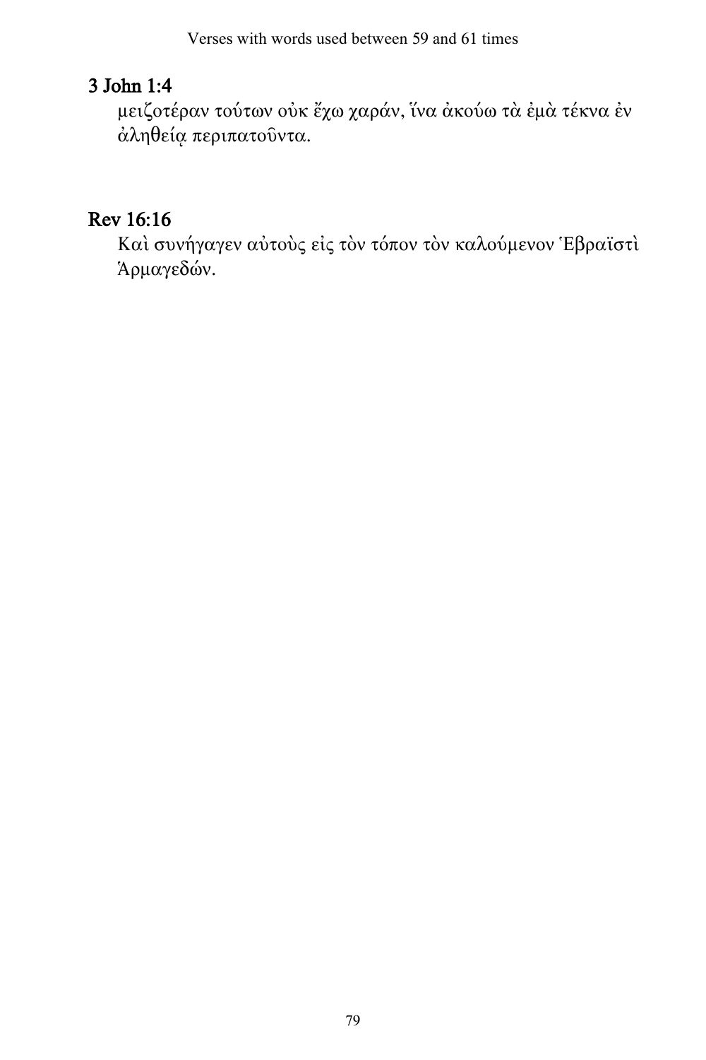## 3 John 1:4

μειζοτέραν τούτων οὐκ ἔχω χαράν, ἵνα ἀκούω τὰ ἐμὰ τέκνα ἐν ἀληθείᾳ περιπατοῦντα.

## Rev 16:16

Καὶ συνήγαγεν αὐτοὺς εἰς τὸν τόπον τὸν καλούμενον Ἑβραϊστὶ Ἁρμαγεδών.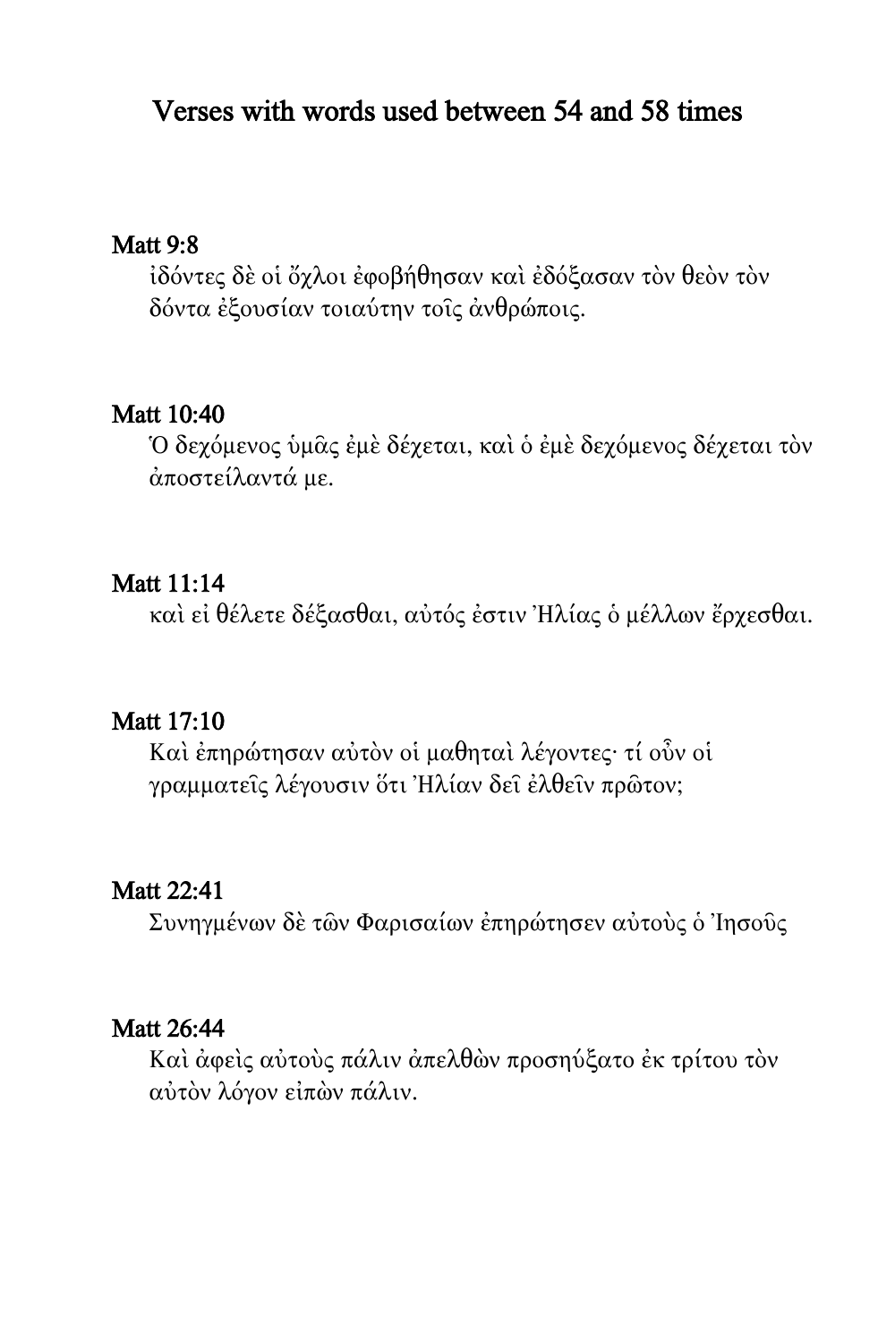## Verses with words used between 54 and 58 times

**Matt 9:8**

ἰδόντες δὲ οἱ ὄχλοι ἐφοβήθησαν καὶ ἐδόξασαν τὸν θεὸν τὸν δόντα ἐξουσίαν τοιαύτην τοῖς ἀνθρώποις.

**Matt 10:40**

Ὁ δεχόμενος ὑμᾶς ἐμὲ δέχεται, καὶ ὁ ἐμὲ δεχόμενος δέχεται τὸν ἀποστείλαντά με.

**Matt 11:14**

καὶ εἰ θέλετε δέξασθαι, αὐτός ἐστιν Ἠλίας ὁ μέλλων ἔρχεσθαι.

**Matt 17:10**

Καὶ ἐπηρώτησαν αὐτὸν οἱ μαθηταὶ λέγοντες· τί οὖν οἱ γραμματεῖς λέγουσιν ὅτι Ἠλίαν δεῖ ἐλθεῖν πρῶτον;

**Matt 22:41**

Συνηγμένων δὲ τῶν Φαρισαίων ἐπηρώτησεν αὐτοὺς ὁ Ἰησοῦς

**Matt 26:44**

Καὶ ἀφεὶς αὐτοὺς πάλιν ἀπελθὼν προσηύξατο ἐκ τρίτου τὸν αὐτὸν λόγον εἰπὼν πάλιν.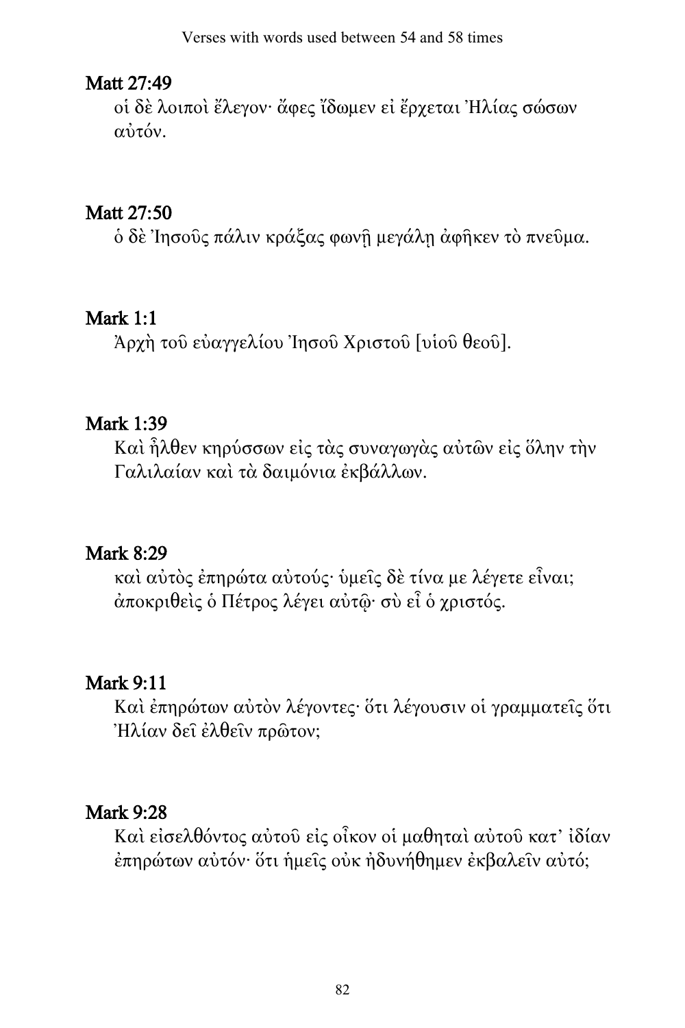## Matt 27:49

οἱ δὲ λοιποὶ ἔλεγον· ἄφες ἴδωμεν εἰ ἔρχεται Ἠλίας σώσων αὐτόν.

## Matt 27:50

ὁ δὲ Ἰησοῦς πάλιν κράξας φωνῇ μεγάλῃ ἀφῆκεν τὸ πνεῦμα.

## Mark 1:1

Ἀρχὴ τοῦ εὐαγγελίου Ἰησοῦ Χριστοῦ [υἱοῦ θεοῦ].

## Mark 1:39

Καὶ ἦλθεν κηρύσσων εἰς τὰς συναγωγὰς αὐτῶν εἰς ὅλην τὴν Γαλιλαίαν καὶ τὰ δαιμόνια ἐκβάλλων.

## Mark 8:29

καὶ αὐτὸς ἐπηρώτα αὐτούς· ὑμεῖς δὲ τίνα με λέγετε εἶναι; ἀποκριθεὶς ὁ Πέτρος λέγει αὐτῷ· σὺ εἶ ὁ χριστός.

## Mark 9:11

Καὶ ἐπηρώτων αὐτὸν λέγοντες· ὅτι λέγουσιν οἱ γραμματεῖς ὅτι Ἠλίαν δεῖ ἐλθεῖν πρῶτον;

## Mark 9:28

Καὶ εἰσελθόντος αὐτοῦ εἰς οἶκον οἱ μαθηταὶ αὐτοῦ κατ' ἰδίαν ἐπηρώτων αὐτόν· ὅτι ἡμεῖς οὐκ ἠδυνήθημεν ἐκβαλεῖν αὐτό;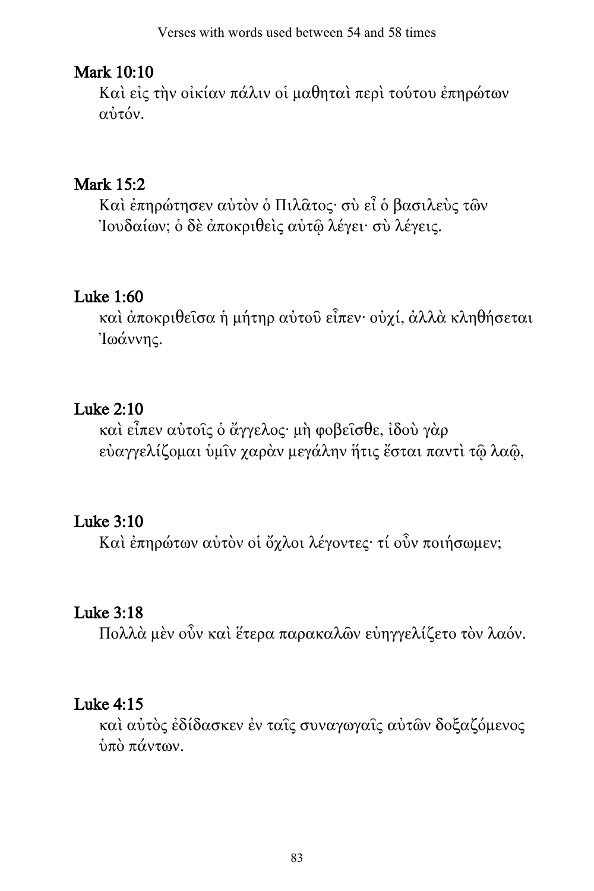## Mark 10:10

Καὶ εἰς τὴν οἰκίαν πάλιν οἱ μαθηταὶ περὶ τούτου ἐπηρώτων αὐτόν.

## Mark 15:2

Καὶ ἐπηρώτησεν αὐτὸν ὁ Πιλᾶτος· σὺ εἶ ὁ βασιλεὺς τῶν Ἰουδαίων; ὁ δὲ ἀποκριθεὶς αὐτῷ λέγει· σὺ λέγεις.

## Luke 1:60

καὶ ἀποκριθεῖσα ἡ μήτηρ αὐτοῦ εἶπεν· οὐχί, ἀλλὰ κληθήσεται Ἰωάννης.

## Luke 2:10

καὶ εἶπεν αὐτοῖς ὁ ἄγγελος· μὴ φοβεῖσθε, ἰδοὺ γὰρ εὐαγγελίζομαι ὑμῖν χαρὰν μεγάλην ἥτις ἔσται παντὶ τῷ λαῷ,

## Luke 3:10

Καὶ ἐπηρώτων αὐτὸν οἱ ὄχλοι λέγοντες· τί οὖν ποιήσωμεν;

## Luke 3:18

Πολλὰ μὲν οὖν καὶ ἕτερα παρακαλῶν εὐηγγελίζετο τὸν λαόν.

## Luke 4:15

καὶ αὐτὸς ἐδίδασκεν ἐν ταῖς συναγωγαῖς αὐτῶν δοξαζόμενος ὑπὸ πάντων.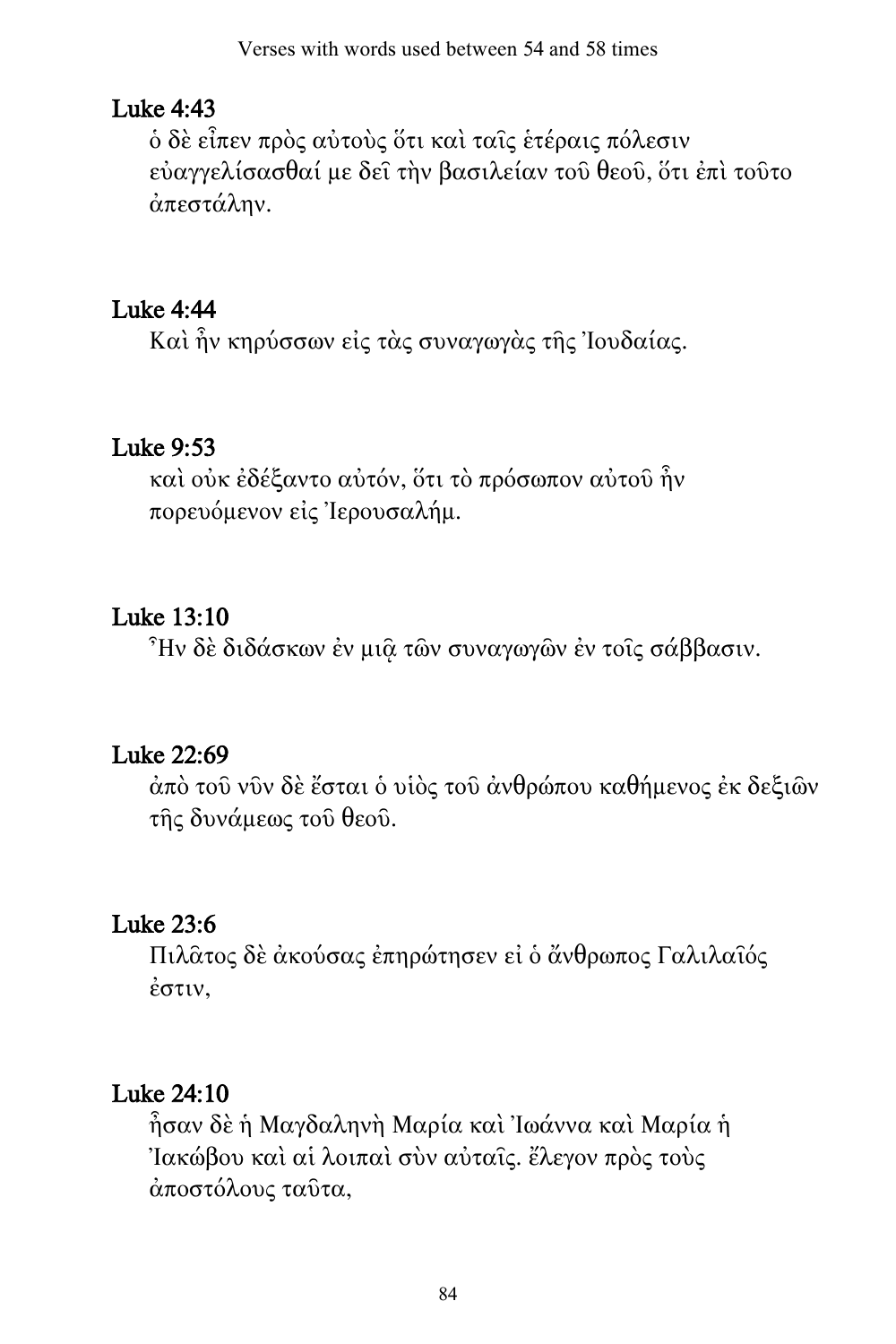## Luke 4:43

ὁ δὲ εἶπεν πρὸς αὐτοὺς ὅτι καὶ ταῖς ἑτέραις πόλεσιν εὐαγγελίσασθαί με δεῖ τὴν βασιλείαν τοῦ θεοῦ, ὅτι ἐπὶ τοῦτο ἀπεστάλην.

## Luke 4:44

Καὶ ἦν κηρύσσων εἰς τὰς συναγωγὰς τῆς Ἰουδαίας.

## Luke 9:53

καὶ οὐκ ἐδέξαντο αὐτόν, ὅτι τὸ πρόσωπον αὐτοῦ ἦν πορευόμενον εἰς Ἰερουσαλήμ.

## Luke 13:10

Ἦν δὲ διδάσκων ἐν μιᾷ τῶν συναγωγῶν ἐν τοῖς σάββασιν.

## Luke 22:69

ἀπὸ τοῦ νῦν δὲ ἔσται ὁ υἱὸς τοῦ ἀνθρώπου καθήμενος ἐκ δεξιῶν τῆς δυνάμεως τοῦ θεοῦ.

## Luke 23:6

Πιλᾶτος δὲ ἀκούσας ἐπηρώτησεν εἰ ὁ ἄνθρωπος Γαλιλαῖός ἐστιν,

## Luke 24:10

ἦσαν δὲ ἡ Μαγδαληνὴ Μαρία καὶ Ἰωάννα καὶ Μαρία ἡ Ἰακώβου καὶ αἱ λοιπαὶ σὺν αὐταῖς. ἔλεγον πρὸς τοὺς ἀποστόλους ταῦτα,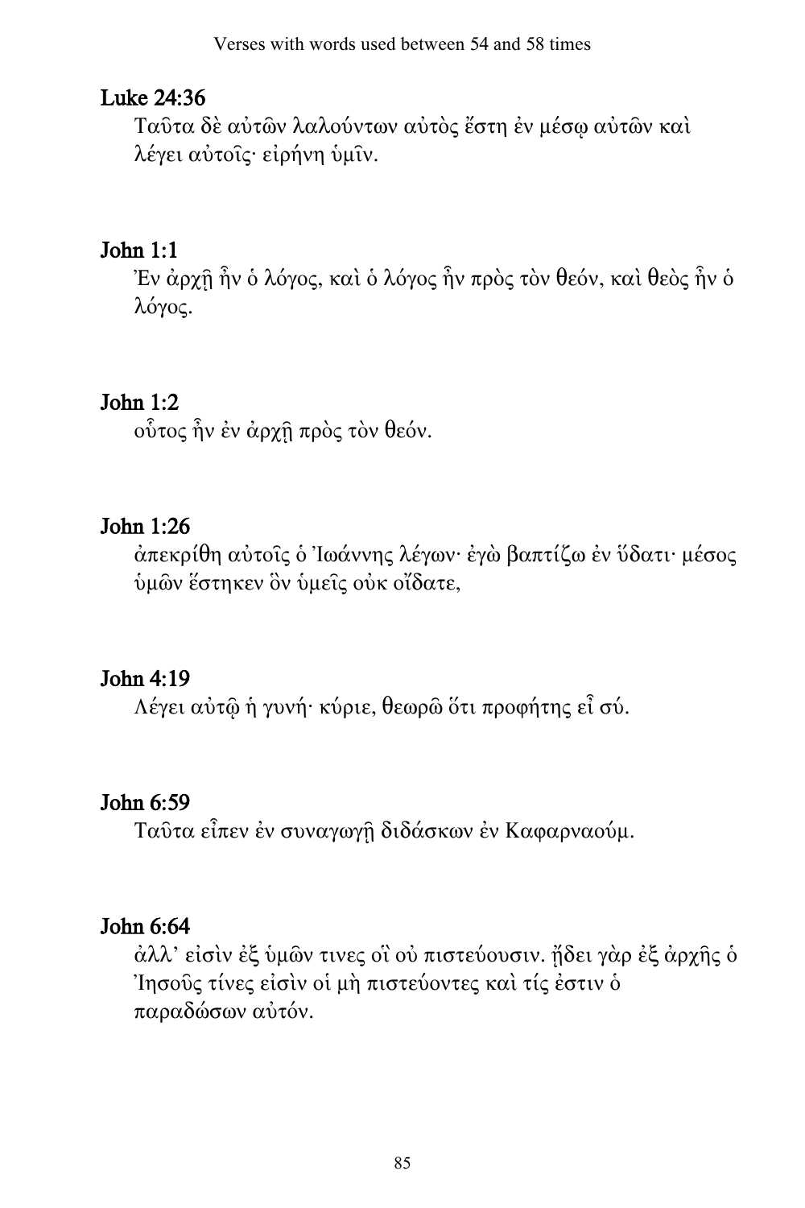## Luke 24:36

Ταῦτα δὲ αὐτῶν λαλούντων αὐτὸς ἔστη ἐν μέσῳ αὐτῶν καὶ λέγει αὐτοῖς· εἰρήνη ὑμῖν.

## John 1:1

Ἐν ἀρχῇ ἦν ὁ λόγος, καὶ ὁ λόγος ἦν πρὸς τὸν θεόν, καὶ θεὸς ἦν ὁ λόγος.

## John 1:2

οὗτος ἦν ἐν ἀρχῇ πρὸς τὸν θεόν.

## John 1:26

ἀπεκρίθη αὐτοῖς ὁ Ἰωάννης λέγων· ἐγὼ βαπτίζω ἐν ὕδατι· μέσος ὑμῶν ἕστηκεν ὃν ὑμεῖς οὐκ οἴδατε,

## John 4:19

Λέγει αὐτῷ ἡ γυνή· κύριε, θεωρῶ ὅτι προφήτης εἶ σύ.

## John 6:59

Ταῦτα εἶπεν ἐν συναγωγῇ διδάσκων ἐν Καφαρναούμ.

## John 6:64

ἀλλ’ εἰσὶν ἐξ ὑμῶν τινες οἳ οὐ πιστεύουσιν. ᾔδει γὰρ ἐξ ἀρχῆς ὁ Ἰησοῦς τίνες εἰσὶν οἱ μὴ πιστεύοντες καὶ τίς ἐστιν ὁ παραδώσων αὐτόν.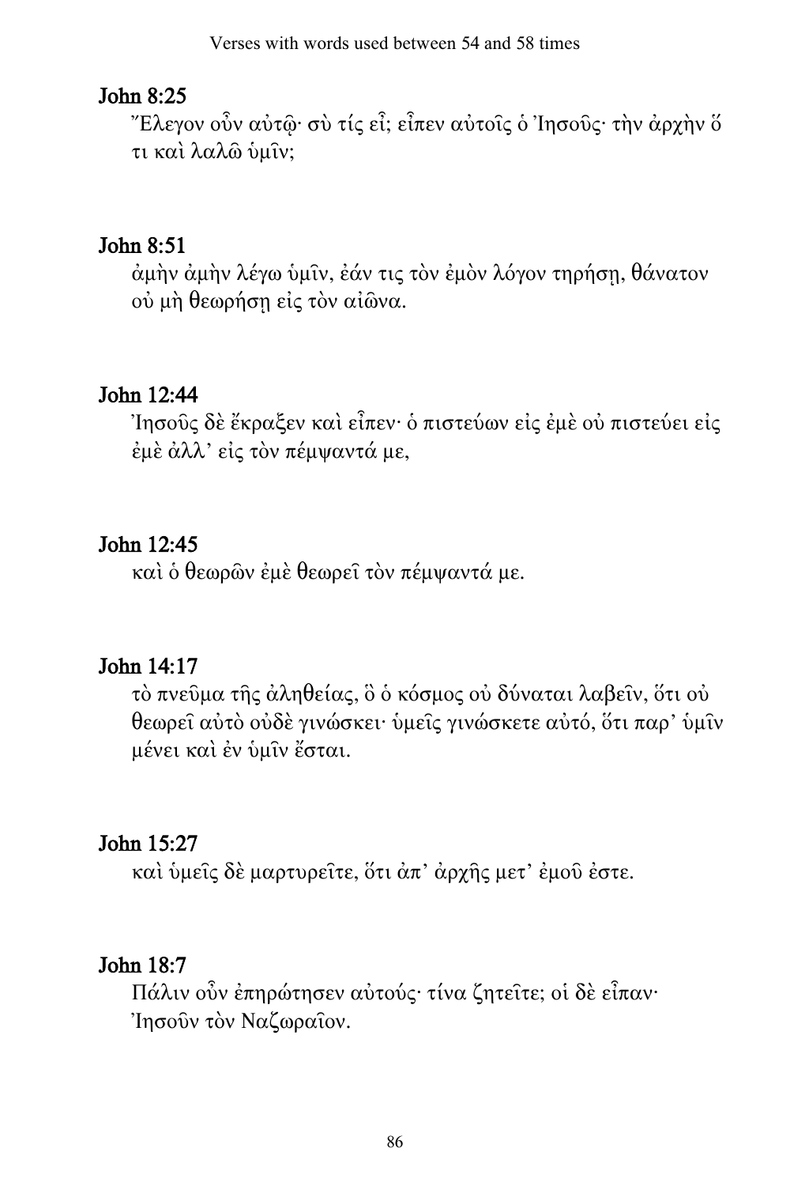## John 8:25

Ἔλεγον οὖν αὐτῷ· σὺ τίς εἶ; εἶπεν αὐτοῖς ὁ Ἰησοῦς· τὴν ἀρχὴν ὅ τι καὶ λαλῶ ὑμῖν;

## John 8:51

ἀμὴν ἀμὴν λέγω ὑμῖν, ἐάν τις τὸν ἐμὸν λόγον τηρήσῃ, θάνατον οὐ μὴ θεωρήσῃ εἰς τὸν αἰῶνα.

## John 12:44

Ἰησοῦς δὲ ἔκραξεν καὶ εἶπεν· ὁ πιστεύων εἰς ἐμὲ οὐ πιστεύει εἰς ἐμὲ ἀλλ᾽ εἰς τὸν πέμψαντά με,

## John 12:45

καὶ ὁ θεωρῶν ἐμὲ θεωρεῖ τὸν πέμψαντά με.

## John 14:17

τὸ πνεῦμα τῆς ἀληθείας, ὃ ὁ κόσμος οὐ δύναται λαβεῖν, ὅτι οὐ θεωρεῖ αὐτὸ οὐδὲ γινώσκει· ὑμεῖς γινώσκετε αὐτό, ὅτι παρ᾽ ὑμῖν μένει καὶ ἐν ὑμῖν ἔσται.

## John 15:27

καὶ ὑμεῖς δὲ μαρτυρεῖτε, ὅτι ἀπ᾽ ἀρχῆς μετ᾽ ἐμοῦ ἐστε.

## John 18:7

Πάλιν οὖν ἐπηρώτησεν αὐτούς· τίνα ζητεῖτε; οἱ δὲ εἶπαν· Ἰησοῦν τὸν Ναζωραῖον.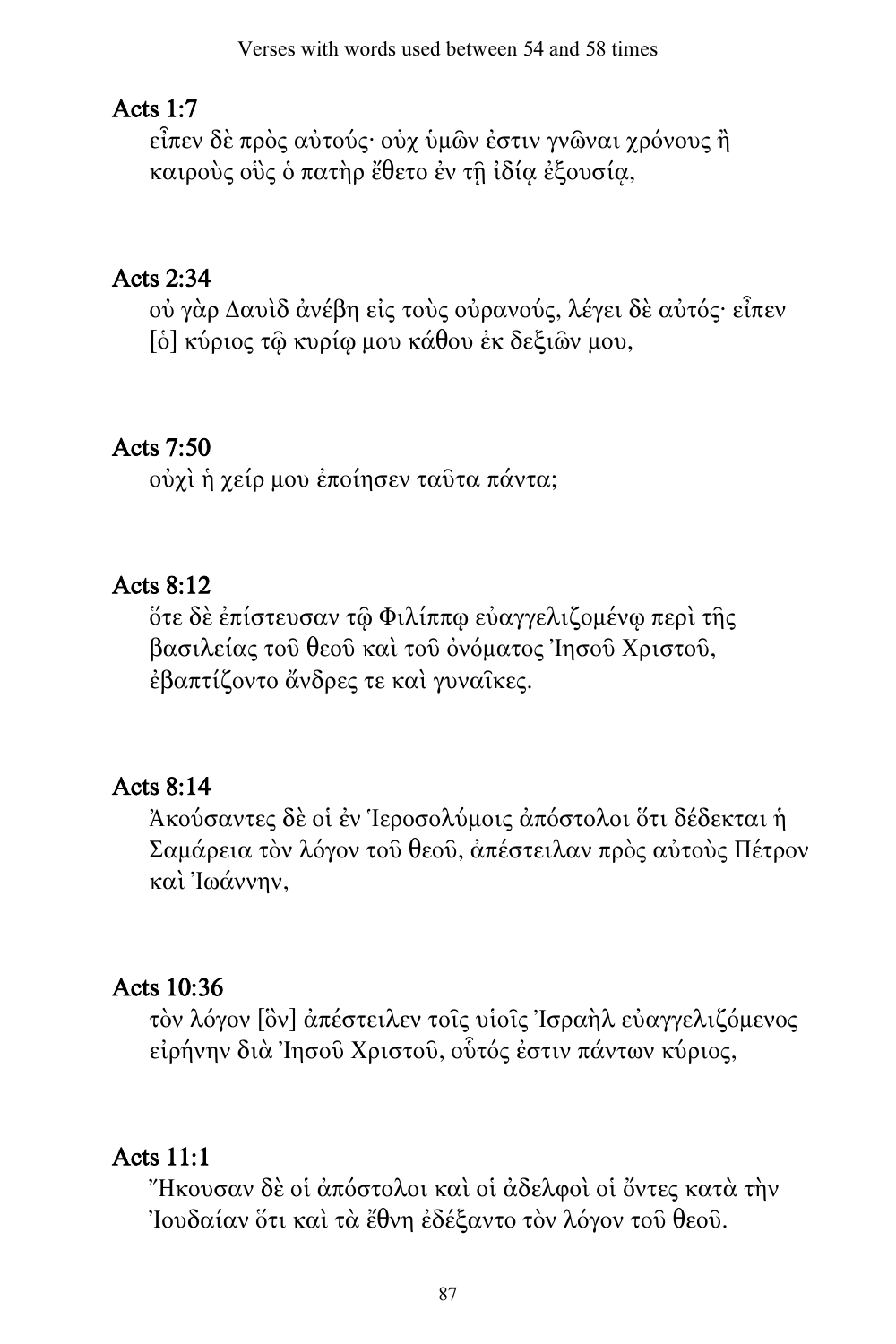## Acts 1:7

εἶπεν δὲ πρὸς αὐτούς· οὐχ ὑμῶν ἐστιν γνῶναι χρόνους ἢ καιροὺς οὓς ὁ πατὴρ ἔθετο ἐν τῇ ἰδίᾳ ἐξουσίᾳ,

## Acts 2:34

οὐ γὰρ Δαυὶδ ἀνέβη εἰς τοὺς οὐρανούς, λέγει δὲ αὐτός· εἶπεν [ὁ] κύριος τῷ κυρίῳ μου κάθου ἐκ δεξιῶν μου,

## Acts 7:50

οὐχὶ ἡ χείρ μου ἐποίησεν ταῦτα πάντα;

## Acts 8:12

ὅτε δὲ ἐπίστευσαν τῷ Φιλίππῳ εὐαγγελιζομένῳ περὶ τῆς βασιλείας τοῦ θεοῦ καὶ τοῦ ὀνόματος Ἰησοῦ Χριστοῦ, ἐβαπτίζοντο ἄνδρες τε καὶ γυναῖκες.

## Acts 8:14

Ἀκούσαντες δὲ οἱ ἐν Ἱεροσολύμοις ἀπόστολοι ὅτι δέδεκται ἡ Σαμάρεια τὸν λόγον τοῦ θεοῦ, ἀπέστειλαν πρὸς αὐτοὺς Πέτρον καὶ Ἰωάννην,

## Acts 10:36

τὸν λόγον [ὃν] ἀπέστειλεν τοῖς υἱοῖς Ἰσραὴλ εὐαγγελιζόμενος εἰρήνην διὰ Ἰησοῦ Χριστοῦ, οὗτός ἐστιν πάντων κύριος,

## Acts 11:1

Ἤκουσαν δὲ οἱ ἀπόστολοι καὶ οἱ ἀδελφοὶ οἱ ὄντες κατὰ τὴν Ἰουδαίαν ὅτι καὶ τὰ ἔθνη ἐδέξαντο τὸν λόγον τοῦ θεοῦ.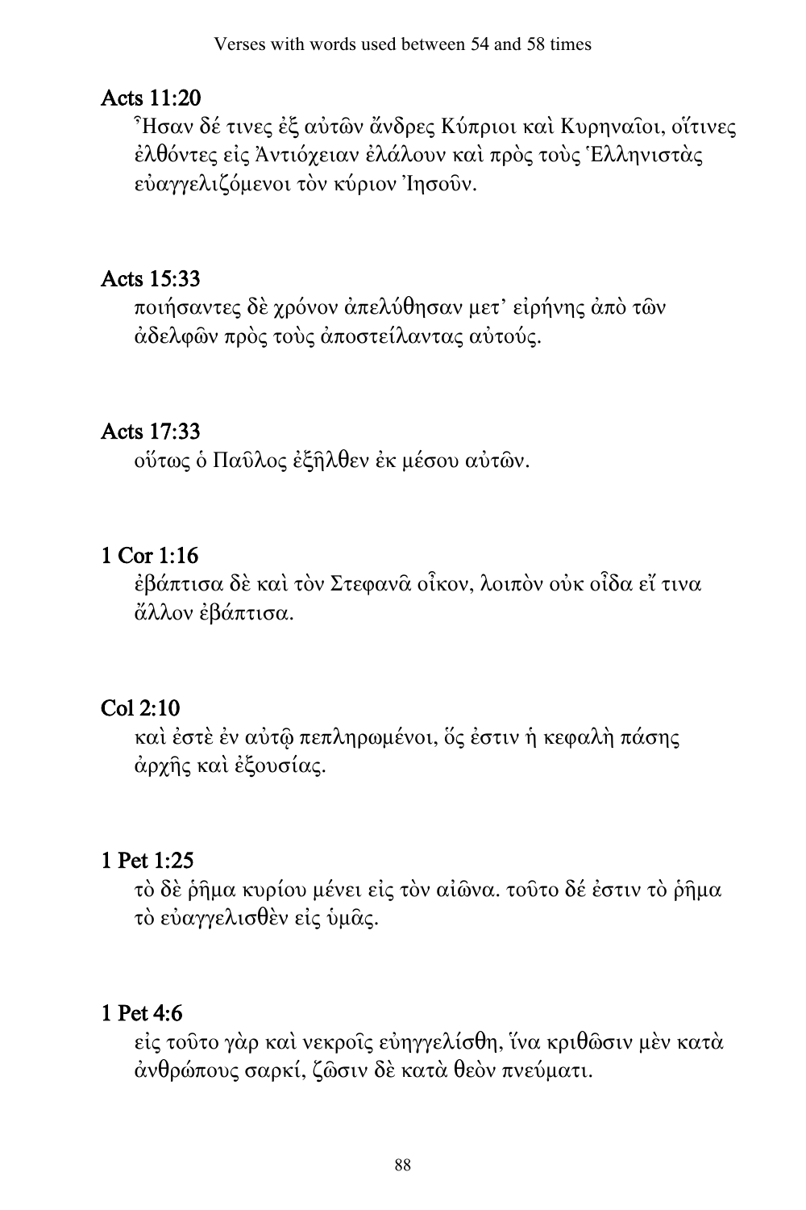## Acts 11:20

Ἦσαν δέ τινες ἐξ αὐτῶν ἄνδρες Κύπριοι καὶ Κυρηναῖοι, οἵτινες ἐλθόντες εἰς Ἀντιόχειαν ἐλάλουν καὶ πρὸς τοὺς Ἑλληνιστὰς εὐαγγελιζόμενοι τὸν κύριον Ἰησοῦν.

## Acts 15:33

ποιήσαντες δὲ χρόνον ἀπελύθησαν μετ᾽ εἰρήνης ἀπὸ τῶν ἀδελφῶν πρὸς τοὺς ἀποστείλαντας αὐτούς.

## Acts 17:33

οὕτως ὁ Παῦλος ἐξῆλθεν ἐκ μέσου αὐτῶν.

## 1 Cor 1:16

ἐβάπτισα δὲ καὶ τὸν Στεφανᾶ οἶκον, λοιπὸν οὐκ οἶδα εἴ τινα ἄλλον ἐβάπτισα.

## Col 2:10

καὶ ἐστὲ ἐν αὐτῷ πεπληρωμένοι, ὅς ἐστιν ἡ κεφαλὴ πάσης ἀρχῆς καὶ ἐξουσίας.

## 1 Pet 1:25

τὸ δὲ ῥῆμα κυρίου μένει εἰς τὸν αἰῶνα. τοῦτο δέ ἐστιν τὸ ῥῆμα τὸ εὐαγγελισθὲν εἰς ὑμᾶς.

## 1 Pet 4:6

εἰς τοῦτο γὰρ καὶ νεκροῖς εὐηγγελίσθη, ἵνα κριθῶσιν μὲν κατὰ ἀνθρώπους σαρκί, ζῶσιν δὲ κατὰ θεὸν πνεύματι.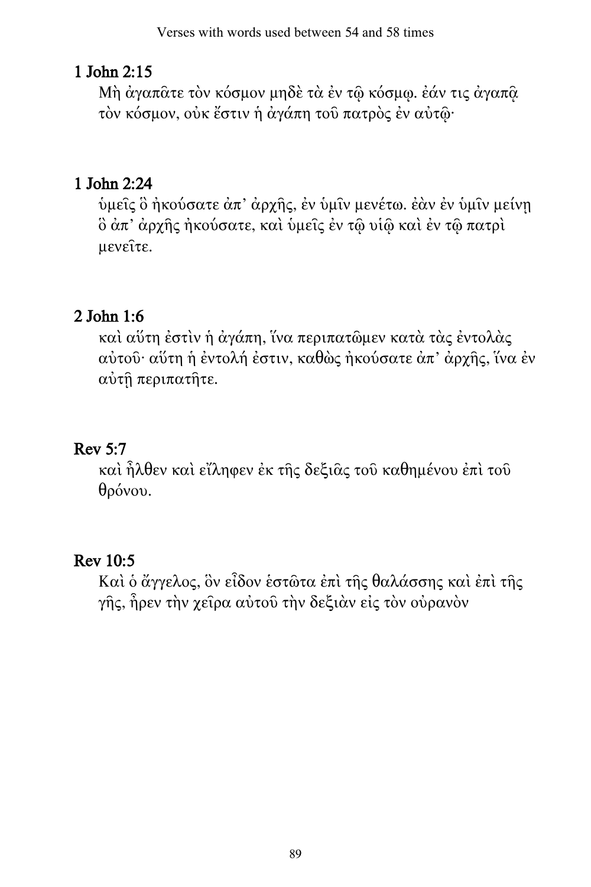## 1 John 2:15

Μὴ ἀγαπᾶτε τὸν κόσμον μηδὲ τὰ ἐν τῷ κόσμῳ. ἐάν τις ἀγαπᾷ τὸν κόσμον, οὐκ ἔστιν ἡ ἀγάπη τοῦ πατρὸς ἐν αὐτῷ·

## 1 John 2:24

ὑμεῖς ὃ ἠκούσατε ἀπ’ ἀρχῆς, ἐν ὑμῖν μενέτω. ἐὰν ἐν ὑμῖν μείνῃ ὃ ἀπ’ ἀρχῆς ἠκούσατε, καὶ ὑμεῖς ἐν τῷ υἱῷ καὶ ἐν τῷ πατρὶ μενεῖτε.

## 2 John 1:6

καὶ αὕτη ἐστὶν ἡ ἀγάπη, ἵνα περιπατῶμεν κατὰ τὰς ἐντολὰς αὐτοῦ· αὕτη ἡ ἐντολή ἐστιν, καθὼς ἠκούσατε ἀπ’ ἀρχῆς, ἵνα ἐν αὐτῇ περιπατῆτε.

## Rev 5:7

καὶ ἦλθεν καὶ εἴληφεν ἐκ τῆς δεξιᾶς τοῦ καθημένου ἐπὶ τοῦ θρόνου.

## Rev 10:5

Καὶ ὁ ἄγγελος, ὃν εἶδον ἑστῶτα ἐπὶ τῆς θαλάσσης καὶ ἐπὶ τῆς γῆς, ἦρεν τὴν χεῖρα αὐτοῦ τὴν δεξιὰν εἰς τὸν οὐρανὸν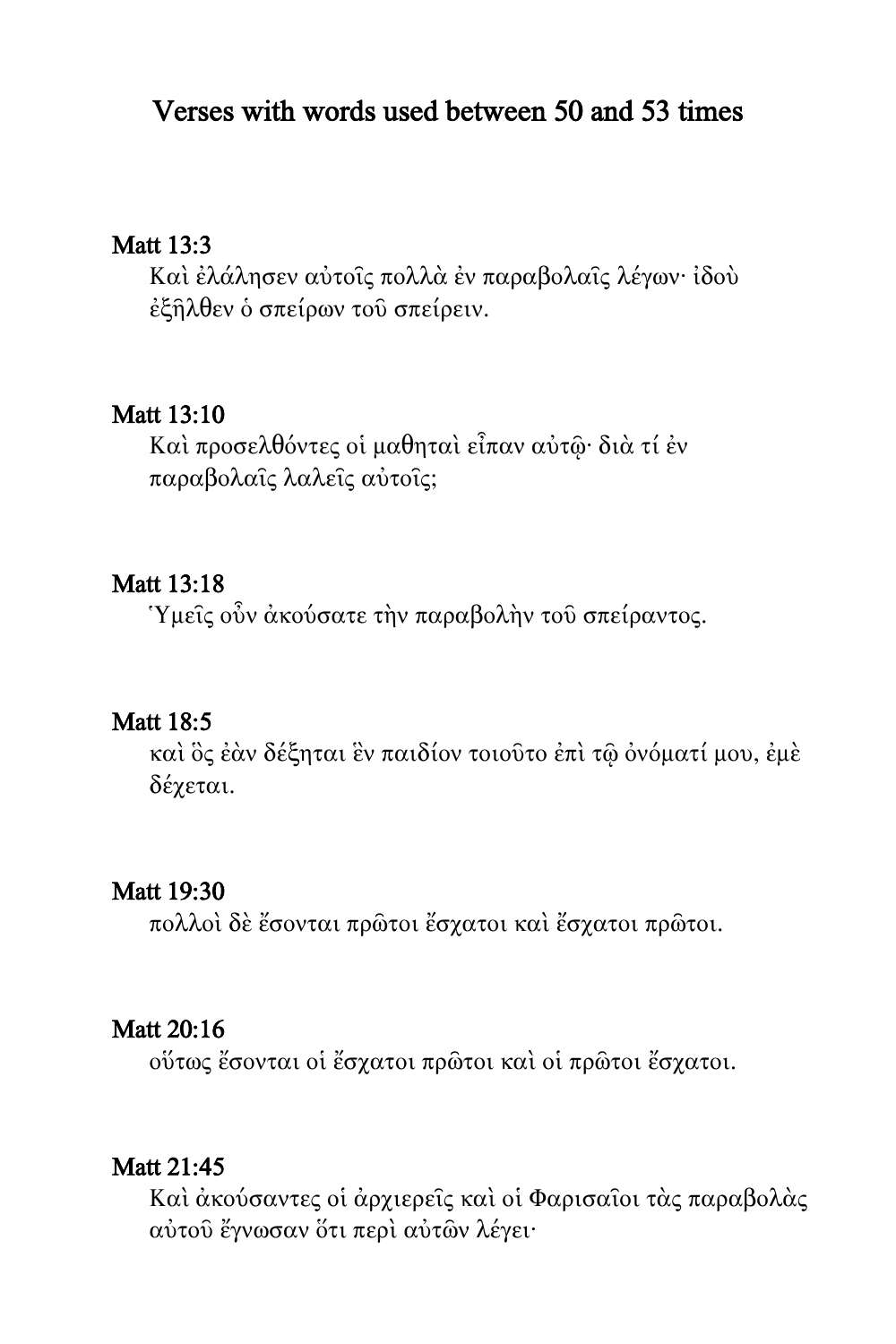# Verses with words used between 50 and 53 times

### Matt 13:3

Καὶ ἐλάλησεν αὐτοῖς πολλὰ ἐν παραβολαῖς λέγων· ἰδοὺ ἐξῆλθεν ὁ σπείρων τοῦ σπείρειν.

### Matt 13:10

Καὶ προσελθόντες οἱ μαθηταὶ εἶπαν αὐτῷ· διὰ τί ἐν παραβολαῖς λαλεῖς αὐτοῖς;

### Matt 13:18

Ὑμεῖς οὖν ἀκούσατε τὴν παραβολὴν τοῦ σπείραντος.

### Matt 18:5

καὶ ὃς ἐὰν δέξηται ἓν παιδίον τοιοῦτο ἐπὶ τῷ ὀνόματί μου, ἐμὲ δέχεται.

### Matt 19:30

πολλοὶ δὲ ἔσονται πρῶτοι ἔσχατοι καὶ ἔσχατοι πρῶτοι.

### Matt 20:16

οὕτως ἔσονται οἱ ἔσχατοι πρῶτοι καὶ οἱ πρῶτοι ἔσχατοι.

### Matt 21:45

Καὶ ἀκούσαντες οἱ ἀρχιερεῖς καὶ οἱ Φαρισαῖοι τὰς παραβολὰς αὐτοῦ ἔγνωσαν ὅτι περὶ αὐτῶν λέγει·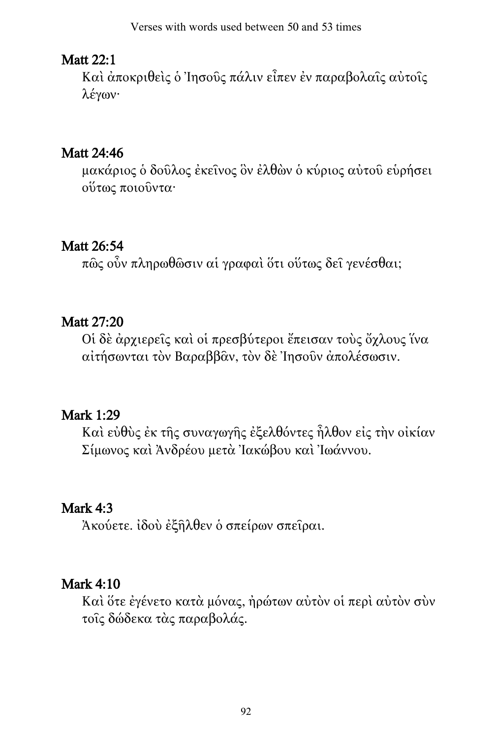## Matt 22:1

Καὶ ἀποκριθεὶς ὁ Ἰησοῦς πάλιν εἶπεν ἐν παραβολαῖς αὐτοῖς λέγων·

## Matt 24:46

μακάριος ὁ δοῦλος ἐκεῖνος ὃν ἐλθὼν ὁ κύριος αὐτοῦ εὑρήσει οὕτως ποιοῦντα·

## Matt 26:54

πῶς οὖν πληρωθῶσιν αἱ γραφαὶ ὅτι οὕτως δεῖ γενέσθαι;

## Matt 27:20

Οἱ δὲ ἀρχιερεῖς καὶ οἱ πρεσβύτεροι ἔπεισαν τοὺς ὄχλους ἵνα αἰτήσωνται τὸν Βαραββᾶν, τὸν δὲ Ἰησοῦν ἀπολέσωσιν.

## Mark 1:29

Καὶ εὐθὺς ἐκ τῆς συναγωγῆς ἐξελθόντες ἦλθον εἰς τὴν οἰκίαν Σίμωνος καὶ Ἀνδρέου μετὰ Ἰακώβου καὶ Ἰωάννου.

## Mark 4:3

Ἀκούετε. ἰδοὺ ἐξῆλθεν ὁ σπείρων σπεῖραι.

## Mark 4:10

Καὶ ὅτε ἐγένετο κατὰ μόνας, ἠρώτων αὐτὸν οἱ περὶ αὐτὸν σὺν τοῖς δώδεκα τὰς παραβολάς.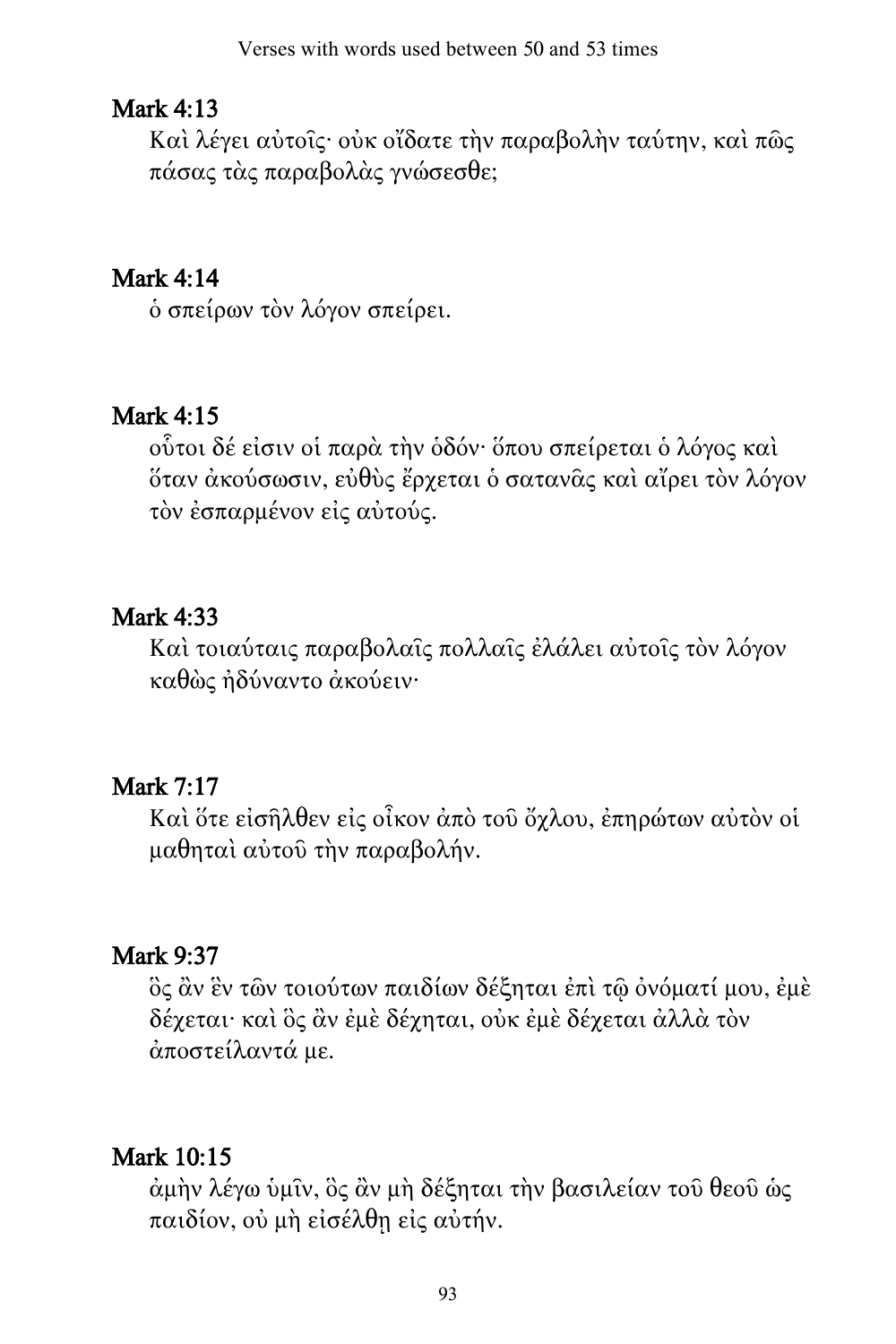## Mark 4:13

Καὶ λέγει αὐτοῖς· οὐκ οἴδατε τὴν παραβολὴν ταύτην, καὶ πῶς πάσας τὰς παραβολὰς γνώσεσθε;

## Mark 4:14

ὁ σπείρων τὸν λόγον σπείρει.

## Mark 4:15

οὗτοι δέ εἰσιν οἱ παρὰ τὴν ὁδόν· ὅπου σπείρεται ὁ λόγος καὶ ὅταν ἀκούσωσιν, εὐθὺς ἔρχεται ὁ σατανᾶς καὶ αἴρει τὸν λόγον τὸν ἐσπαρμένον εἰς αὐτούς.

## Mark 4:33

Καὶ τοιαύταις παραβολαῖς πολλαῖς ἐλάλει αὐτοῖς τὸν λόγον καθὼς ἠδύναντο ἀκούειν·

## Mark 7:17

Καὶ ὅτε εἰσῆλθεν εἰς οἶκον ἀπὸ τοῦ ὄχλου, ἐπηρώτων αὐτὸν οἱ μαθηταὶ αὐτοῦ τὴν παραβολήν.

## Mark 9:37

ὃς ἂν ἓν τῶν τοιούτων παιδίων δέξηται ἐπὶ τῷ ὀνόματί μου, ἐμὲ δέχεται· καὶ ὃς ἂν ἐμὲ δέχηται, οὐκ ἐμὲ δέχεται ἀλλὰ τὸν ἀποστείλαντά με.

## Mark 10:15

ἀμὴν λέγω ὑμῖν, ὃς ἂν μὴ δέξηται τὴν βασιλείαν τοῦ θεοῦ ὡς παιδίον, οὐ μὴ εἰσέλθῃ εἰς αὐτήν.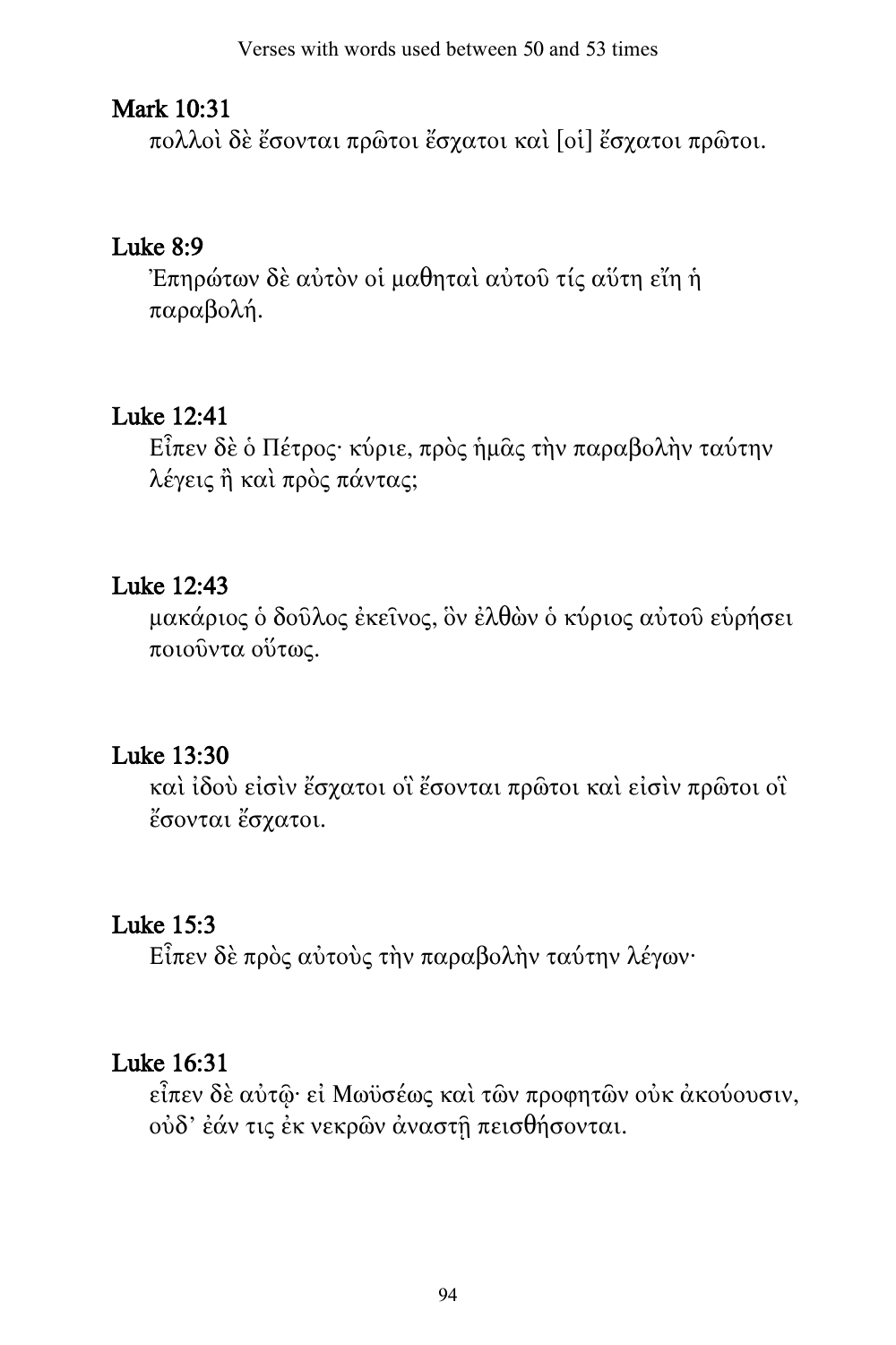## Mark 10:31

πολλοὶ δὲ ἔσονται πρῶτοι ἔσχατοι καὶ [οἱ] ἔσχατοι πρῶτοι.

## Luke 8:9

Ἐπηρώτων δὲ αὐτὸν οἱ μαθηταὶ αὐτοῦ τίς αὕτη εἴη ἡ παραβολή.

## Luke 12:41

Εἶπεν δὲ ὁ Πέτρος· κύριε, πρὸς ἡμᾶς τὴν παραβολὴν ταύτην λέγεις ἢ καὶ πρὸς πάντας;

## Luke 12:43

μακάριος ὁ δοῦλος ἐκεῖνος, ὃν ἐλθὼν ὁ κύριος αὐτοῦ εὑρήσει ποιοῦντα οὕτως.

## Luke 13:30

καὶ ἰδοὺ εἰσὶν ἔσχατοι οἳ ἔσονται πρῶτοι καὶ εἰσὶν πρῶτοι οἳ ἔσονται ἔσχατοι.

## Luke 15:3

Εἶπεν δὲ πρὸς αὐτοὺς τὴν παραβολὴν ταύτην λέγων·

## Luke 16:31

εἶπεν δὲ αὐτῷ· εἰ Μωϋσέως καὶ τῶν προφητῶν οὐκ ἀκούουσιν, οὐδ’ ἐάν τις ἐκ νεκρῶν ἀναστῇ πεισθήσονται.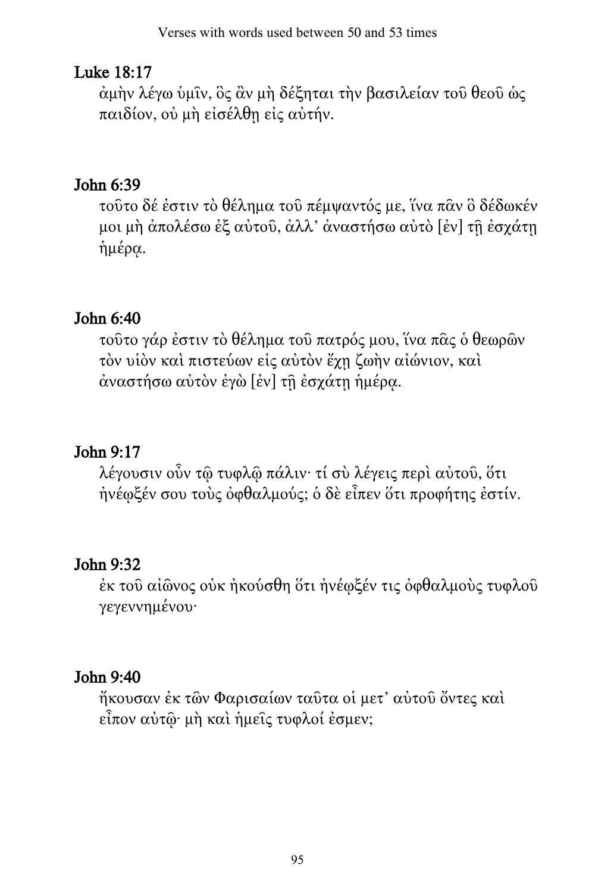## Luke 18:17

ἀμὴν λέγω ὑμῖν, ὃς ἂν μὴ δέξηται τὴν βασιλείαν τοῦ θεοῦ ὡς παιδίον, οὐ μὴ εἰσέλθῃ εἰς αὐτήν.

## John 6:39

τοῦτο δέ ἐστιν τὸ θέλημα τοῦ πέμψαντός με, ἵνα πᾶν ὃ δέδωκέν μοι μὴ ἀπολέσω ἐξ αὐτοῦ, ἀλλ' ἀναστήσω αὐτὸ [ἐν] τῇ ἐσχάτῃ ἡμέρᾳ.

## John 6:40

τοῦτο γάρ ἐστιν τὸ θέλημα τοῦ πατρός μου, ἵνα πᾶς ὁ θεωρῶν τὸν υἱὸν καὶ πιστεύων εἰς αὐτὸν ἔχῃ ζωὴν αἰώνιον, καὶ ἀναστήσω αὐτὸν ἐγὼ [ἐν] τῇ ἐσχάτῃ ἡμέρᾳ.

## John 9:17

λέγουσιν οὖν τῷ τυφλῷ πάλιν· τί σὺ λέγεις περὶ αὐτοῦ, ὅτι ἠνέῳξέν σου τοὺς ὀφθαλμούς; ὁ δὲ εἶπεν ὅτι προφήτης ἐστίν.

## John 9:32

ἐκ τοῦ αἰῶνος οὐκ ἠκούσθη ὅτι ἠνέῳξέν τις ὀφθαλμοὺς τυφλοῦ γεγεννημένου·

## John 9:40

ἤκουσαν ἐκ τῶν Φαρισαίων ταῦτα οἱ μετ' αὐτοῦ ὄντες καὶ εἶπον αὐτῷ· μὴ καὶ ἡμεῖς τυφλοί ἐσμεν;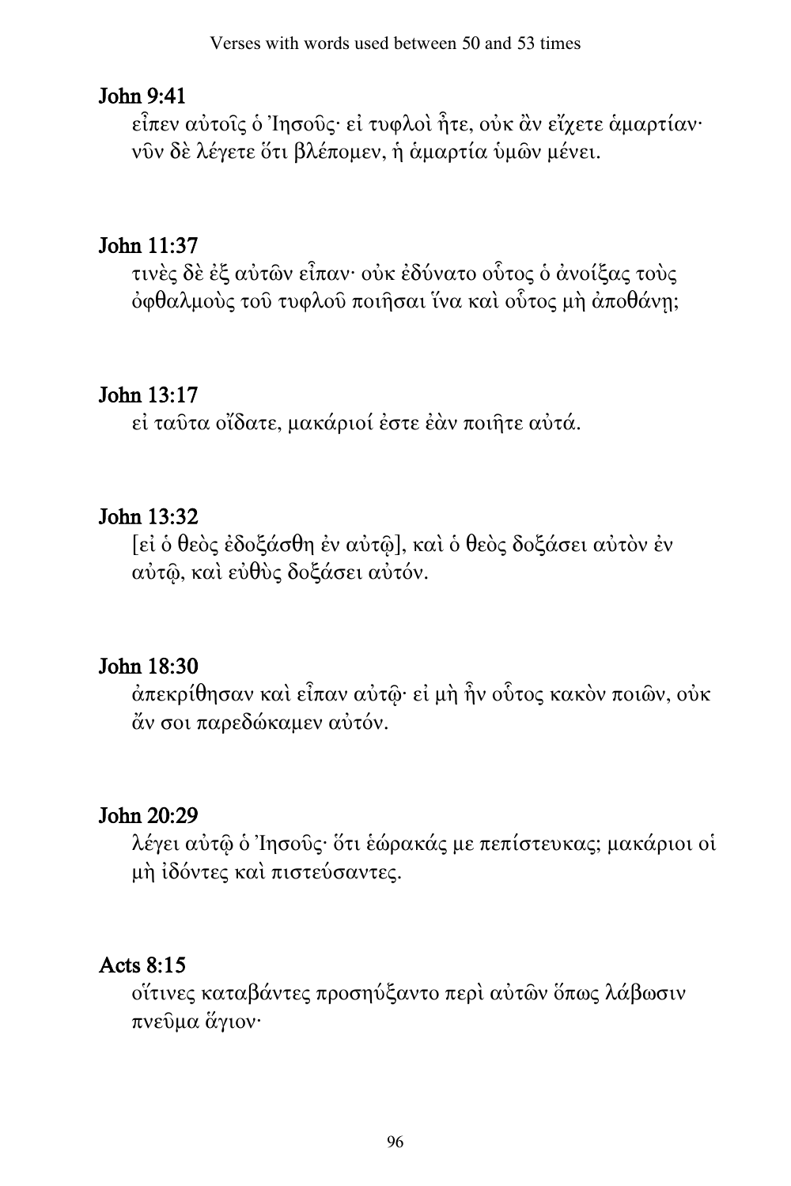## John 9:41

εἶπεν αὐτοῖς ὁ Ἰησοῦς· εἰ τυφλοὶ ἦτε, οὐκ ἂν εἴχετε ἁμαρτίαν· νῦν δὲ λέγετε ὅτι βλέπομεν, ἡ ἁμαρτία ὑμῶν μένει.

## John 11:37

τινὲς δὲ ἐξ αὐτῶν εἶπαν· οὐκ ἐδύνατο οὗτος ὁ ἀνοίξας τοὺς ὀφθαλμοὺς τοῦ τυφλοῦ ποιῆσαι ἵνα καὶ οὗτος μὴ ἀποθάνῃ;

## John 13:17

εἰ ταῦτα οἴδατε, μακάριοί ἐστε ἐὰν ποιῆτε αὐτά.

## John 13:32

[εἰ ὁ θεὸς ἐδοξάσθη ἐν αὐτῷ], καὶ ὁ θεὸς δοξάσει αὐτὸν ἐν αὐτῷ, καὶ εὐθὺς δοξάσει αὐτόν.

## John 18:30

ἀπεκρίθησαν καὶ εἶπαν αὐτῷ· εἰ μὴ ἦν οὗτος κακὸν ποιῶν, οὐκ ἄν σοι παρεδώκαμεν αὐτόν.

## John 20:29

λέγει αὐτῷ ὁ Ἰησοῦς· ὅτι ἑώρακάς με πεπίστευκας; μακάριοι οἱ μὴ ἰδόντες καὶ πιστεύσαντες.

## Acts 8:15

οἵτινες καταβάντες προσηύξαντο περὶ αὐτῶν ὅπως λάβωσιν πνεῦμα ἅγιον·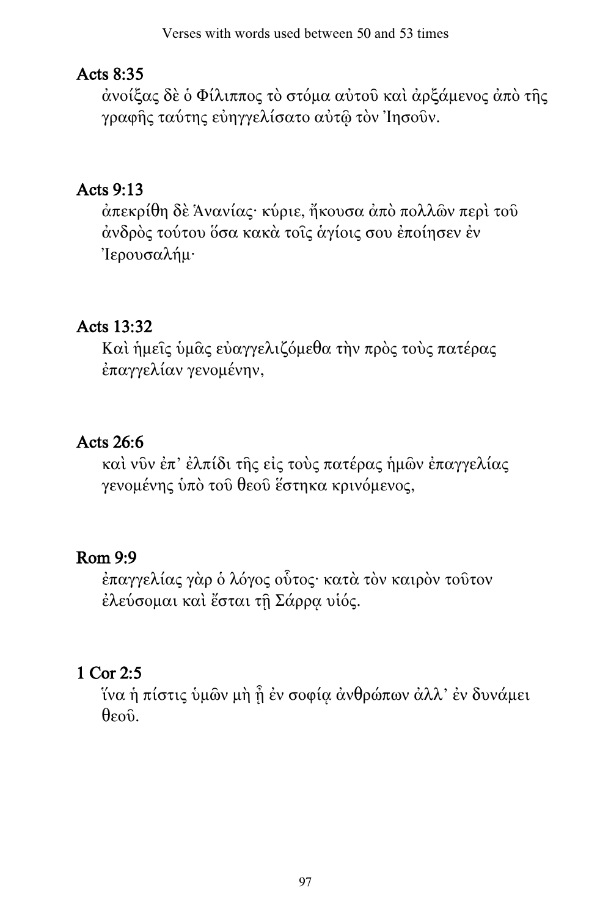## Acts 8:35

ἀνοίξας δὲ ὁ Φίλιππος τὸ στόμα αὐτοῦ καὶ ἀρξάμενος ἀπὸ τῆς γραφῆς ταύτης εὐηγγελίσατο αὐτῷ τὸν Ἰησοῦν.

## Acts 9:13

ἀπεκρίθη δὲ Ἁνανίας· κύριε, ἤκουσα ἀπὸ πολλῶν περὶ τοῦ ἀνδρὸς τούτου ὅσα κακὰ τοῖς ἁγίοις σου ἐποίησεν ἐν Ἰερουσαλήμ·

## Acts 13:32

Καὶ ἡμεῖς ὑμᾶς εὐαγγελιζόμεθα τὴν πρὸς τοὺς πατέρας ἐπαγγελίαν γενομένην,

## Acts 26:6

καὶ νῦν ἐπ᾽ ἐλπίδι τῆς εἰς τοὺς πατέρας ἡμῶν ἐπαγγελίας γενομένης ὑπὸ τοῦ θεοῦ ἕστηκα κρινόμενος,

## Rom 9:9

ἐπαγγελίας γὰρ ὁ λόγος οὗτος· κατὰ τὸν καιρὸν τοῦτον ἐλεύσομαι καὶ ἔσται τῇ Σάρρᾳ υἱός.

## 1 Cor 2:5

ἵνα ἡ πίστις ὑμῶν μὴ ᾖ ἐν σοφίᾳ ἀνθρώπων ἀλλ᾽ ἐν δυνάμει θεοῦ.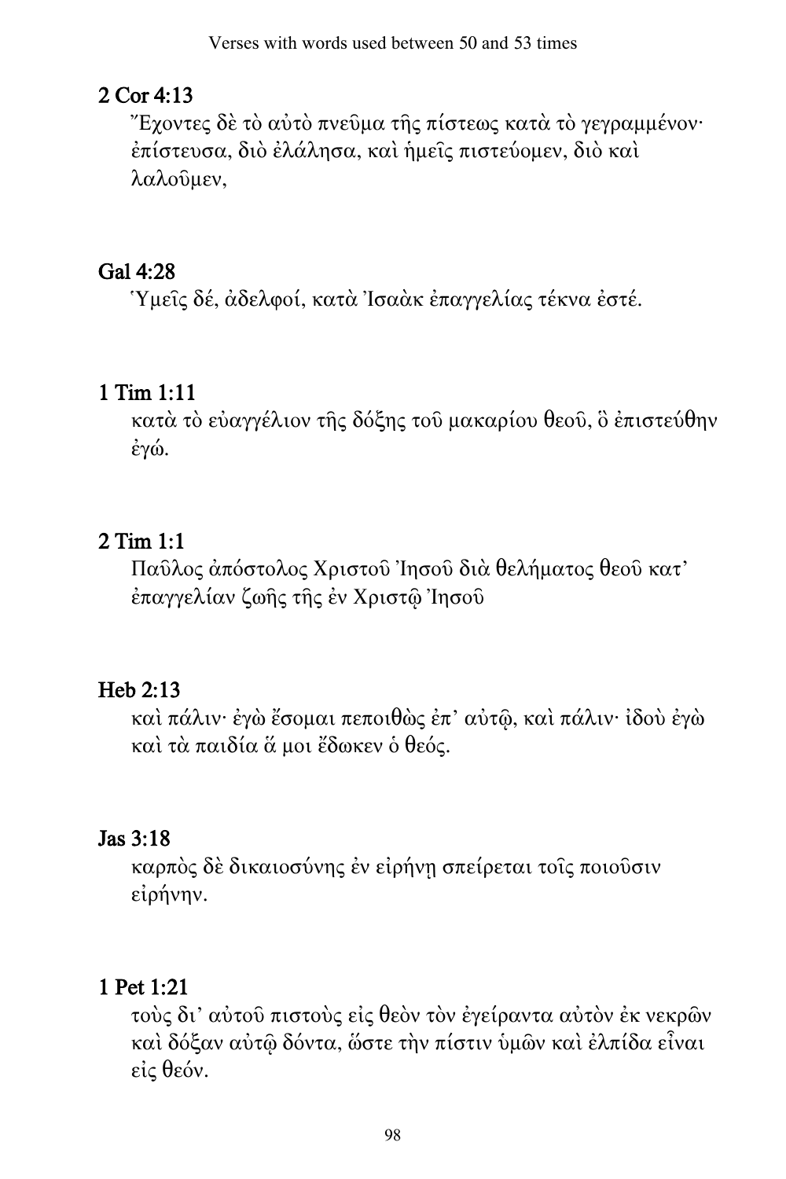## 2 Cor 4:13

Ἔχοντες δὲ τὸ αὐτὸ πνεῦμα τῆς πίστεως κατὰ τὸ γεγραμμένον· ἐπίστευσα, διὸ ἐλάλησα, καὶ ἡμεῖς πιστεύομεν, διὸ καὶ λαλοῦμεν,

## Gal 4:28

Ὑμεῖς δέ, ἀδελφοί, κατὰ Ἰσαὰκ ἐπαγγελίας τέκνα ἐστέ.

## 1 Tim 1:11

κατὰ τὸ εὐαγγέλιον τῆς δόξης τοῦ μακαρίου θεοῦ, ὃ ἐπιστεύθην ἐγώ.

## 2 Tim 1:1

Παῦλος ἀπόστολος Χριστοῦ Ἰησοῦ διὰ θελήματος θεοῦ κατ' ἐπαγγελίαν ζωῆς τῆς ἐν Χριστῷ Ἰησοῦ

## Heb 2:13

καὶ πάλιν· ἐγὼ ἔσομαι πεποιθὼς ἐπ' αὐτῷ, καὶ πάλιν· ἰδοὺ ἐγὼ καὶ τὰ παιδία ἅ μοι ἔδωκεν ὁ θεός.

## Jas 3:18

καρπὸς δὲ δικαιοσύνης ἐν εἰρήνῃ σπείρεται τοῖς ποιοῦσιν εἰρήνην.

## 1 Pet 1:21

τοὺς δι' αὐτοῦ πιστοὺς εἰς θεὸν τὸν ἐγείραντα αὐτὸν ἐκ νεκρῶν καὶ δόξαν αὐτῷ δόντα, ὥστε τὴν πίστιν ὑμῶν καὶ ἐλπίδα εἶναι εἰς θεόν.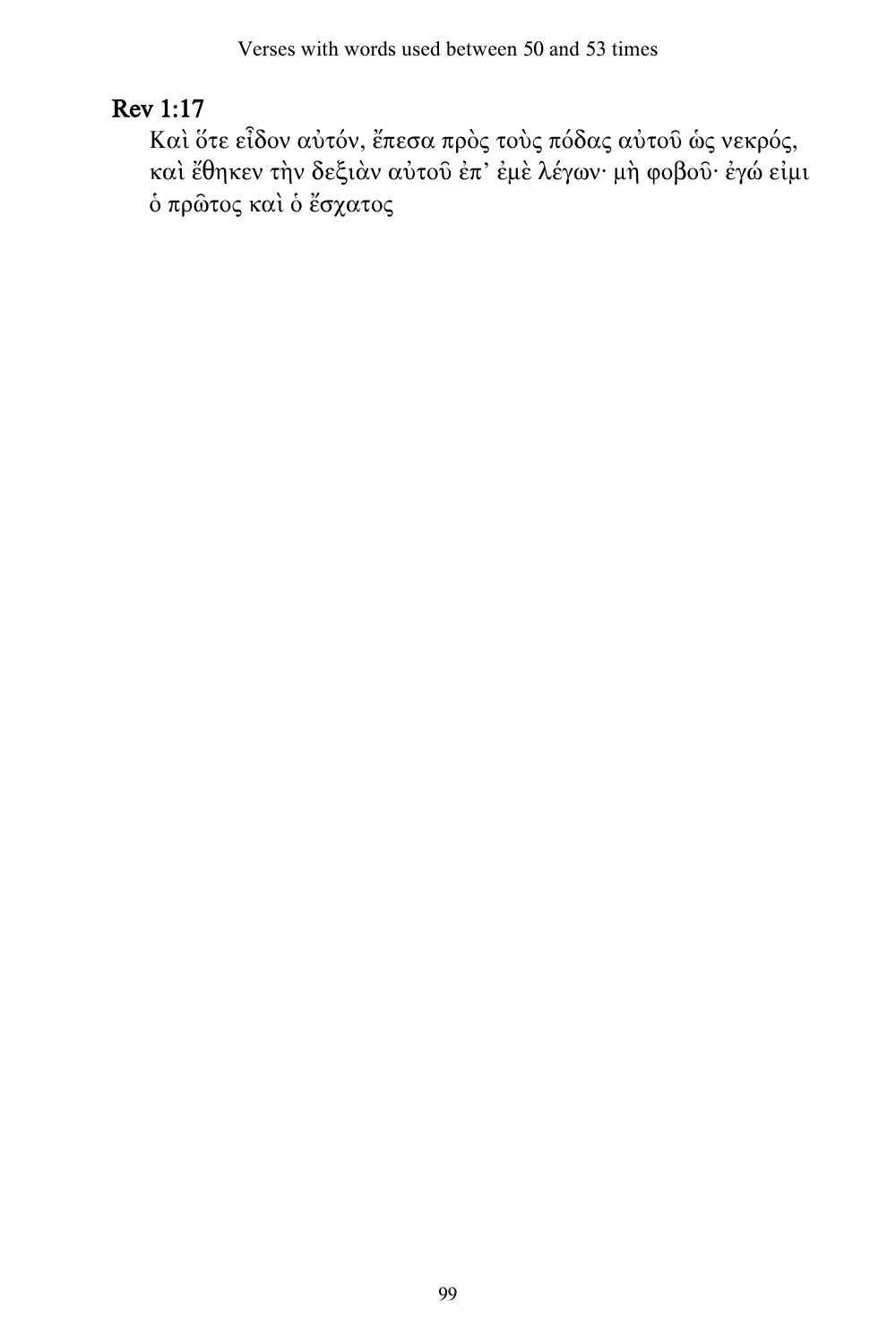## Rev 1:17

Καὶ ὅτε εἶδον αὐτόν, ἔπεσα πρὸς τοὺς πόδας αὐτοῦ ὡς νεκρός, καὶ ἔθηκεν τὴν δεξιὰν αὐτοῦ ἐπ’ ἐμὲ λέγων· μὴ φοβοῦ· ἐγώ εἰμι ὁ πρῶτος καὶ ὁ ἔσχατος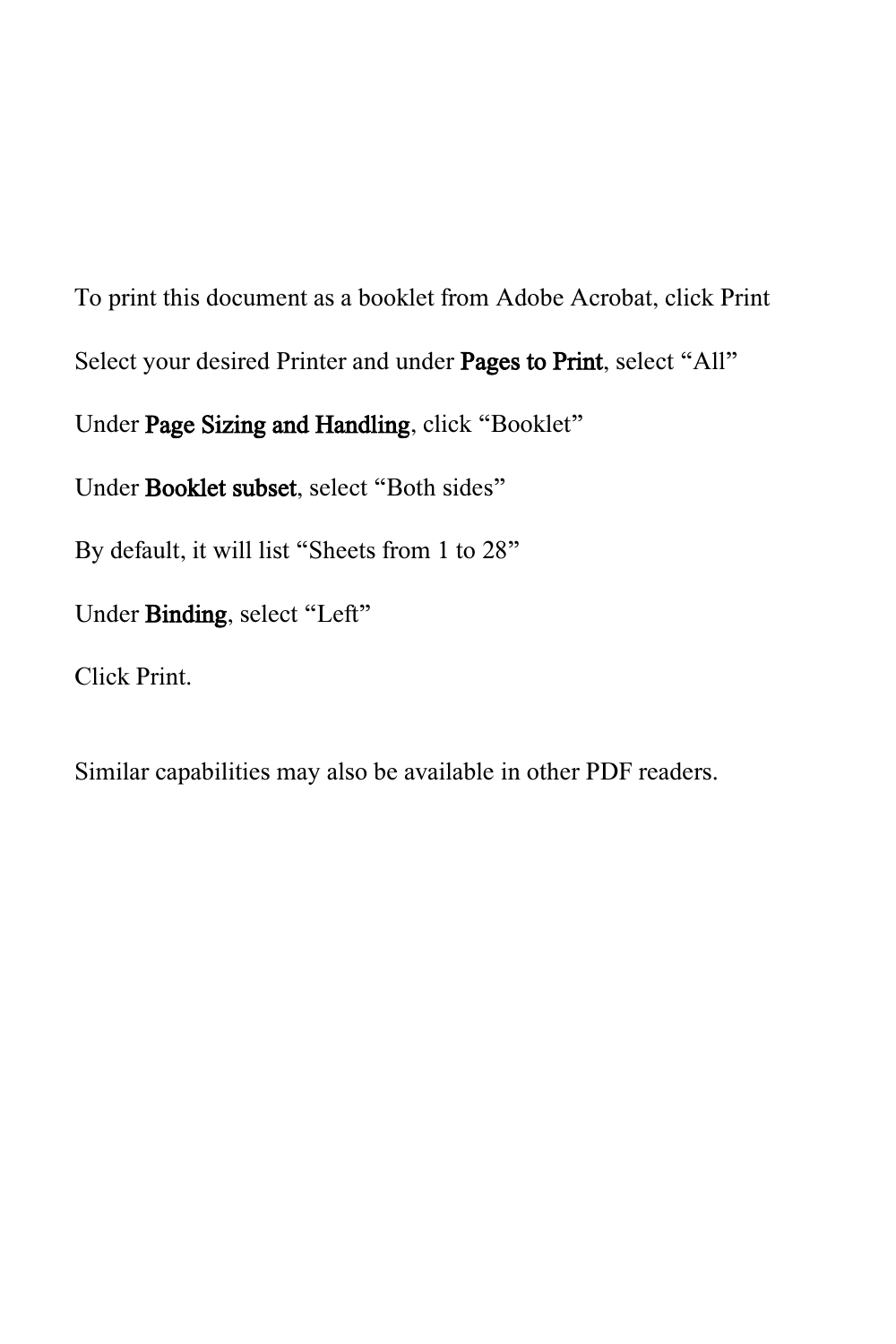To print this document as a booklet from Adobe Acrobat, click Print

Select your desired Printer and under **Pages to Print**, select “All”

Under **Page Sizing and Handling**, click “Booklet”

Under **Booklet subset**, select “Both sides”

By default, it will list “Sheets from 1 to 28”

Under **Binding**, select “Left”

Click Print.

Similar capabilities may also be available in other PDF readers.